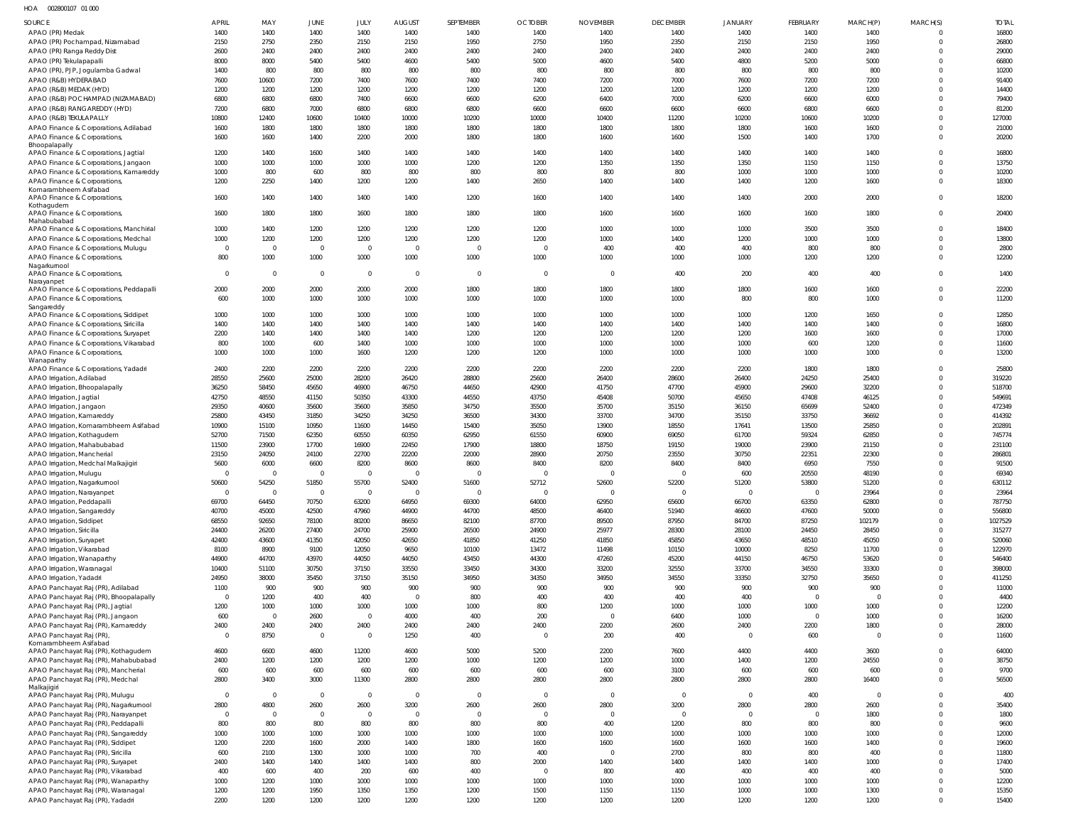HOA 002800107 01 000

| SOURCE | APRIL | MAY | JUNE | JULY | AUGUST | SEPTEMBER | OCTOBER | NOVEMBER | DECEMBER | JANUARY | FEBRUARY | MARCH(P) | MARCH(S) | TOTAL |
|---|---|---|---|---|---|---|---|---|---|---|---|---|---|---|
| APAO (PR) Medak | 1400 | 1400 | 1400 | 1400 | 1400 | 1400 | 1400 | 1400 | 1400 | 1400 | 1400 | 1400 | 0 | 16800 |
| APAO (PR) Pochampad, Nizamabad | 2150 | 2750 | 2350 | 2150 | 2150 | 1950 | 2750 | 1950 | 2350 | 2150 | 2150 | 1950 | 0 | 26800 |
| APAO (PR) Ranga Reddy Dist | 2600 | 2400 | 2400 | 2400 | 2400 | 2400 | 2400 | 2400 | 2400 | 2400 | 2400 | 2400 | 0 | 29000 |
| APAO (PR) Tekulapapalli | 8000 | 8000 | 5400 | 5400 | 4600 | 5400 | 5000 | 4600 | 5400 | 4800 | 5200 | 5000 | 0 | 66800 |
| APAO (PR), PJP, Jogulamba Gadwal | 1400 | 800 | 800 | 800 | 800 | 800 | 800 | 800 | 800 | 800 | 800 | 800 | 0 | 10200 |
| APAO (R&B) HYDERABAD | 7600 | 10600 | 7200 | 7400 | 7600 | 7400 | 7400 | 7200 | 7000 | 7600 | 7200 | 7200 | 0 | 91400 |
| APAO (R&B) MEDAK (HYD) | 1200 | 1200 | 1200 | 1200 | 1200 | 1200 | 1200 | 1200 | 1200 | 1200 | 1200 | 1200 | 0 | 14400 |
| APAO (R&B) POCHAMPAD (NIZAMABAD) | 6800 | 6800 | 6800 | 7400 | 6600 | 6600 | 6200 | 6400 | 7000 | 6200 | 6600 | 6000 | 0 | 79400 |
| APAO (R&B) RANGAREDDY (HYD) | 7200 | 6800 | 7000 | 6800 | 6800 | 6800 | 6600 | 6600 | 6600 | 6600 | 6800 | 6600 | 0 | 81200 |
| APAO (R&B) TEKULAPALLY | 10800 | 12400 | 10600 | 10400 | 10000 | 10200 | 10000 | 10400 | 11200 | 10200 | 10600 | 10200 | 0 | 127000 |
| APAO Finance & Corporations, Adilabad | 1600 | 1800 | 1800 | 1800 | 1800 | 1800 | 1800 | 1800 | 1800 | 1800 | 1600 | 1600 | 0 | 21000 |
| APAO Finance & Corporations, Bhoopalapally | 1600 | 1600 | 1400 | 2200 | 2000 | 1800 | 1800 | 1600 | 1600 | 1500 | 1400 | 1700 | 0 | 20200 |
| APAO Finance & Corporations, Jagtial | 1200 | 1400 | 1600 | 1400 | 1400 | 1400 | 1400 | 1400 | 1400 | 1400 | 1400 | 1400 | 0 | 16800 |
| APAO Finance & Corporations, Jangaon | 1000 | 1000 | 1000 | 1000 | 1000 | 1200 | 1200 | 1350 | 1350 | 1350 | 1150 | 1150 | 0 | 13750 |
| APAO Finance & Corporations, Kamareddy | 1000 | 800 | 600 | 800 | 800 | 800 | 800 | 800 | 800 | 1000 | 1000 | 1000 | 0 | 10200 |
| APAO Finance & Corporations, Komarambheem Asifabad | 1200 | 2250 | 1400 | 1200 | 1200 | 1400 | 2650 | 1400 | 1400 | 1400 | 1200 | 1600 | 0 | 18300 |
| APAO Finance & Corporations, Kothagudem | 1600 | 1400 | 1400 | 1400 | 1400 | 1200 | 1600 | 1400 | 1400 | 1400 | 2000 | 2000 | 0 | 18200 |
| APAO Finance & Corporations, Mahabubabad | 1600 | 1800 | 1800 | 1600 | 1800 | 1800 | 1800 | 1600 | 1600 | 1600 | 1600 | 1800 | 0 | 20400 |
| APAO Finance & Corporations, Manchirial | 1000 | 1400 | 1200 | 1200 | 1200 | 1200 | 1200 | 1000 | 1000 | 1000 | 3500 | 3500 | 0 | 18400 |
| APAO Finance & Corporations, Medchal | 1000 | 1200 | 1200 | 1200 | 1200 | 1200 | 1200 | 1000 | 1400 | 1200 | 1000 | 1000 | 0 | 13800 |
| APAO Finance & Corporations, Mulugu | 0 | 0 | 0 | 0 | 0 | 0 | 0 | 400 | 400 | 400 | 800 | 800 | 0 | 2800 |
| APAO Finance & Corporations, Nagarkurnool | 800 | 1000 | 1000 | 1000 | 1000 | 1000 | 1000 | 1000 | 1000 | 1000 | 1200 | 1200 | 0 | 12200 |
| APAO Finance & Corporations, Narayanpet | 0 | 0 | 0 | 0 | 0 | 0 | 0 | 0 | 400 | 200 | 400 | 400 | 0 | 1400 |
| APAO Finance & Corporations, Peddapalli | 2000 | 2000 | 2000 | 2000 | 2000 | 1800 | 1800 | 1800 | 1800 | 1800 | 1600 | 1600 | 0 | 22200 |
| APAO Finance & Corporations, Sangareddy | 600 | 1000 | 1000 | 1000 | 1000 | 1000 | 1000 | 1000 | 1000 | 800 | 800 | 1000 | 0 | 11200 |
| APAO Finance & Corporations, Siddipet | 1000 | 1000 | 1000 | 1000 | 1000 | 1000 | 1000 | 1000 | 1000 | 1000 | 1200 | 1650 | 0 | 12850 |
| APAO Finance & Corporations, Siricilla | 1400 | 1400 | 1400 | 1400 | 1400 | 1400 | 1400 | 1400 | 1400 | 1400 | 1400 | 1400 | 0 | 16800 |
| APAO Finance & Corporations, Suryapet | 2200 | 1400 | 1400 | 1400 | 1400 | 1200 | 1200 | 1200 | 1200 | 1200 | 1600 | 1600 | 0 | 17000 |
| APAO Finance & Corporations, Vikarabad | 800 | 1000 | 600 | 1400 | 1000 | 1000 | 1000 | 1000 | 1000 | 1000 | 600 | 1200 | 0 | 11600 |
| APAO Finance & Corporations, Wanaparthy | 1000 | 1000 | 1000 | 1600 | 1200 | 1200 | 1200 | 1000 | 1000 | 1000 | 1000 | 1000 | 0 | 13200 |
| APAO Finance & Corporations, Yadadri | 2400 | 2200 | 2200 | 2200 | 2200 | 2200 | 2200 | 2200 | 2200 | 2200 | 1800 | 1800 | 0 | 25800 |
| APAO Irrigation, Adilabad | 28550 | 25600 | 25000 | 28200 | 26420 | 28800 | 25600 | 26400 | 28600 | 26400 | 24250 | 25400 | 0 | 319220 |
| APAO Irrigation, Bhoopalapally | 36250 | 58450 | 45650 | 46900 | 46750 | 44650 | 42900 | 41750 | 47700 | 45900 | 29600 | 32200 | 0 | 518700 |
| APAO Irrigation, Jagtial | 42750 | 48550 | 41150 | 50350 | 43300 | 44550 | 43750 | 45408 | 50700 | 45650 | 47408 | 46125 | 0 | 549691 |
| APAO Irrigation, Jangaon | 29350 | 40600 | 35600 | 35600 | 35850 | 34750 | 35500 | 35700 | 35150 | 36150 | 65699 | 52400 | 0 | 472349 |
| APAO Irrigation, Kamareddy | 25800 | 43450 | 31850 | 34250 | 34250 | 36500 | 34300 | 33700 | 34700 | 35150 | 33750 | 36692 | 0 | 414392 |
| APAO Irrigation, Komarambheem Asifabad | 10900 | 15100 | 10950 | 11600 | 14450 | 15400 | 35050 | 13900 | 18550 | 17641 | 13500 | 25850 | 0 | 202891 |
| APAO Irrigation, Kothagudem | 52700 | 71500 | 62350 | 60550 | 60350 | 62950 | 61550 | 60900 | 69050 | 61700 | 59324 | 62850 | 0 | 745774 |
| APAO Irrigation, Mahabubabad | 11500 | 23900 | 17700 | 16900 | 22450 | 17900 | 18800 | 18750 | 19150 | 19000 | 23900 | 21150 | 0 | 231100 |
| APAO Irrigation, Mancherial | 23150 | 24050 | 24100 | 22700 | 22200 | 22000 | 28900 | 20750 | 23550 | 30750 | 22351 | 22300 | 0 | 286801 |
| APAO Irrigation, Medchal Malkajigiri | 5600 | 6000 | 6600 | 8200 | 8600 | 8600 | 8400 | 8200 | 8400 | 8400 | 6950 | 7550 | 0 | 91500 |
| APAO Irrigation, Mulugu | 0 | 0 | 0 | 0 | 0 | 0 | 0 | 0 | 0 | 600 | 20550 | 48190 | 0 | 69340 |
| APAO Irrigation, Nagarkurnool | 50600 | 54250 | 51850 | 55700 | 52400 | 51600 | 52712 | 52600 | 52200 | 51200 | 53800 | 51200 | 0 | 630112 |
| APAO Irrigation, Narayanpet | 0 | 0 | 0 | 0 | 0 | 0 | 0 | 0 | 0 | 0 | 0 | 23964 | 0 | 23964 |
| APAO Irrigation, Peddapalli | 69700 | 64450 | 70750 | 63200 | 64950 | 69300 | 64000 | 62950 | 65600 | 66700 | 63350 | 62800 | 0 | 787750 |
| APAO Irrigation, Sangareddy | 40700 | 45000 | 42500 | 47960 | 44900 | 44700 | 48500 | 46400 | 51940 | 46600 | 47600 | 50000 | 0 | 556800 |
| APAO Irrigation, Siddipet | 68550 | 92650 | 78100 | 80200 | 86650 | 82100 | 87700 | 89500 | 87950 | 84700 | 87250 | 102179 | 0 | 1027529 |
| APAO Irrigation, Siricilla | 24400 | 26200 | 27400 | 24700 | 25900 | 26500 | 24900 | 25977 | 28300 | 28100 | 24450 | 28450 | 0 | 315277 |
| APAO Irrigation, Suryapet | 42400 | 43600 | 41350 | 42050 | 42650 | 41850 | 41250 | 41850 | 45850 | 43650 | 48510 | 45050 | 0 | 520060 |
| APAO Irrigation, Vikarabad | 8100 | 8900 | 9100 | 12050 | 9650 | 10100 | 13472 | 11498 | 10150 | 10000 | 8250 | 11700 | 0 | 122970 |
| APAO Irrigation, Wanaparthy | 44900 | 44700 | 43970 | 44050 | 44050 | 43450 | 44300 | 47260 | 45200 | 44150 | 46750 | 53620 | 0 | 546400 |
| APAO Irrigation, Waranagal | 10400 | 51100 | 30750 | 37150 | 33550 | 33450 | 34300 | 33200 | 32550 | 33700 | 34550 | 33300 | 0 | 398000 |
| APAO Irrigation, Yadadri | 24950 | 38000 | 35450 | 37150 | 35150 | 34950 | 34350 | 34950 | 34550 | 33350 | 32750 | 35650 | 0 | 411250 |
| APAO Panchayat Raj (PR), Adilabad | 1100 | 900 | 900 | 900 | 900 | 900 | 900 | 900 | 900 | 900 | 900 | 900 | 0 | 11000 |
| APAO Panchayat Raj (PR), Bhoopalapally | 0 | 1200 | 400 | 400 | 0 | 800 | 400 | 400 | 400 | 400 | 0 | 0 | 0 | 4400 |
| APAO Panchayat Raj (PR), Jagtial | 1200 | 1000 | 1000 | 1000 | 1000 | 1000 | 800 | 1200 | 1000 | 1000 | 1000 | 1000 | 0 | 12200 |
| APAO Panchayat Raj (PR), Jangaon | 600 | 0 | 2600 | 0 | 4000 | 400 | 200 | 0 | 6400 | 1000 | 0 | 1000 | 0 | 16200 |
| APAO Panchayat Raj (PR), Kamareddy | 2400 | 2400 | 2400 | 2400 | 2400 | 2400 | 2400 | 2200 | 2600 | 2400 | 2200 | 1800 | 0 | 28000 |
| APAO Panchayat Raj (PR), Komarambheem Asifabad | 0 | 8750 | 0 | 0 | 1250 | 400 | 0 | 200 | 400 | 0 | 600 | 0 | 0 | 11600 |
| APAO Panchayat Raj (PR), Kothagudem | 4600 | 6600 | 4600 | 11200 | 4600 | 5000 | 5200 | 2200 | 7600 | 4400 | 4400 | 3600 | 0 | 64000 |
| APAO Panchayat Raj (PR), Mahabubabad | 2400 | 1200 | 1200 | 1200 | 1200 | 1000 | 1200 | 1200 | 1000 | 1400 | 1200 | 24550 | 0 | 38750 |
| APAO Panchayat Raj (PR), Mancherial | 600 | 600 | 600 | 600 | 600 | 600 | 600 | 600 | 3100 | 600 | 600 | 600 | 0 | 9700 |
| APAO Panchayat Raj (PR), Medchal Malkajigiri | 2800 | 3400 | 3000 | 11300 | 2800 | 2800 | 2800 | 2800 | 2800 | 2800 | 2800 | 16400 | 0 | 56500 |
| APAO Panchayat Raj (PR), Mulugu | 0 | 0 | 0 | 0 | 0 | 0 | 0 | 0 | 0 | 0 | 400 | 0 | 0 | 400 |
| APAO Panchayat Raj (PR), Nagarkurnool | 2800 | 4800 | 2600 | 2600 | 3200 | 2600 | 2600 | 2800 | 3200 | 2800 | 2800 | 2600 | 0 | 35400 |
| APAO Panchayat Raj (PR), Narayanpet | 0 | 0 | 0 | 0 | 0 | 0 | 0 | 0 | 0 | 0 | 0 | 1800 | 0 | 1800 |
| APAO Panchayat Raj (PR), Peddapalli | 800 | 800 | 800 | 800 | 800 | 800 | 800 | 400 | 1200 | 800 | 800 | 800 | 0 | 9600 |
| APAO Panchayat Raj (PR), Sangareddy | 1000 | 1000 | 1000 | 1000 | 1000 | 1000 | 1000 | 1000 | 1000 | 1000 | 1000 | 1000 | 0 | 12000 |
| APAO Panchayat Raj (PR), Siddipet | 1200 | 2200 | 1600 | 2000 | 1400 | 1800 | 1600 | 1600 | 1600 | 1600 | 1600 | 1400 | 0 | 19600 |
| APAO Panchayat Raj (PR), Siricilla | 600 | 2100 | 1300 | 1000 | 1000 | 700 | 400 | 0 | 2700 | 800 | 800 | 400 | 0 | 11800 |
| APAO Panchayat Raj (PR), Suryapet | 2400 | 1400 | 1400 | 1400 | 1400 | 800 | 2000 | 1400 | 1400 | 1400 | 1400 | 1000 | 0 | 17400 |
| APAO Panchayat Raj (PR), Vikarabad | 400 | 600 | 400 | 200 | 600 | 400 | 0 | 800 | 400 | 400 | 400 | 400 | 0 | 5000 |
| APAO Panchayat Raj (PR), Wanaparthy | 1000 | 1200 | 1000 | 1000 | 1000 | 1000 | 1000 | 1000 | 1000 | 1000 | 1000 | 1000 | 0 | 12200 |
| APAO Panchayat Raj (PR), Waranagal | 1200 | 1200 | 1950 | 1350 | 1350 | 1200 | 1500 | 1150 | 1150 | 1000 | 1000 | 1300 | 0 | 15350 |
| APAO Panchayat Raj (PR), Yadadri | 2200 | 1200 | 1200 | 1200 | 1200 | 1200 | 1200 | 1200 | 1200 | 1200 | 1200 | 1200 | 0 | 15400 |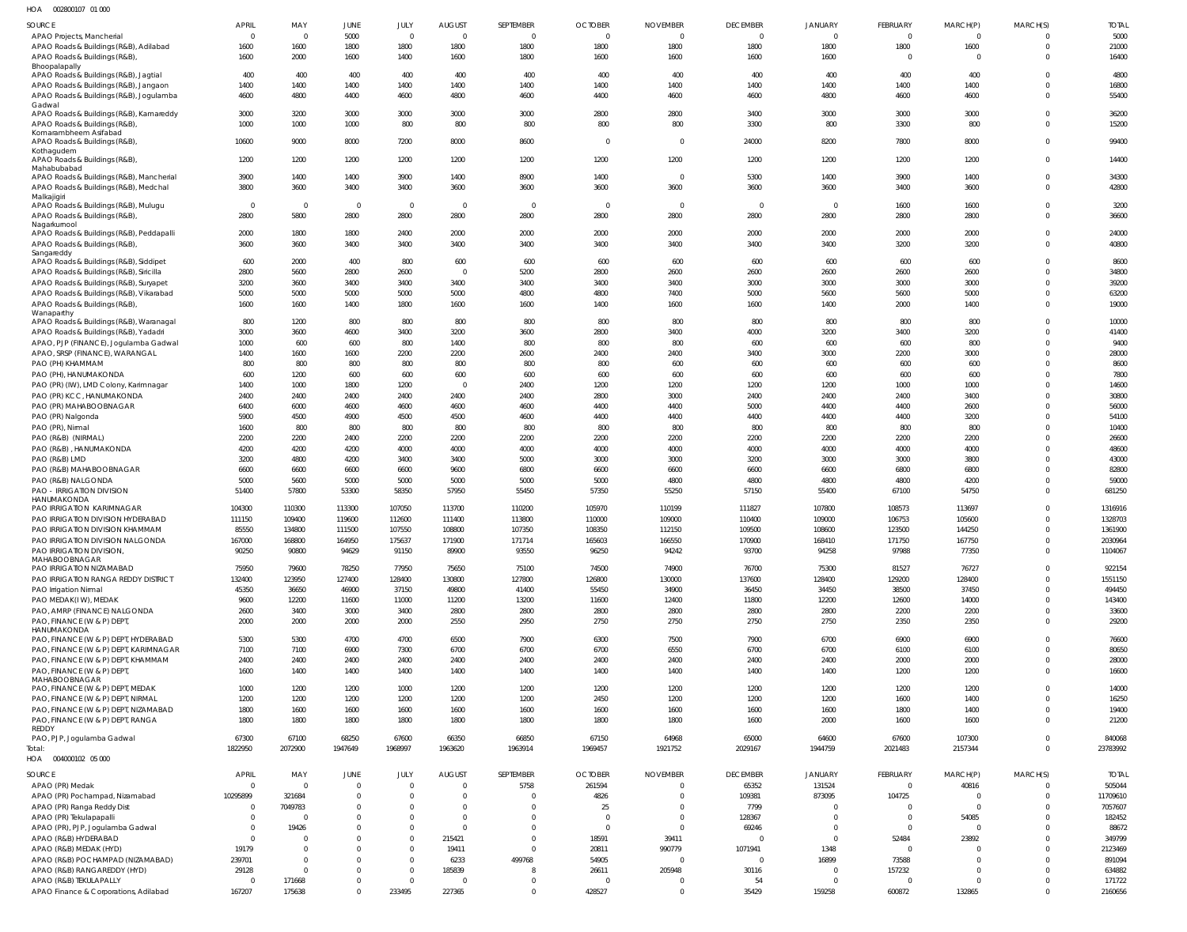HOA 002800107 01 000

| SOURCE | APRIL | MAY | JUNE | JULY | AUGUST | SEPTEMBER | OCTOBER | NOVEMBER | DECEMBER | JANUARY | FEBRUARY | MARCH(P) | MARCH(S) | TOTAL |
|---|---|---|---|---|---|---|---|---|---|---|---|---|---|---|
| APAO Projects, Mancherial | 0 | 0 | 5000 | 0 | 0 | 0 | 0 | 0 | 0 | 0 | 0 | 0 | 0 | 5000 |
| APAO Roads & Buildings (R&B), Adilabad | 1600 | 1600 | 1800 | 1800 | 1800 | 1800 | 1800 | 1800 | 1800 | 1800 | 1800 | 1600 | 0 | 21000 |
| APAO Roads & Buildings (R&B), Bhoopalapally | 1600 | 2000 | 1600 | 1400 | 1600 | 1800 | 1600 | 1600 | 1600 | 1600 | 0 | 0 | 0 | 16400 |
| APAO Roads & Buildings (R&B), Jagtial | 400 | 400 | 400 | 400 | 400 | 400 | 400 | 400 | 400 | 400 | 400 | 400 | 0 | 4800 |
| APAO Roads & Buildings (R&B), Jangaon | 1400 | 1400 | 1400 | 1400 | 1400 | 1400 | 1400 | 1400 | 1400 | 1400 | 1400 | 1400 | 0 | 16800 |
| APAO Roads & Buildings (R&B), Jogulamba Gadwal | 4600 | 4800 | 4400 | 4600 | 4800 | 4600 | 4400 | 4600 | 4600 | 4800 | 4600 | 4600 | 0 | 55400 |
| APAO Roads & Buildings (R&B), Kamareddy | 3000 | 3200 | 3000 | 3000 | 3000 | 3000 | 2800 | 2800 | 3400 | 3000 | 3000 | 3000 | 0 | 36200 |
| APAO Roads & Buildings (R&B), Komarambheem Asifabad | 1000 | 1000 | 1000 | 800 | 800 | 800 | 800 | 800 | 3300 | 800 | 3300 | 800 | 0 | 15200 |
| APAO Roads & Buildings (R&B), Kothagudem | 10600 | 9000 | 8000 | 7200 | 8000 | 8600 | 0 | 0 | 24000 | 8200 | 7800 | 8000 | 0 | 99400 |
| APAO Roads & Buildings (R&B), Mahabubabad | 1200 | 1200 | 1200 | 1200 | 1200 | 1200 | 1200 | 1200 | 1200 | 1200 | 1200 | 1200 | 0 | 14400 |
| APAO Roads & Buildings (R&B), Mancherial | 3900 | 1400 | 1400 | 3900 | 1400 | 8900 | 1400 | 0 | 5300 | 1400 | 3900 | 1400 | 0 | 34300 |
| APAO Roads & Buildings (R&B), Medchal Malkajigiri | 3800 | 3600 | 3400 | 3400 | 3600 | 3600 | 3600 | 3600 | 3600 | 3600 | 3400 | 3600 | 0 | 42800 |
| APAO Roads & Buildings (R&B), Mulugu | 0 | 0 | 0 | 0 | 0 | 0 | 0 | 0 | 0 | 0 | 1600 | 1600 | 0 | 3200 |
| APAO Roads & Buildings (R&B), Nagarkurnool | 2800 | 5800 | 2800 | 2800 | 2800 | 2800 | 2800 | 2800 | 2800 | 2800 | 2800 | 2800 | 0 | 36600 |
| APAO Roads & Buildings (R&B), Peddapalli | 2000 | 1800 | 1800 | 2400 | 2000 | 2000 | 2000 | 2000 | 2000 | 2000 | 2000 | 2000 | 0 | 24000 |
| APAO Roads & Buildings (R&B), Sangareddy | 3600 | 3600 | 3400 | 3400 | 3400 | 3400 | 3400 | 3400 | 3400 | 3400 | 3200 | 3200 | 0 | 40800 |
| APAO Roads & Buildings (R&B), Siddipet | 600 | 2000 | 400 | 800 | 600 | 600 | 600 | 600 | 600 | 600 | 600 | 600 | 0 | 8600 |
| APAO Roads & Buildings (R&B), Siricilla | 2800 | 5600 | 2800 | 2600 | 0 | 5200 | 2800 | 2600 | 2600 | 2600 | 2600 | 2600 | 0 | 34800 |
| APAO Roads & Buildings (R&B), Suryapet | 3200 | 3600 | 3400 | 3400 | 3400 | 3400 | 3400 | 3400 | 3000 | 3000 | 3000 | 3000 | 0 | 39200 |
| APAO Roads & Buildings (R&B), Vikarabad | 5000 | 5000 | 5000 | 5000 | 5000 | 4800 | 4800 | 7400 | 5000 | 5600 | 5600 | 5000 | 0 | 63200 |
| APAO Roads & Buildings (R&B), Wanaparthy | 1600 | 1600 | 1400 | 1800 | 1600 | 1600 | 1400 | 1600 | 1600 | 1400 | 2000 | 1400 | 0 | 19000 |
| APAO Roads & Buildings (R&B), Waranagal | 800 | 1200 | 800 | 800 | 800 | 800 | 800 | 800 | 800 | 800 | 800 | 800 | 0 | 10000 |
| APAO Roads & Buildings (R&B), Yadadri | 3000 | 3600 | 4600 | 3400 | 3200 | 3600 | 2800 | 3400 | 4000 | 3200 | 3400 | 3200 | 0 | 41400 |
| APAO, PJP (FINANCE), Jogulamba Gadwal | 1000 | 600 | 600 | 800 | 1400 | 800 | 800 | 800 | 600 | 600 | 600 | 800 | 0 | 9400 |
| APAO, SRSP (FINANCE), WARANGAL | 1400 | 1600 | 1600 | 2200 | 2200 | 2600 | 2400 | 2400 | 3400 | 3000 | 2200 | 3000 | 0 | 28000 |
| PAO (PH) KHAMMAM | 800 | 800 | 800 | 800 | 800 | 800 | 800 | 600 | 600 | 600 | 600 | 600 | 0 | 8600 |
| PAO (PH), HANUMAKONDA | 600 | 1200 | 600 | 600 | 600 | 600 | 600 | 600 | 600 | 600 | 600 | 600 | 0 | 7800 |
| PAO (PR) (IW), LMD Colony, Karimnagar | 1400 | 1000 | 1800 | 1200 | 0 | 2400 | 1200 | 1200 | 1200 | 1200 | 1000 | 1000 | 0 | 14600 |
| PAO (PR) KCC, HANUMAKONDA | 2400 | 2400 | 2400 | 2400 | 2400 | 2400 | 2800 | 3000 | 2400 | 2400 | 2400 | 3400 | 0 | 30800 |
| PAO (PR) MAHABOOBNAGAR | 6400 | 6000 | 4600 | 4600 | 4600 | 4600 | 4400 | 4400 | 5000 | 4400 | 4400 | 2600 | 0 | 56000 |
| PAO (PR) Nalgonda | 5900 | 4500 | 4900 | 4500 | 4500 | 4600 | 4400 | 4400 | 4400 | 4400 | 4400 | 3200 | 0 | 54100 |
| PAO (PR), Nirmal | 1600 | 800 | 800 | 800 | 800 | 800 | 800 | 800 | 800 | 800 | 800 | 800 | 0 | 10400 |
| PAO (R&B) (NIRMAL) | 2200 | 2200 | 2400 | 2200 | 2200 | 2200 | 2200 | 2200 | 2200 | 2200 | 2200 | 2200 | 0 | 26600 |
| PAO (R&B), HANUMAKONDA | 4200 | 4200 | 4200 | 4000 | 4000 | 4000 | 4000 | 4000 | 4000 | 4000 | 4000 | 4000 | 0 | 48600 |
| PAO (R&B) LMD | 3200 | 4800 | 4200 | 3400 | 3400 | 5000 | 3000 | 3000 | 3200 | 3000 | 3000 | 3800 | 0 | 43000 |
| PAO (R&B) MAHABOOBNAGAR | 6600 | 6600 | 6600 | 6600 | 9600 | 6800 | 6600 | 6600 | 6600 | 6600 | 6800 | 6800 | 0 | 82800 |
| PAO (R&B) NALGONDA | 5000 | 5600 | 5000 | 5000 | 5000 | 5000 | 5000 | 4800 | 4800 | 4800 | 4800 | 4200 | 0 | 59000 |
| PAO - IRRIGATION DIVISION HANUMAKONDA | 51400 | 57800 | 53300 | 58350 | 57950 | 55450 | 57350 | 55250 | 57150 | 55400 | 67100 | 54750 | 0 | 681250 |
| PAO IRRIGATION KARIMNAGAR | 104300 | 110300 | 113300 | 107050 | 113700 | 110200 | 105970 | 110199 | 111827 | 107800 | 108573 | 113697 | 0 | 1316916 |
| PAO IRRIGATION DIVISION HYDERABAD | 111150 | 109400 | 119600 | 112600 | 111400 | 113800 | 110000 | 109000 | 110400 | 109000 | 106753 | 105600 | 0 | 1328703 |
| PAO IRRIGATION DIVISION KHAMMAM | 85550 | 134800 | 111500 | 107550 | 108800 | 107350 | 108350 | 112150 | 109500 | 108600 | 123500 | 144250 | 0 | 1361900 |
| PAO IRRIGATION DIVISION NALGONDA | 167000 | 168800 | 164950 | 175637 | 171900 | 171714 | 165603 | 166550 | 170900 | 168410 | 171750 | 167750 | 0 | 2030964 |
| PAO IRRIGATION DIVISION, MAHABOOBNAGAR | 90250 | 90800 | 94629 | 91150 | 89900 | 93550 | 96250 | 94242 | 93700 | 94258 | 97988 | 77350 | 0 | 1104067 |
| PAO IRRIGATION NIZAMABAD | 75950 | 79600 | 78250 | 77950 | 75650 | 75100 | 74500 | 74900 | 76700 | 75300 | 81527 | 76727 | 0 | 922154 |
| PAO IRRIGATION RANGA REDDY DISTRICT | 132400 | 123950 | 127400 | 128400 | 130800 | 127800 | 126800 | 130000 | 137600 | 128400 | 129200 | 128400 | 0 | 1551150 |
| PAO Irrigation Nirmal | 45350 | 36650 | 46900 | 37150 | 49800 | 41400 | 55450 | 34900 | 36450 | 34450 | 38500 | 37450 | 0 | 494450 |
| PAO MEDAK(IW), MEDAK | 9600 | 12200 | 11600 | 11000 | 11200 | 13200 | 11600 | 12400 | 11800 | 12200 | 12600 | 14000 | 0 | 143400 |
| PAO, AMRP (FINANCE) NALGONDA | 2600 | 3400 | 3000 | 3400 | 2800 | 2800 | 2800 | 2800 | 2800 | 2800 | 2200 | 2200 | 0 | 33600 |
| PAO, FINANCE (W & P) DEPT, HANUMAKONDA | 2000 | 2000 | 2000 | 2000 | 2550 | 2950 | 2750 | 2750 | 2750 | 2750 | 2350 | 2350 | 0 | 29200 |
| PAO, FINANCE (W & P) DEPT, HYDERABAD | 5300 | 5300 | 4700 | 4700 | 6500 | 7900 | 6300 | 7500 | 7900 | 6700 | 6900 | 6900 | 0 | 76600 |
| PAO, FINANCE (W & P) DEPT, KARIMNAGAR | 7100 | 7100 | 6900 | 7300 | 6700 | 6700 | 6700 | 6550 | 6700 | 6700 | 6100 | 6100 | 0 | 80650 |
| PAO, FINANCE (W & P) DEPT, KHAMMAM | 2400 | 2400 | 2400 | 2400 | 2400 | 2400 | 2400 | 2400 | 2400 | 2400 | 2000 | 2000 | 0 | 28000 |
| PAO, FINANCE (W & P) DEPT, MAHABOOBNAGAR | 1600 | 1400 | 1400 | 1400 | 1400 | 1400 | 1400 | 1400 | 1400 | 1400 | 1200 | 1200 | 0 | 16600 |
| PAO, FINANCE (W & P) DEPT, MEDAK | 1000 | 1200 | 1200 | 1000 | 1200 | 1200 | 1200 | 1200 | 1200 | 1200 | 1200 | 1200 | 0 | 14000 |
| PAO, FINANCE (W & P) DEPT, NIRMAL | 1200 | 1200 | 1200 | 1200 | 1200 | 1200 | 2450 | 1200 | 1200 | 1200 | 1600 | 1400 | 0 | 16250 |
| PAO, FINANCE (W & P) DEPT, NIZAMABAD | 1800 | 1600 | 1600 | 1600 | 1600 | 1600 | 1600 | 1600 | 1600 | 1600 | 1800 | 1400 | 0 | 19400 |
| PAO, FINANCE (W & P) DEPT, RANGA REDDY | 1800 | 1800 | 1800 | 1800 | 1800 | 1800 | 1800 | 1800 | 1600 | 2000 | 1600 | 1600 | 0 | 21200 |
| PAO, PJP, Jogulamba Gadwal | 67300 | 67100 | 68250 | 67600 | 66350 | 66850 | 67150 | 64968 | 65000 | 64600 | 67600 | 107300 | 0 | 840068 |
| Total: | 1822950 | 2072900 | 1947649 | 1968997 | 1963620 | 1963914 | 1969457 | 1921752 | 2029167 | 1944759 | 2021483 | 2157344 | 0 | 23783992 |

HOA 004000102 05 000

| SOURCE | APRIL | MAY | JUNE | JULY | AUGUST | SEPTEMBER | OCTOBER | NOVEMBER | DECEMBER | JANUARY | FEBRUARY | MARCH(P) | MARCH(S) | TOTAL |
|---|---|---|---|---|---|---|---|---|---|---|---|---|---|---|
| APAO (PR) Medak | 0 | 0 | 0 | 0 | 0 | 5758 | 261594 | 0 | 65352 | 131524 | 0 | 40816 | 0 | 505044 |
| APAO (PR) Pochampad, Nizamabad | 10295899 | 321684 | 0 | 0 | 0 | 0 | 4826 | 0 | 109381 | 873095 | 104725 | 0 | 0 | 11709610 |
| APAO (PR) Ranga Reddy Dist | 0 | 7049783 | 0 | 0 | 0 | 0 | 25 | 0 | 7799 | 0 | 0 | 0 | 0 | 7057607 |
| APAO (PR) Tekulapalli | 0 | 0 | 0 | 0 | 0 | 0 | 0 | 0 | 128367 | 0 | 0 | 54085 | 0 | 182452 |
| APAO (PR), PJP, Jogulamba Gadwal | 0 | 19426 | 0 | 0 | 0 | 0 | 0 | 0 | 69246 | 0 | 0 | 0 | 0 | 88672 |
| APAO (R&B) HYDERABAD | 0 | 0 | 0 | 0 | 215421 | 0 | 18591 | 39411 | 0 | 0 | 52484 | 23892 | 0 | 349799 |
| APAO (R&B) MEDAK (HYD) | 19179 | 0 | 0 | 0 | 19411 | 0 | 20811 | 990779 | 1071941 | 1348 | 0 | 0 | 0 | 2123469 |
| APAO (R&B) POCHAMPAD (NIZAMABAD) | 239701 | 0 | 0 | 0 | 6233 | 499768 | 54905 | 0 | 0 | 16899 | 73588 | 0 | 0 | 891094 |
| APAO (R&B) RANGAREDDY (HYD) | 29128 | 0 | 0 | 0 | 185839 | 8 | 26611 | 205948 | 30116 | 0 | 157232 | 0 | 0 | 634882 |
| APAO (R&B) TEKULAPALLY | 0 | 171668 | 0 | 0 | 0 | 0 | 0 | 0 | 54 | 0 | 0 | 0 | 0 | 171722 |
| APAO Finance & Corporations, Adilabad | 167207 | 175638 | 0 | 233495 | 227365 | 0 | 428527 | 0 | 35429 | 159258 | 600872 | 132865 | 0 | 2160656 |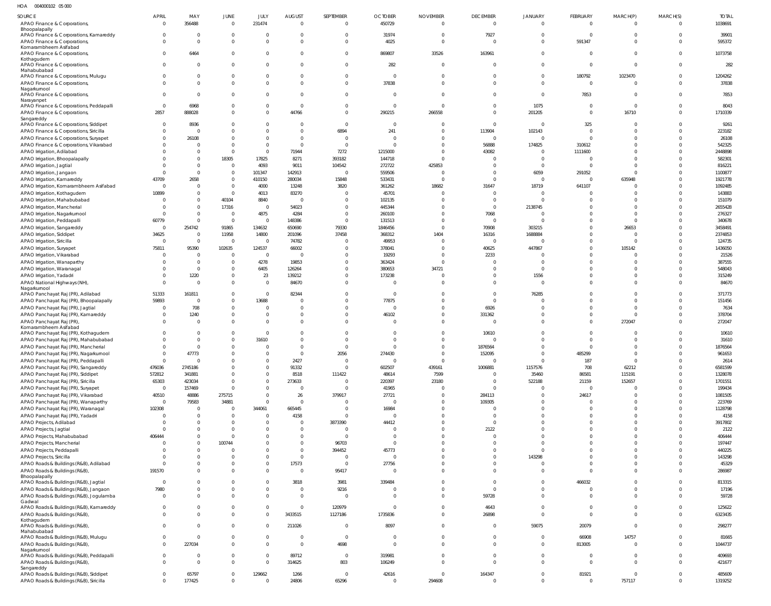HOA 004000102 05 000

| SOURCE | APRIL | MAY | JUNE | JULY | AUGUST | SEPTEMBER | OCTOBER | NOVEMBER | DECEMBER | JANUARY | FEBRUARY | MARCH(P) | MARCH(S) | TOTAL |
|---|---|---|---|---|---|---|---|---|---|---|---|---|---|---|
| APAO Finance & Corporations, Bhoopalapally | 0 | 356488 | 0 | 231474 | 0 | 0 | 450729 | 0 | 0 | 0 | 0 | 0 | 0 | 1038691 |
| APAO Finance & Corporations, Kamareddy | 0 | 0 | 0 | 0 | 0 | 0 | 31974 | 0 | 7927 | 0 | 0 | 0 | 0 | 39901 |
| APAO Finance & Corporations, Komarambheem Asifabad | 0 | 0 | 0 | 0 | 0 | 0 | 4025 | 0 | 0 | 0 | 591347 | 0 | 0 | 595372 |
| APAO Finance & Corporations, Kothagudem | 0 | 6464 | 0 | 0 | 0 | 0 | 869807 | 33526 | 163961 | 0 | 0 | 0 | 0 | 1073758 |
| APAO Finance & Corporations, Mahabubabad | 0 | 0 | 0 | 0 | 0 | 0 | 282 | 0 | 0 | 0 | 0 | 0 | 0 | 282 |
| APAO Finance & Corporations, Mulugu | 0 | 0 | 0 | 0 | 0 | 0 | 0 | 0 | 0 | 0 | 180792 | 1023470 | 0 | 1204262 |
| APAO Finance & Corporations, Nagarkurnool | 0 | 0 | 0 | 0 | 0 | 0 | 37838 | 0 | 0 | 0 | 0 | 0 | 0 | 37838 |
| APAO Finance & Corporations, Narayanpet | 0 | 0 | 0 | 0 | 0 | 0 | 0 | 0 | 0 | 0 | 7853 | 0 | 0 | 7853 |
| APAO Finance & Corporations, Peddapalli | 0 | 6968 | 0 | 0 | 0 | 0 | 0 | 0 | 0 | 1075 | 0 | 0 | 0 | 8043 |
| APAO Finance & Corporations, Sangareddy | 2857 | 888028 | 0 | 0 | 44766 | 0 | 290215 | 266558 | 0 | 201205 | 0 | 16710 | 0 | 1710339 |
| APAO Finance & Corporations, Siddipet | 0 | 8936 | 0 | 0 | 0 | 0 | 0 | 0 | 0 | 0 | 325 | 0 | 0 | 9261 |
| APAO Finance & Corporations, Siricilla | 0 | 0 | 0 | 0 | 0 | 6894 | 241 | 0 | 113904 | 102143 | 0 | 0 | 0 | 223182 |
| APAO Finance & Corporations, Suryapet | 0 | 26108 | 0 | 0 | 0 | 0 | 0 | 0 | 0 | 0 | 0 | 0 | 0 | 26108 |
| APAO Finance & Corporations, Vikarabad | 0 | 0 | 0 | 0 | 0 | 0 | 0 | 0 | 56888 | 174825 | 310612 | 0 | 0 | 542325 |
| APAO Irrigation, Adilabad | 0 | 0 | 0 | 0 | 71944 | 7272 | 1215000 | 0 | 43082 | 0 | 1111600 | 0 | 0 | 2448898 |
| APAO Irrigation, Bhoopalapally | 0 | 0 | 18305 | 17825 | 8271 | 393182 | 144718 | 0 | 0 | 0 | 0 | 0 | 0 | 582301 |
| APAO Irrigation, Jagtial | 0 | 0 | 0 | 4093 | 9011 | 104542 | 272722 | 425853 | 0 | 0 | 0 | 0 | 0 | 816221 |
| APAO Irrigation, Jangaon | 0 | 0 | 0 | 101347 | 142913 | 0 | 559506 | 0 | 0 | 6059 | 291052 | 0 | 0 | 1100877 |
| APAO Irrigation, Kamareddy | 43709 | 2658 | 0 | 410150 | 280034 | 15848 | 533431 | 0 | 0 | 0 | 0 | 635948 | 0 | 1921778 |
| APAO Irrigation, Komarambheem Asifabad | 0 | 0 | 0 | 4000 | 13248 | 3820 | 361262 | 18682 | 31647 | 18719 | 641107 | 0 | 0 | 1092485 |
| APAO Irrigation, Kothagudem | 10899 | 0 | 0 | 4013 | 83270 | 0 | 45701 | 0 | 0 | 0 | 0 | 0 | 0 | 143883 |
| APAO Irrigation, Mahabubabad | 0 | 0 | 40104 | 8840 | 0 | 0 | 102135 | 0 | 0 | 0 | 0 | 0 | 0 | 151079 |
| APAO Irrigation, Mancherial | 0 | 0 | 17316 | 0 | 54023 | 0 | 445344 | 0 | 0 | 2138745 | 0 | 0 | 0 | 2655428 |
| APAO Irrigation, Nagarkurnool | 0 | 0 | 0 | 4875 | 4284 | 0 | 260100 | 0 | 7068 | 0 | 0 | 0 | 0 | 276327 |
| APAO Irrigation, Peddapalli | 60779 | 0 | 0 | 0 | 148386 | 0 | 131513 | 0 | 0 | 0 | 0 | 0 | 0 | 340678 |
| APAO Irrigation, Sangareddy | 0 | 254742 | 91865 | 134632 | 650690 | 79330 | 1846456 | 0 | 70908 | 303215 | 0 | 26653 | 0 | 3458491 |
| APAO Irrigation, Siddipet | 34625 | 0 | 11958 | 14800 | 201096 | 37458 | 368312 | 1404 | 16316 | 1688884 | 0 | 0 | 0 | 2374853 |
| APAO Irrigation, Siricilla | 0 | 0 | 0 | 0 | 74782 | 0 | 49953 | 0 | 0 | 0 | 0 | 0 | 0 | 124735 |
| APAO Irrigation, Suryapet | 75811 | 95390 | 102635 | 124537 | 66002 | 0 | 378041 | 0 | 40625 | 447867 | 0 | 105142 | 0 | 1436050 |
| APAO Irrigation, Vikarabad | 0 | 0 | 0 | 0 | 0 | 0 | 19293 | 0 | 2233 | 0 | 0 | 0 | 0 | 21526 |
| APAO Irrigation, Wanaparthy | 0 | 0 | 0 | 4278 | 19853 | 0 | 363424 | 0 | 0 | 0 | 0 | 0 | 0 | 387555 |
| APAO Irrigation, Waranagal | 0 | 0 | 0 | 6405 | 126264 | 0 | 380653 | 34721 | 0 | 0 | 0 | 0 | 0 | 548043 |
| APAO Irrigation, Yadadri | 0 | 1220 | 0 | 23 | 139212 | 0 | 173238 | 0 | 0 | 1556 | 0 | 0 | 0 | 315249 |
| APAO National Highways (NH), Nagarkurnool | 0 | 0 | 0 | 0 | 84670 | 0 | 0 | 0 | 0 | 0 | 0 | 0 | 0 | 84670 |
| APAO Panchayat Raj (PR), Adilabad | 51333 | 161811 | 0 | 0 | 82344 | 0 | 0 | 0 | 0 | 76285 | 0 | 0 | 0 | 371773 |
| APAO Panchayat Raj (PR), Bhoopalapally | 59893 | 0 | 0 | 13688 | 0 | 0 | 77875 | 0 | 0 | 0 | 0 | 0 | 0 | 151456 |
| APAO Panchayat Raj (PR), Jagtial | 0 | 708 | 0 | 0 | 0 | 0 | 0 | 0 | 6926 | 0 | 0 | 0 | 0 | 7634 |
| APAO Panchayat Raj (PR), Kamareddy | 0 | 1240 | 0 | 0 | 0 | 0 | 46102 | 0 | 331362 | 0 | 0 | 0 | 0 | 378704 |
| APAO Panchayat Raj (PR), Komarambheem Asifabad | 0 | 0 | 0 | 0 | 0 | 0 | 0 | 0 | 0 | 0 | 0 | 272047 | 0 | 272047 |
| APAO Panchayat Raj (PR), Kothagudem | 0 | 0 | 0 | 0 | 0 | 0 | 0 | 0 | 10610 | 0 | 0 | 0 | 0 | 10610 |
| APAO Panchayat Raj (PR), Mahabubabad | 0 | 0 | 0 | 31610 | 0 | 0 | 0 | 0 | 0 | 0 | 0 | 0 | 0 | 31610 |
| APAO Panchayat Raj (PR), Mancherial | 0 | 0 | 0 | 0 | 0 | 0 | 0 | 0 | 1876564 | 0 | 0 | 0 | 0 | 1876564 |
| APAO Panchayat Raj (PR), Nagarkurnool | 0 | 47773 | 0 | 0 | 0 | 2056 | 274430 | 0 | 152095 | 0 | 485299 | 0 | 0 | 961653 |
| APAO Panchayat Raj (PR), Peddapalli | 0 | 0 | 0 | 0 | 2427 | 0 | 0 | 0 | 0 | 0 | 187 | 0 | 0 | 2614 |
| APAO Panchayat Raj (PR), Sangareddy | 476036 | 2745186 | 0 | 0 | 91332 | 0 | 602507 | 439161 | 1006881 | 1157576 | 708 | 62212 | 0 | 6581599 |
| APAO Panchayat Raj (PR), Siddipet | 572812 | 341881 | 0 | 0 | 8518 | 111422 | 48614 | 7599 | 0 | 35460 | 86581 | 115191 | 0 | 1328078 |
| APAO Panchayat Raj (PR), Siricilla | 65303 | 423034 | 0 | 0 | 273633 | 0 | 220397 | 23180 | 0 | 522188 | 21159 | 152657 | 0 | 1701551 |
| APAO Panchayat Raj (PR), Suryapet | 0 | 157469 | 0 | 0 | 0 | 0 | 41965 | 0 | 0 | 0 | 0 | 0 | 0 | 199434 |
| APAO Panchayat Raj (PR), Vikarabad | 40510 | 48886 | 275715 | 0 | 26 | 379917 | 27721 | 0 | 284113 | 0 | 24617 | 0 | 0 | 1081505 |
| APAO Panchayat Raj (PR), Wanaparthy | 0 | 79583 | 34881 | 0 | 0 | 0 | 0 | 0 | 109305 | 0 | 0 | 0 | 0 | 223769 |
| APAO Panchayat Raj (PR), Waranagal | 102308 | 0 | 0 | 344061 | 665445 | 0 | 16984 | 0 | 0 | 0 | 0 | 0 | 0 | 1128798 |
| APAO Panchayat Raj (PR), Yadadri | 0 | 0 | 0 | 0 | 4158 | 0 | 0 | 0 | 0 | 0 | 0 | 0 | 0 | 4158 |
| APAO Projects, Adilabad | 0 | 0 | 0 | 0 | 0 | 3873390 | 44412 | 0 | 0 | 0 | 0 | 0 | 0 | 3917802 |
| APAO Projects, Jagtial | 0 | 0 | 0 | 0 | 0 | 0 | 0 | 0 | 2122 | 0 | 0 | 0 | 0 | 2122 |
| APAO Projects, Mahabubabad | 406444 | 0 | 0 | 0 | 0 | 0 | 0 | 0 | 0 | 0 | 0 | 0 | 0 | 406444 |
| APAO Projects, Mancherial | 0 | 0 | 100744 | 0 | 0 | 96703 | 0 | 0 | 0 | 0 | 0 | 0 | 0 | 197447 |
| APAO Projects, Peddapalli | 0 | 0 | 0 | 0 | 0 | 394452 | 45773 | 0 | 0 | 0 | 0 | 0 | 0 | 440225 |
| APAO Projects, Siricilla | 0 | 0 | 0 | 0 | 0 | 0 | 0 | 0 | 0 | 143298 | 0 | 0 | 0 | 143298 |
| APAO Roads & Buildings (R&B), Adilabad | 0 | 0 | 0 | 0 | 17573 | 0 | 27756 | 0 | 0 | 0 | 0 | 0 | 0 | 45329 |
| APAO Roads & Buildings (R&B), Bhoopalapally | 191570 | 0 | 0 | 0 | 0 | 95417 | 0 | 0 | 0 | 0 | 0 | 0 | 0 | 286987 |
| APAO Roads & Buildings (R&B), Jagtial | 0 | 0 | 0 | 0 | 3818 | 3981 | 339484 | 0 | 0 | 0 | 466032 | 0 | 0 | 813315 |
| APAO Roads & Buildings (R&B), Jangaon | 7980 | 0 | 0 | 0 | 0 | 9216 | 0 | 0 | 0 | 0 | 0 | 0 | 0 | 17196 |
| APAO Roads & Buildings (R&B), Jogulamba Gadwal | 0 | 0 | 0 | 0 | 0 | 0 | 0 | 0 | 59728 | 0 | 0 | 0 | 0 | 59728 |
| APAO Roads & Buildings (R&B), Kamareddy | 0 | 0 | 0 | 0 | 0 | 120979 | 0 | 0 | 4643 | 0 | 0 | 0 | 0 | 125622 |
| APAO Roads & Buildings (R&B), Kothagudem | 0 | 0 | 0 | 0 | 3433515 | 1127186 | 1735836 | 0 | 26898 | 0 | 0 | 0 | 0 | 6323435 |
| APAO Roads & Buildings (R&B), Mahabubabad | 0 | 0 | 0 | 0 | 211026 | 0 | 8097 | 0 | 0 | 59075 | 20079 | 0 | 0 | 298277 |
| APAO Roads & Buildings (R&B), Mulugu | 0 | 0 | 0 | 0 | 0 | 0 | 0 | 0 | 0 | 0 | 66908 | 14757 | 0 | 81665 |
| APAO Roads & Buildings (R&B), Nagarkurnool | 0 | 227034 | 0 | 0 | 0 | 4698 | 0 | 0 | 0 | 0 | 813005 | 0 | 0 | 1044737 |
| APAO Roads & Buildings (R&B), Peddapalli | 0 | 0 | 0 | 0 | 89712 | 0 | 319981 | 0 | 0 | 0 | 0 | 0 | 0 | 409693 |
| APAO Roads & Buildings (R&B), Sangareddy | 0 | 0 | 0 | 0 | 314625 | 803 | 106249 | 0 | 0 | 0 | 0 | 0 | 0 | 421677 |
| APAO Roads & Buildings (R&B), Siddipet | 0 | 65797 | 0 | 129662 | 1266 | 0 | 42616 | 0 | 164347 | 0 | 81921 | 0 | 0 | 485609 |
| APAO Roads & Buildings (R&B), Siricilla | 0 | 177425 | 0 | 0 | 24806 | 65296 | 0 | 294608 | 0 | 0 | 0 | 757117 | 0 | 1319252 |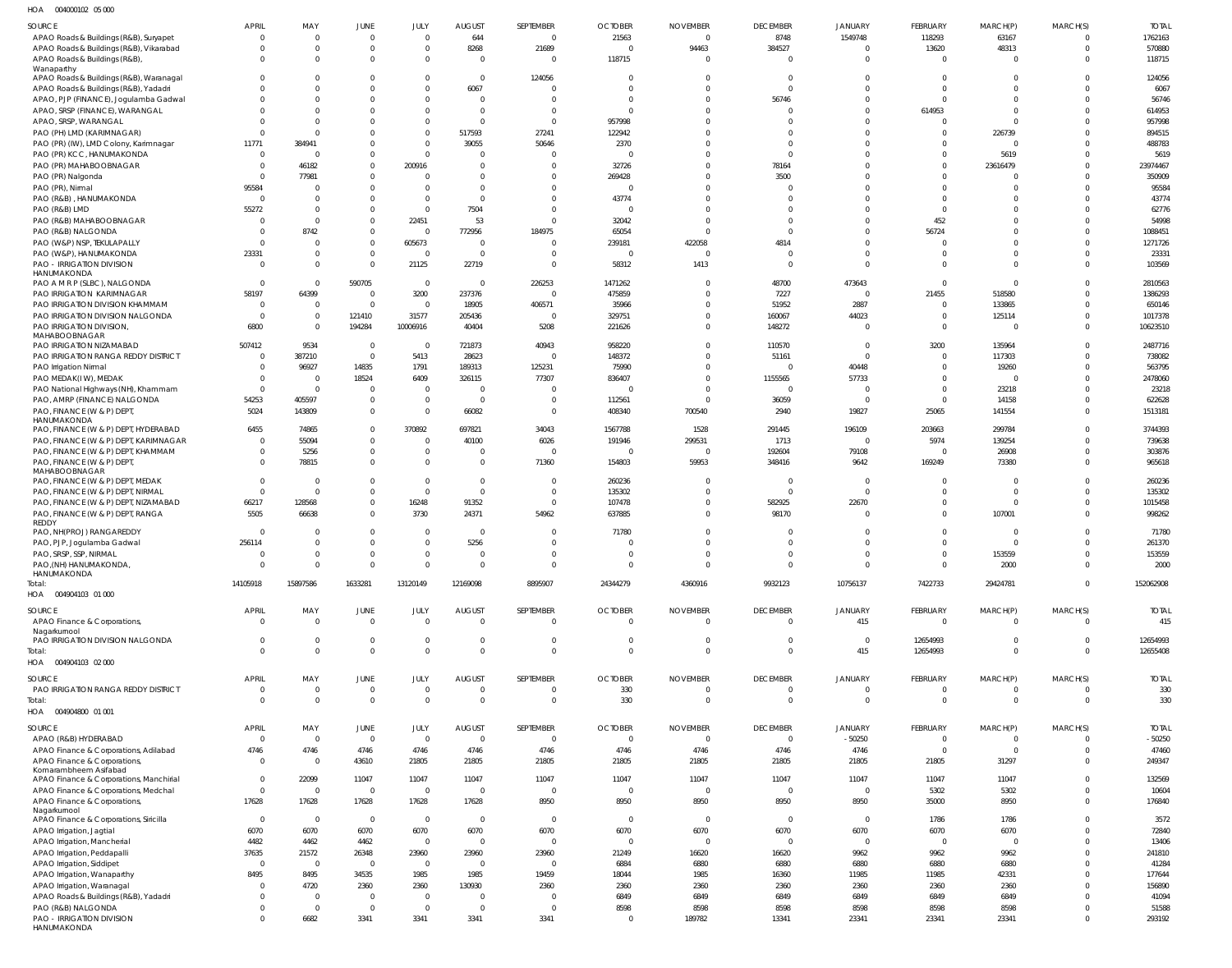HOA 004000102 05 000

| SOURCE | APRIL | MAY | JUNE | JULY | AUGUST | SEPTEMBER | OCTOBER | NOVEMBER | DECEMBER | JANUARY | FEBRUARY | MARCH(P) | MARCH(S) | TOTAL |
|---|---|---|---|---|---|---|---|---|---|---|---|---|---|---|
| APAO Roads & Buildings (R&B), Suryapet | 0 | 0 | 0 | 0 | 644 | 0 | 21563 | 0 | 8748 | 1549748 | 118293 | 63167 | 0 | 1762163 |
| APAO Roads & Buildings (R&B), Vikarabad | 0 | 0 | 0 | 0 | 8268 | 21689 | 0 | 94463 | 384527 | 0 | 13620 | 48313 | 0 | 570880 |
| APAO Roads & Buildings (R&B), Wanaparthy | 0 | 0 | 0 | 0 | 0 | 0 | 118715 | 0 | 0 | 0 | 0 | 0 | 0 | 118715 |
| APAO Roads & Buildings (R&B), Waranagal | 0 | 0 | 0 | 0 | 0 | 124056 | 0 | 0 | 0 | 0 | 0 | 0 | 0 | 124056 |
| APAO Roads & Buildings (R&B), Yadadri | 0 | 0 | 0 | 0 | 6067 | 0 | 0 | 0 | 0 | 0 | 0 | 0 | 0 | 6067 |
| APAO, PJP (FINANCE), Jogulamba Gadwal | 0 | 0 | 0 | 0 | 0 | 0 | 0 | 0 | 56746 | 0 | 0 | 0 | 0 | 56746 |
| APAO, SRSP (FINANCE), WARANGAL | 0 | 0 | 0 | 0 | 0 | 0 | 0 | 0 | 0 | 0 | 614953 | 0 | 0 | 614953 |
| APAO, SRSP, WARANGAL | 0 | 0 | 0 | 0 | 0 | 0 | 957998 | 0 | 0 | 0 | 0 | 0 | 0 | 957998 |
| PAO (PH) LMD (KARIMNAGAR) | 0 | 0 | 0 | 0 | 517593 | 27241 | 122942 | 0 | 0 | 0 | 0 | 226739 | 0 | 894515 |
| PAO (PR) (IW), LMD Colony, Karimnagar | 11771 | 384941 | 0 | 0 | 39055 | 50646 | 2370 | 0 | 0 | 0 | 0 | 0 | 0 | 488783 |
| PAO (PR) KCC, HANUMAKONDA | 0 | 0 | 0 | 0 | 0 | 0 | 0 | 0 | 0 | 0 | 0 | 5619 | 0 | 5619 |
| PAO (PR) MAHABOOBNAGAR | 0 | 46182 | 0 | 200916 | 0 | 0 | 32726 | 0 | 78164 | 0 | 0 | 23616479 | 0 | 23974467 |
| PAO (PR) Nalgonda | 0 | 77981 | 0 | 0 | 0 | 0 | 269428 | 0 | 3500 | 0 | 0 | 0 | 0 | 350909 |
| PAO (PR), Nirmal | 95584 | 0 | 0 | 0 | 0 | 0 | 0 | 0 | 0 | 0 | 0 | 0 | 0 | 95584 |
| PAO (R&B), HANUMAKONDA | 0 | 0 | 0 | 0 | 0 | 0 | 43774 | 0 | 0 | 0 | 0 | 0 | 0 | 43774 |
| PAO (R&B) LMD | 55272 | 0 | 0 | 0 | 7504 | 0 | 0 | 0 | 0 | 0 | 0 | 0 | 0 | 62776 |
| PAO (R&B) MAHABOOBNAGAR | 0 | 0 | 0 | 22451 | 53 | 0 | 32042 | 0 | 0 | 0 | 452 | 0 | 0 | 54998 |
| PAO (R&B) NALGONDA | 0 | 8742 | 0 | 0 | 772956 | 184975 | 65054 | 0 | 0 | 0 | 56724 | 0 | 0 | 1088451 |
| PAO (W&P) NSP, TEKULAPALLY | 0 | 0 | 0 | 605673 | 0 | 0 | 239181 | 422058 | 4814 | 0 | 0 | 0 | 0 | 1271726 |
| PAO (W&P), HANUMAKONDA | 23331 | 0 | 0 | 0 | 0 | 0 | 0 | 0 | 0 | 0 | 0 | 0 | 0 | 23331 |
| PAO - IRRIGATION DIVISION HANUMAKONDA | 0 | 0 | 0 | 21125 | 22719 | 0 | 58312 | 1413 | 0 | 0 | 0 | 0 | 0 | 103569 |
| PAO A M R P (SLBC), NALGONDA | 0 | 0 | 590705 | 0 | 0 | 226253 | 1471262 | 0 | 48700 | 473643 | 0 | 0 | 0 | 2810563 |
| PAO IRRIGATION KARIMNAGAR | 58197 | 64399 | 0 | 3200 | 237376 | 0 | 475859 | 0 | 7227 | 0 | 21455 | 518580 | 0 | 1386293 |
| PAO IRRIGATION DIVISION KHAMMAM | 0 | 0 | 0 | 0 | 18905 | 406571 | 35966 | 0 | 51952 | 2887 | 0 | 133865 | 0 | 650146 |
| PAO IRRIGATION DIVISION NALGONDA | 0 | 0 | 121410 | 31577 | 205436 | 0 | 329751 | 0 | 160067 | 44023 | 0 | 125114 | 0 | 1017378 |
| PAO IRRIGATION DIVISION, MAHABOOBNAGAR | 6800 | 0 | 194284 | 10006916 | 40404 | 5208 | 221626 | 0 | 148272 | 0 | 0 | 0 | 0 | 10623510 |
| PAO IRRIGATION NIZAMABAD | 507412 | 9534 | 0 | 0 | 721873 | 40943 | 958220 | 0 | 110570 | 0 | 3200 | 135964 | 0 | 2487716 |
| PAO IRRIGATION RANGA REDDY DISTRICT | 0 | 387210 | 0 | 5413 | 28623 | 0 | 148372 | 0 | 51161 | 0 | 0 | 117303 | 0 | 738082 |
| PAO Irrigation Nirmal | 0 | 96927 | 14835 | 1791 | 189313 | 125231 | 75990 | 0 | 0 | 40448 | 0 | 19260 | 0 | 563795 |
| PAO MEDAK(IW), MEDAK | 0 | 0 | 18524 | 6409 | 326115 | 77307 | 836407 | 0 | 1155565 | 57733 | 0 | 0 | 0 | 2478060 |
| PAO National Highways (NH), Khammam | 0 | 0 | 0 | 0 | 0 | 0 | 0 | 0 | 0 | 0 | 0 | 23218 | 0 | 23218 |
| PAO, AMRP (FINANCE) NALGONDA | 54253 | 405597 | 0 | 0 | 0 | 0 | 112561 | 0 | 36059 | 0 | 0 | 14158 | 0 | 622628 |
| PAO, FINANCE (W & P) DEPT, HANUMAKONDA | 5024 | 143809 | 0 | 0 | 66082 | 0 | 408340 | 700540 | 2940 | 19827 | 25065 | 141554 | 0 | 1513181 |
| PAO, FINANCE (W & P) DEPT, HYDERABAD | 6455 | 74865 | 0 | 370892 | 697821 | 34043 | 1567788 | 1528 | 291445 | 196109 | 203663 | 299784 | 0 | 3744393 |
| PAO, FINANCE (W & P) DEPT, KARIMNAGAR | 0 | 55094 | 0 | 0 | 40100 | 6026 | 191946 | 299531 | 1713 | 0 | 5974 | 139254 | 0 | 739638 |
| PAO, FINANCE (W & P) DEPT, KHAMMAM | 0 | 5256 | 0 | 0 | 0 | 0 | 0 | 0 | 192604 | 79108 | 0 | 26908 | 0 | 303876 |
| PAO, FINANCE (W & P) DEPT, MAHABOOBNAGAR | 0 | 78815 | 0 | 0 | 0 | 71360 | 154803 | 59953 | 348416 | 9642 | 169249 | 73380 | 0 | 965618 |
| PAO, FINANCE (W & P) DEPT, MEDAK | 0 | 0 | 0 | 0 | 0 | 0 | 260236 | 0 | 0 | 0 | 0 | 0 | 0 | 260236 |
| PAO, FINANCE (W & P) DEPT, NIRMAL | 0 | 0 | 0 | 0 | 0 | 0 | 135302 | 0 | 0 | 0 | 0 | 0 | 0 | 135302 |
| PAO, FINANCE (W & P) DEPT, NIZAMABAD | 66217 | 128568 | 0 | 16248 | 91352 | 0 | 107478 | 0 | 582925 | 22670 | 0 | 0 | 0 | 1015458 |
| PAO, FINANCE (W & P) DEPT, RANGA REDDY | 5505 | 66638 | 0 | 3730 | 24371 | 54962 | 637885 | 0 | 98170 | 0 | 0 | 107001 | 0 | 998262 |
| PAO, NH(PROJ) RANGAREDDY | 0 | 0 | 0 | 0 | 0 | 0 | 71780 | 0 | 0 | 0 | 0 | 0 | 0 | 71780 |
| PAO, PJP, Jogulamba Gadwal | 256114 | 0 | 0 | 0 | 5256 | 0 | 0 | 0 | 0 | 0 | 0 | 0 | 0 | 261370 |
| PAO, SRSP, SSP, NIRMAL | 0 | 0 | 0 | 0 | 0 | 0 | 0 | 0 | 0 | 0 | 0 | 153559 | 0 | 153559 |
| PAO,(NH) HANUMAKONDA, HANUMAKONDA | 0 | 0 | 0 | 0 | 0 | 0 | 0 | 0 | 0 | 0 | 0 | 2000 | 0 | 2000 |
| Total: | 14105918 | 15897586 | 1633281 | 13120149 | 12169098 | 8895907 | 24344279 | 4360916 | 9932123 | 10756137 | 7422733 | 29424781 | 0 | 152062908 |

HOA 004904103 01 000

| SOURCE | APRIL | MAY | JUNE | JULY | AUGUST | SEPTEMBER | OCTOBER | NOVEMBER | DECEMBER | JANUARY | FEBRUARY | MARCH(P) | MARCH(S) | TOTAL |
|---|---|---|---|---|---|---|---|---|---|---|---|---|---|---|
| APAO Finance & Corporations, Nagarkurnool | 0 | 0 | 0 | 0 | 0 | 0 | 0 | 0 | 0 | 415 | 0 | 0 | 0 | 415 |
| PAO IRRIGATION DIVISION NALGONDA | 0 | 0 | 0 | 0 | 0 | 0 | 0 | 0 | 0 | 0 | 12654993 | 0 | 0 | 12654993 |
| Total: | 0 | 0 | 0 | 0 | 0 | 0 | 0 | 0 | 0 | 415 | 12654993 | 0 | 0 | 12655408 |

HOA 004904103 02 000

| SOURCE | APRIL | MAY | JUNE | JULY | AUGUST | SEPTEMBER | OCTOBER | NOVEMBER | DECEMBER | JANUARY | FEBRUARY | MARCH(P) | MARCH(S) | TOTAL |
|---|---|---|---|---|---|---|---|---|---|---|---|---|---|---|
| PAO IRRIGATION RANGA REDDY DISTRICT | 0 | 0 | 0 | 0 | 0 | 0 | 330 | 0 | 0 | 0 | 0 | 0 | 0 | 330 |
| Total: | 0 | 0 | 0 | 0 | 0 | 0 | 330 | 0 | 0 | 0 | 0 | 0 | 0 | 330 |

HOA 004904800 01 001

| SOURCE | APRIL | MAY | JUNE | JULY | AUGUST | SEPTEMBER | OCTOBER | NOVEMBER | DECEMBER | JANUARY | FEBRUARY | MARCH(P) | MARCH(S) | TOTAL |
|---|---|---|---|---|---|---|---|---|---|---|---|---|---|---|
| APAO (R&B) HYDERABAD | 0 | 0 | 0 | 0 | 0 | 0 | 0 | 0 | 0 | -50250 | 0 | 0 | 0 | -50250 |
| APAO Finance & Corporations, Adilabad | 4746 | 4746 | 4746 | 4746 | 4746 | 4746 | 4746 | 4746 | 4746 | 4746 | 0 | 0 | 0 | 47460 |
| APAO Finance & Corporations, Komarambheem Asifabad | 0 | 0 | 43610 | 21805 | 21805 | 21805 | 21805 | 21805 | 21805 | 21805 | 21805 | 31297 | 0 | 249347 |
| APAO Finance & Corporations, Manchirial | 0 | 22099 | 11047 | 11047 | 11047 | 11047 | 11047 | 11047 | 11047 | 11047 | 11047 | 11047 | 0 | 132569 |
| APAO Finance & Corporations, Medchal | 0 | 0 | 0 | 0 | 0 | 0 | 0 | 0 | 0 | 0 | 5302 | 5302 | 0 | 10604 |
| APAO Finance & Corporations, Nagarkurnool | 17628 | 17628 | 17628 | 17628 | 17628 | 8950 | 8950 | 8950 | 8950 | 8950 | 35000 | 8950 | 0 | 176840 |
| APAO Finance & Corporations, Siricilla | 0 | 0 | 0 | 0 | 0 | 0 | 0 | 0 | 0 | 0 | 1786 | 1786 | 0 | 3572 |
| APAO Irrigation, Jagtial | 6070 | 6070 | 6070 | 6070 | 6070 | 6070 | 6070 | 6070 | 6070 | 6070 | 6070 | 6070 | 0 | 72840 |
| APAO Irrigation, Mancherial | 4482 | 4462 | 4462 | 0 | 0 | 0 | 0 | 0 | 0 | 0 | 0 | 0 | 0 | 13406 |
| APAO Irrigation, Peddapalli | 37635 | 21572 | 26348 | 23960 | 23960 | 23960 | 21249 | 16620 | 16620 | 9962 | 9962 | 9962 | 0 | 241810 |
| APAO Irrigation, Siddipet | 0 | 0 | 0 | 0 | 0 | 0 | 6884 | 6880 | 6880 | 6880 | 6880 | 6880 | 0 | 41284 |
| APAO Irrigation, Wanaparthy | 8495 | 8495 | 34535 | 1985 | 1985 | 19459 | 18044 | 1985 | 16360 | 11985 | 11985 | 42331 | 0 | 177644 |
| APAO Irrigation, Waranagal | 0 | 4720 | 2360 | 2360 | 130930 | 2360 | 2360 | 2360 | 2360 | 2360 | 2360 | 2360 | 0 | 156890 |
| APAO Roads & Buildings (R&B), Yadadri | 0 | 0 | 0 | 0 | 0 | 0 | 6849 | 6849 | 6849 | 6849 | 6849 | 6849 | 0 | 41094 |
| PAO (R&B) NALGONDA | 0 | 0 | 0 | 0 | 0 | 0 | 8598 | 8598 | 8598 | 8598 | 8598 | 8598 | 0 | 51588 |
| PAO - IRRIGATION DIVISION HANUMAKONDA | 0 | 6682 | 3341 | 3341 | 3341 | 3341 | 0 | 189782 | 13341 | 23341 | 23341 | 23341 | 0 | 293192 |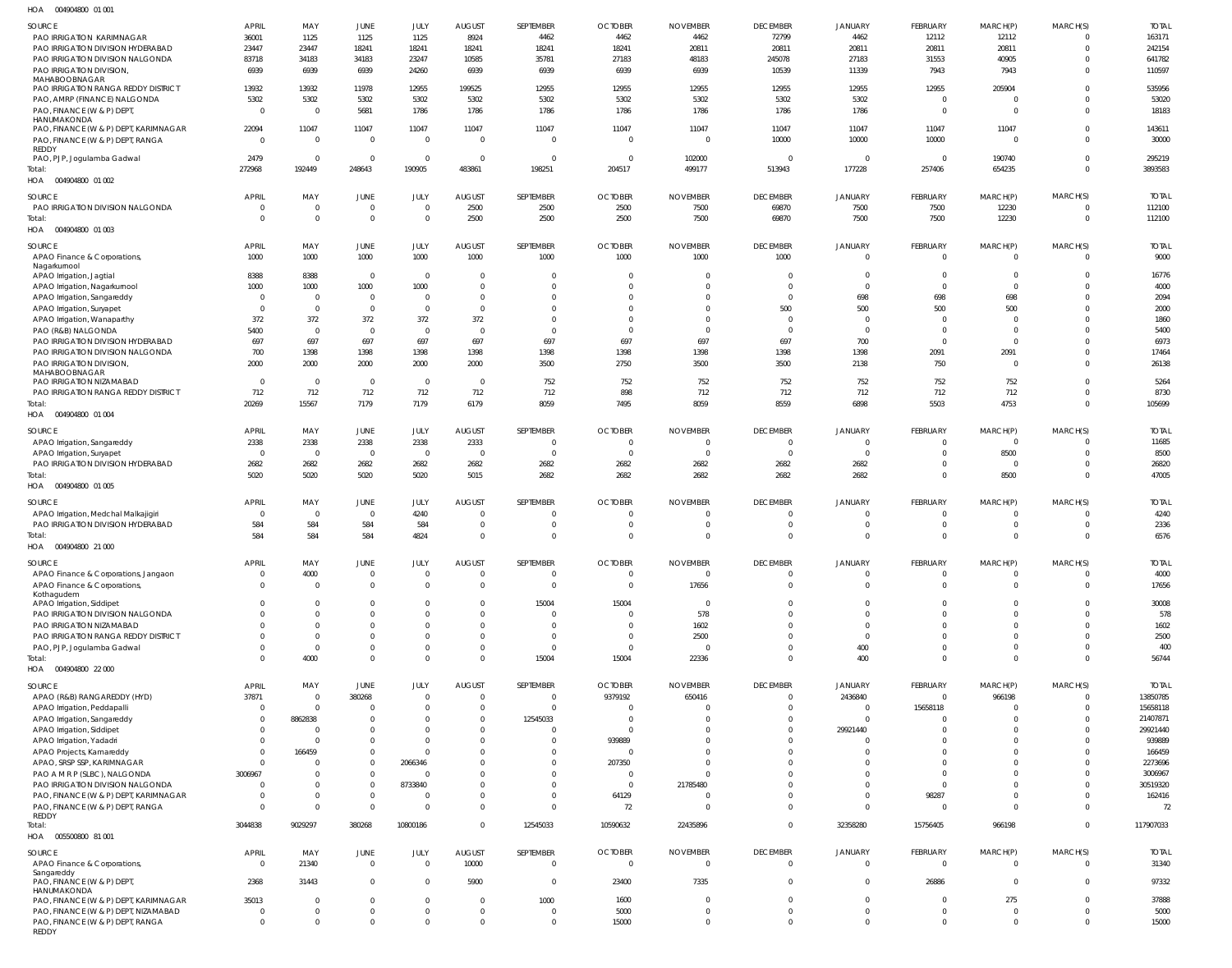HOA 004904800 01 001

| SOURCE | APRIL | MAY | JUNE | JULY | AUGUST | SEPTEMBER | OCTOBER | NOVEMBER | DECEMBER | JANUARY | FEBRUARY | MARCH(P) | MARCH(S) | TOTAL |
|---|---|---|---|---|---|---|---|---|---|---|---|---|---|---|
| PAO IRRIGATION KARIMNAGAR | 36001 | 1125 | 1125 | 1125 | 8924 | 4462 | 4462 | 4462 | 72799 | 4462 | 12112 | 12112 | 0 | 163171 |
| PAO IRRIGATION DIVISION HYDERABAD | 23447 | 23447 | 18241 | 18241 | 18241 | 18241 | 18241 | 20811 | 20811 | 20811 | 20811 | 20811 | 0 | 242154 |
| PAO IRRIGATION DIVISION NALGONDA | 83718 | 34183 | 34183 | 23247 | 10585 | 35781 | 27183 | 48183 | 245078 | 27183 | 31553 | 40905 | 0 | 641782 |
| PAO IRRIGATION DIVISION, MAHABOOBNAGAR | 6939 | 6939 | 6939 | 24260 | 6939 | 6939 | 6939 | 6939 | 10539 | 11339 | 7943 | 7943 | 0 | 110597 |
| PAO IRRIGATION RANGA REDDY DISTRICT | 13932 | 13932 | 11978 | 12955 | 199525 | 12955 | 12955 | 12955 | 12955 | 12955 | 12955 | 205904 | 0 | 535956 |
| PAO, AMRP (FINANCE) NALGONDA | 5302 | 5302 | 5302 | 5302 | 5302 | 5302 | 5302 | 5302 | 5302 | 5302 | 0 | 0 | 0 | 53020 |
| PAO, FINANCE (W & P) DEPT, HANUMAKONDA | 0 | 0 | 5681 | 1786 | 1786 | 1786 | 1786 | 1786 | 1786 | 1786 | 0 | 0 | 0 | 18183 |
| PAO, FINANCE (W & P) DEPT, KARIMNAGAR | 22094 | 11047 | 11047 | 11047 | 11047 | 11047 | 11047 | 11047 | 11047 | 11047 | 11047 | 11047 | 0 | 143611 |
| PAO, FINANCE (W & P) DEPT, RANGA REDDY | 0 | 0 | 0 | 0 | 0 | 0 | 0 | 0 | 10000 | 10000 | 10000 | 0 | 0 | 30000 |
| PAO, PJP, Jogulamba Gadwal | 2479 | 0 | 0 | 0 | 0 | 0 | 0 | 102000 | 0 | 0 | 0 | 190740 | 0 | 295219 |
| Total: | 272968 | 192449 | 248643 | 190905 | 483861 | 198251 | 204517 | 499177 | 513943 | 177228 | 257406 | 654235 | 0 | 3893583 |

HOA 004904800 01 002

| SOURCE | APRIL | MAY | JUNE | JULY | AUGUST | SEPTEMBER | OCTOBER | NOVEMBER | DECEMBER | JANUARY | FEBRUARY | MARCH(P) | MARCH(S) | TOTAL |
|---|---|---|---|---|---|---|---|---|---|---|---|---|---|---|
| PAO IRRIGATION DIVISION NALGONDA | 0 | 0 | 0 | 0 | 2500 | 2500 | 2500 | 7500 | 69870 | 7500 | 7500 | 12230 | 0 | 112100 |
| Total: | 0 | 0 | 0 | 0 | 2500 | 2500 | 2500 | 7500 | 69870 | 7500 | 7500 | 12230 | 0 | 112100 |

HOA 004904800 01 003

| SOURCE | APRIL | MAY | JUNE | JULY | AUGUST | SEPTEMBER | OCTOBER | NOVEMBER | DECEMBER | JANUARY | FEBRUARY | MARCH(P) | MARCH(S) | TOTAL |
|---|---|---|---|---|---|---|---|---|---|---|---|---|---|---|
| APAO Finance & Corporations, Nagarkurnool | 1000 | 1000 | 1000 | 1000 | 1000 | 1000 | 1000 | 1000 | 1000 | 0 | 0 | 0 | 0 | 9000 |
| APAO Irrigation, Jagtial | 8388 | 8388 | 0 | 0 | 0 | 0 | 0 | 0 | 0 | 0 | 0 | 0 | 0 | 16776 |
| APAO Irrigation, Nagarkurnool | 1000 | 1000 | 1000 | 1000 | 0 | 0 | 0 | 0 | 0 | 0 | 0 | 0 | 0 | 4000 |
| APAO Irrigation, Sangareddy | 0 | 0 | 0 | 0 | 0 | 0 | 0 | 0 | 0 | 698 | 698 | 698 | 0 | 2094 |
| APAO Irrigation, Suryapet | 0 | 0 | 0 | 0 | 0 | 0 | 0 | 0 | 500 | 500 | 500 | 500 | 0 | 2000 |
| APAO Irrigation, Wanaparthy | 372 | 372 | 372 | 372 | 372 | 0 | 0 | 0 | 0 | 0 | 0 | 0 | 0 | 1860 |
| PAO (R&B) NALGONDA | 5400 | 0 | 0 | 0 | 0 | 0 | 0 | 0 | 0 | 0 | 0 | 0 | 0 | 5400 |
| PAO IRRIGATION DIVISION HYDERABAD | 697 | 697 | 697 | 697 | 697 | 697 | 697 | 697 | 697 | 700 | 0 | 0 | 0 | 6973 |
| PAO IRRIGATION DIVISION NALGONDA | 700 | 1398 | 1398 | 1398 | 1398 | 1398 | 1398 | 1398 | 1398 | 1398 | 2091 | 2091 | 0 | 17464 |
| PAO IRRIGATION DIVISION, MAHABOOBNAGAR | 2000 | 2000 | 2000 | 2000 | 2000 | 3500 | 2750 | 3500 | 3500 | 2138 | 750 | 0 | 0 | 26138 |
| PAO IRRIGATION NIZAMABAD | 0 | 0 | 0 | 0 | 0 | 752 | 752 | 752 | 752 | 752 | 752 | 752 | 0 | 5264 |
| PAO IRRIGATION RANGA REDDY DISTRICT | 712 | 712 | 712 | 712 | 712 | 712 | 898 | 712 | 712 | 712 | 712 | 712 | 0 | 8730 |
| Total: | 20269 | 15567 | 7179 | 7179 | 6179 | 8059 | 7495 | 8059 | 8559 | 6898 | 5503 | 4753 | 0 | 105699 |

HOA 004904800 01 004

| SOURCE | APRIL | MAY | JUNE | JULY | AUGUST | SEPTEMBER | OCTOBER | NOVEMBER | DECEMBER | JANUARY | FEBRUARY | MARCH(P) | MARCH(S) | TOTAL |
|---|---|---|---|---|---|---|---|---|---|---|---|---|---|---|
| APAO Irrigation, Sangareddy | 2338 | 2338 | 2338 | 2338 | 2333 | 0 | 0 | 0 | 0 | 0 | 0 | 0 | 0 | 11685 |
| APAO Irrigation, Suryapet | 0 | 0 | 0 | 0 | 0 | 0 | 0 | 0 | 0 | 0 | 0 | 8500 | 0 | 8500 |
| PAO IRRIGATION DIVISION HYDERABAD | 2682 | 2682 | 2682 | 2682 | 2682 | 2682 | 2682 | 2682 | 2682 | 2682 | 0 | 0 | 0 | 26820 |
| Total: | 5020 | 5020 | 5020 | 5020 | 5015 | 2682 | 2682 | 2682 | 2682 | 2682 | 0 | 8500 | 0 | 47005 |

HOA 004904800 01 005

| SOURCE | APRIL | MAY | JUNE | JULY | AUGUST | SEPTEMBER | OCTOBER | NOVEMBER | DECEMBER | JANUARY | FEBRUARY | MARCH(P) | MARCH(S) | TOTAL |
|---|---|---|---|---|---|---|---|---|---|---|---|---|---|---|
| APAO Irrigation, Medchal Malkajigiri | 0 | 0 | 0 | 4240 | 0 | 0 | 0 | 0 | 0 | 0 | 0 | 0 | 0 | 4240 |
| PAO IRRIGATION DIVISION HYDERABAD | 584 | 584 | 584 | 584 | 0 | 0 | 0 | 0 | 0 | 0 | 0 | 0 | 0 | 2336 |
| Total: | 584 | 584 | 584 | 4824 | 0 | 0 | 0 | 0 | 0 | 0 | 0 | 0 | 0 | 6576 |

HOA 004904800 21 000

| SOURCE | APRIL | MAY | JUNE | JULY | AUGUST | SEPTEMBER | OCTOBER | NOVEMBER | DECEMBER | JANUARY | FEBRUARY | MARCH(P) | MARCH(S) | TOTAL |
|---|---|---|---|---|---|---|---|---|---|---|---|---|---|---|
| APAO Finance & Corporations, Jangaon | 0 | 4000 | 0 | 0 | 0 | 0 | 0 | 0 | 0 | 0 | 0 | 0 | 0 | 4000 |
| APAO Finance & Corporations, Kothagudem | 0 | 0 | 0 | 0 | 0 | 0 | 0 | 17656 | 0 | 0 | 0 | 0 | 0 | 17656 |
| APAO Irrigation, Siddipet | 0 | 0 | 0 | 0 | 0 | 15004 | 15004 | 0 | 0 | 0 | 0 | 0 | 0 | 30008 |
| PAO IRRIGATION DIVISION NALGONDA | 0 | 0 | 0 | 0 | 0 | 0 | 0 | 578 | 0 | 0 | 0 | 0 | 0 | 578 |
| PAO IRRIGATION NIZAMABAD | 0 | 0 | 0 | 0 | 0 | 0 | 0 | 1602 | 0 | 0 | 0 | 0 | 0 | 1602 |
| PAO IRRIGATION RANGA REDDY DISTRICT | 0 | 0 | 0 | 0 | 0 | 0 | 0 | 2500 | 0 | 0 | 0 | 0 | 0 | 2500 |
| PAO, PJP, Jogulamba Gadwal | 0 | 0 | 0 | 0 | 0 | 0 | 0 | 0 | 0 | 400 | 0 | 0 | 0 | 400 |
| Total: | 0 | 4000 | 0 | 0 | 0 | 15004 | 15004 | 22336 | 0 | 400 | 0 | 0 | 0 | 56744 |

HOA 004904800 22 000

| SOURCE | APRIL | MAY | JUNE | JULY | AUGUST | SEPTEMBER | OCTOBER | NOVEMBER | DECEMBER | JANUARY | FEBRUARY | MARCH(P) | MARCH(S) | TOTAL |
|---|---|---|---|---|---|---|---|---|---|---|---|---|---|---|
| APAO (R&B) RANGAREDDY (HYD) | 37871 | 0 | 380268 | 0 | 0 | 0 | 9379192 | 650416 | 0 | 2436840 | 0 | 966198 | 0 | 13850785 |
| APAO Irrigation, Peddapalli | 0 | 0 | 0 | 0 | 0 | 0 | 0 | 0 | 0 | 0 | 15658118 | 0 | 0 | 15658118 |
| APAO Irrigation, Sangareddy | 0 | 8862838 | 0 | 0 | 0 | 12545033 | 0 | 0 | 0 | 0 | 0 | 0 | 0 | 21407871 |
| APAO Irrigation, Siddipet | 0 | 0 | 0 | 0 | 0 | 0 | 0 | 0 | 0 | 29921440 | 0 | 0 | 0 | 29921440 |
| APAO Irrigation, Yadadri | 0 | 0 | 0 | 0 | 0 | 0 | 939889 | 0 | 0 | 0 | 0 | 0 | 0 | 939889 |
| APAO Projects, Kamareddy | 0 | 166459 | 0 | 0 | 0 | 0 | 0 | 0 | 0 | 0 | 0 | 0 | 0 | 166459 |
| APAO, SRSP SSP, KARIMNAGAR | 0 | 0 | 0 | 2066346 | 0 | 0 | 207350 | 0 | 0 | 0 | 0 | 0 | 0 | 2273696 |
| PAO A M R P (SLBC), NALGONDA | 3006967 | 0 | 0 | 0 | 0 | 0 | 0 | 0 | 0 | 0 | 0 | 0 | 0 | 3006967 |
| PAO IRRIGATION DIVISION NALGONDA | 0 | 0 | 0 | 8733840 | 0 | 0 | 0 | 21785480 | 0 | 0 | 0 | 0 | 0 | 30519320 |
| PAO, FINANCE (W & P) DEPT, KARIMNAGAR | 0 | 0 | 0 | 0 | 0 | 0 | 64129 | 0 | 0 | 0 | 98287 | 0 | 0 | 162416 |
| PAO, FINANCE (W & P) DEPT, RANGA REDDY | 0 | 0 | 0 | 0 | 0 | 0 | 72 | 0 | 0 | 0 | 0 | 0 | 0 | 72 |
| Total: | 3044838 | 9029297 | 380268 | 10800186 | 0 | 12545033 | 10590632 | 22435896 | 0 | 32358280 | 15756405 | 966198 | 0 | 117907033 |

HOA 005500800 81 001

| SOURCE | APRIL | MAY | JUNE | JULY | AUGUST | SEPTEMBER | OCTOBER | NOVEMBER | DECEMBER | JANUARY | FEBRUARY | MARCH(P) | MARCH(S) | TOTAL |
|---|---|---|---|---|---|---|---|---|---|---|---|---|---|---|
| APAO Finance & Corporations, Sangareddy | 0 | 21340 | 0 | 0 | 10000 | 0 | 0 | 0 | 0 | 0 | 0 | 0 | 0 | 31340 |
| PAO, FINANCE (W & P) DEPT, HANUMAKONDA | 2368 | 31443 | 0 | 0 | 5900 | 0 | 23400 | 7335 | 0 | 0 | 26886 | 0 | 0 | 97332 |
| PAO, FINANCE (W & P) DEPT, KARIMNAGAR | 35013 | 0 | 0 | 0 | 0 | 1000 | 1600 | 0 | 0 | 0 | 0 | 275 | 0 | 37888 |
| PAO, FINANCE (W & P) DEPT, NIZAMABAD | 0 | 0 | 0 | 0 | 0 | 0 | 5000 | 0 | 0 | 0 | 0 | 0 | 0 | 5000 |
| PAO, FINANCE (W & P) DEPT, RANGA REDDY | 0 | 0 | 0 | 0 | 0 | 0 | 15000 | 0 | 0 | 0 | 0 | 0 | 0 | 15000 |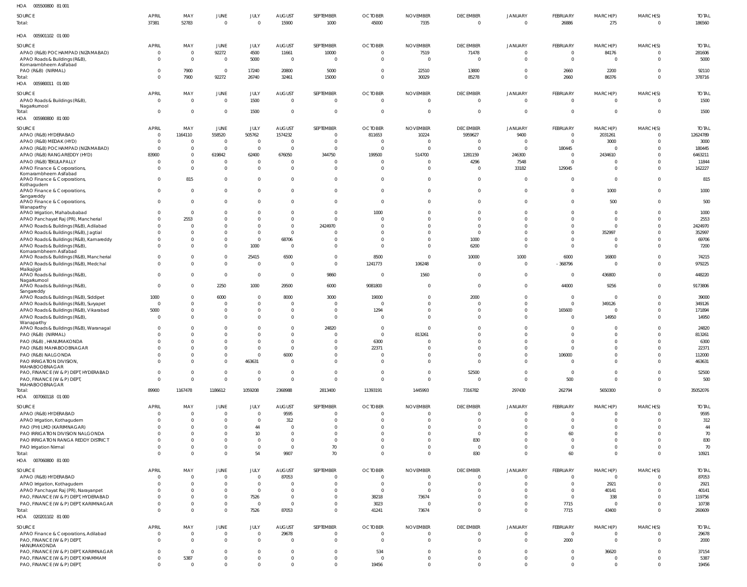HOA 005500800 81 001

| SOURCE | APRIL | MAY | JUNE | JULY | AUGUST | SEPTEMBER | OCTOBER | NOVEMBER | DECEMBER | JANUARY | FEBRUARY | MARCH(P) | MARCH(S) | TOTAL |
|---|---|---|---|---|---|---|---|---|---|---|---|---|---|---|
| Total: | 37381 | 52783 | 0 | 0 | 15900 | 1000 | 45000 | 7335 | 0 | 0 | 26886 | 275 | 0 | 186560 |

HOA 005901102 01 000

| SOURCE | APRIL | MAY | JUNE | JULY | AUGUST | SEPTEMBER | OCTOBER | NOVEMBER | DECEMBER | JANUARY | FEBRUARY | MARCH(P) | MARCH(S) | TOTAL |
|---|---|---|---|---|---|---|---|---|---|---|---|---|---|---|
| APAO (R&B) POCHAMPAD (NIZAMABAD) | 0 | 0 | 92272 | 4500 | 11661 | 10000 | 0 | 7519 | 71478 | 0 | 0 | 84176 | 0 | 281606 |
| APAO Roads & Buildings (R&B), Komarambheem Asifabad | 0 | 0 | 0 | 5000 | 0 | 0 | 0 | 0 | 0 | 0 | 0 | 0 | 0 | 5000 |
| PAO (R&B) (NIRMAL) | 0 | 7900 | 0 | 17240 | 20800 | 5000 | 0 | 22510 | 13800 | 0 | 2660 | 2200 | 0 | 92110 |
| Total: | 0 | 7900 | 92272 | 26740 | 32461 | 15000 | 0 | 30029 | 85278 | 0 | 2660 | 86376 | 0 | 378716 |

HOA 005980011 01 000

| SOURCE | APRIL | MAY | JUNE | JULY | AUGUST | SEPTEMBER | OCTOBER | NOVEMBER | DECEMBER | JANUARY | FEBRUARY | MARCH(P) | MARCH(S) | TOTAL |
|---|---|---|---|---|---|---|---|---|---|---|---|---|---|---|
| APAO Roads & Buildings (R&B), Nagarkurnool | 0 | 0 | 0 | 1500 | 0 | 0 | 0 | 0 | 0 | 0 | 0 | 0 | 0 | 1500 |
| Total: | 0 | 0 | 0 | 1500 | 0 | 0 | 0 | 0 | 0 | 0 | 0 | 0 | 0 | 1500 |

HOA 005980800 81 000

| SOURCE | APRIL | MAY | JUNE | JULY | AUGUST | SEPTEMBER | OCTOBER | NOVEMBER | DECEMBER | JANUARY | FEBRUARY | MARCH(P) | MARCH(S) | TOTAL |
|---|---|---|---|---|---|---|---|---|---|---|---|---|---|---|
| APAO (R&B) HYDERABAD | 0 | 1164110 | 558520 | 505762 | 1574232 | 0 | 811653 | 10224 | 5959627 | 9400 | 0 | 2031261 | 0 | 12624789 |
| APAO (R&B) MEDAK (HYD) | 0 | 0 | 0 | 0 | 0 | 0 | 0 | 0 | 0 | 0 | 0 | 3000 | 0 | 3000 |
| APAO (R&B) POCHAMPAD (NIZAMABAD) | 0 | 0 | 0 | 0 | 0 | 0 | 0 | 0 | 0 | 0 | 180445 | 0 | 0 | 180445 |
| APAO (R&B) RANGAREDDY (HYD) | 83900 | 0 | 619842 | 62400 | 676050 | 344750 | 199500 | 514700 | 1281159 | 246300 | 0 | 2434610 | 0 | 6463211 |
| APAO (R&B) TEKULAPALLY | 0 | 0 | 0 | 0 | 0 | 0 | 0 | 0 | 4296 | 7548 | 0 | 0 | 0 | 11844 |
| APAO Finance & Corporations, Komarambheem Asifabad | 0 | 0 | 0 | 0 | 0 | 0 | 0 | 0 | 0 | 33182 | 129045 | 0 | 0 | 162227 |
| APAO Finance & Corporations, Kothagudem | 0 | 815 | 0 | 0 | 0 | 0 | 0 | 0 | 0 | 0 | 0 | 0 | 0 | 815 |
| APAO Finance & Corporations, Sangareddy | 0 | 0 | 0 | 0 | 0 | 0 | 0 | 0 | 0 | 0 | 0 | 1000 | 0 | 1000 |
| APAO Finance & Corporations, Wanaparthy | 0 | 0 | 0 | 0 | 0 | 0 | 0 | 0 | 0 | 0 | 0 | 500 | 0 | 500 |
| APAO Irrigation, Mahabubabad | 0 | 0 | 0 | 0 | 0 | 0 | 1000 | 0 | 0 | 0 | 0 | 0 | 0 | 1000 |
| APAO Panchayat Raj (PR), Mancherial | 0 | 2553 | 0 | 0 | 0 | 0 | 0 | 0 | 0 | 0 | 0 | 0 | 0 | 2553 |
| APAO Roads & Buildings (R&B), Adilabad | 0 | 0 | 0 | 0 | 0 | 2424970 | 0 | 0 | 0 | 0 | 0 | 0 | 0 | 2424970 |
| APAO Roads & Buildings (R&B), Jagtial | 0 | 0 | 0 | 0 | 0 | 0 | 0 | 0 | 0 | 0 | 0 | 352997 | 0 | 352997 |
| APAO Roads & Buildings (R&B), Kamareddy | 0 | 0 | 0 | 0 | 68706 | 0 | 0 | 0 | 1000 | 0 | 0 | 0 | 0 | 69706 |
| APAO Roads & Buildings (R&B), Komarambheem Asifabad | 0 | 0 | 0 | 1000 | 0 | 0 | 0 | 0 | 6200 | 0 | 0 | 0 | 0 | 7200 |
| APAO Roads & Buildings (R&B), Mancherial | 0 | 0 | 0 | 25415 | 6500 | 0 | 8500 | 0 | 10000 | 1000 | 6000 | 16800 | 0 | 74215 |
| APAO Roads & Buildings (R&B), Medchal Malkajigiri | 0 | 0 | 0 | 0 | 0 | 0 | 1241773 | 106248 | 0 | 0 | -368796 | 0 | 0 | 979225 |
| APAO Roads & Buildings (R&B), Nagarkurnool | 0 | 0 | 0 | 0 | 0 | 9860 | 0 | 1560 | 0 | 0 | 0 | 436800 | 0 | 448220 |
| APAO Roads & Buildings (R&B), Sangareddy | 0 | 0 | 2250 | 1000 | 29500 | 6000 | 9081800 | 0 | 0 | 0 | 44000 | 9256 | 0 | 9173806 |
| APAO Roads & Buildings (R&B), Siddipet | 1000 | 0 | 6000 | 0 | 8000 | 3000 | 19000 | 0 | 2000 | 0 | 0 | 0 | 0 | 39000 |
| APAO Roads & Buildings (R&B), Suryapet | 0 | 0 | 0 | 0 | 0 | 0 | 0 | 0 | 0 | 0 | 0 | 349126 | 0 | 349126 |
| APAO Roads & Buildings (R&B), Vikarabad | 5000 | 0 | 0 | 0 | 0 | 0 | 1294 | 0 | 0 | 0 | 165600 | 0 | 0 | 171894 |
| APAO Roads & Buildings (R&B), Wanaparthy | 0 | 0 | 0 | 0 | 0 | 0 | 0 | 0 | 0 | 0 | 0 | 14950 | 0 | 14950 |
| APAO Roads & Buildings (R&B), Waranagal | 0 | 0 | 0 | 0 | 0 | 24820 | 0 | 0 | 0 | 0 | 0 | 0 | 0 | 24820 |
| PAO (R&B) (NIRMAL) | 0 | 0 | 0 | 0 | 0 | 0 | 0 | 813261 | 0 | 0 | 0 | 0 | 0 | 813261 |
| PAO (R&B), HANUMAKONDA | 0 | 0 | 0 | 0 | 0 | 0 | 6300 | 0 | 0 | 0 | 0 | 0 | 0 | 6300 |
| PAO (R&B) MAHABOOBNAGAR | 0 | 0 | 0 | 0 | 0 | 0 | 22371 | 0 | 0 | 0 | 0 | 0 | 0 | 22371 |
| PAO (R&B) NALGONDA | 0 | 0 | 0 | 0 | 6000 | 0 | 0 | 0 | 0 | 0 | 106000 | 0 | 0 | 112000 |
| PAO IRRIGATION DIVISION, MAHABOOBNAGAR | 0 | 0 | 0 | 463631 | 0 | 0 | 0 | 0 | 0 | 0 | 0 | 0 | 0 | 463631 |
| PAO, FINANCE (W & P) DEPT, HYDERABAD | 0 | 0 | 0 | 0 | 0 | 0 | 0 | 0 | 52500 | 0 | 0 | 0 | 0 | 52500 |
| PAO, FINANCE (W & P) DEPT, MAHABOOBNAGAR | 0 | 0 | 0 | 0 | 0 | 0 | 0 | 0 | 0 | 0 | 500 | 0 | 0 | 500 |
| Total: | 89900 | 1167478 | 1186612 | 1059208 | 2368988 | 2813400 | 11393191 | 1445993 | 7316782 | 297430 | 262794 | 5650300 | 0 | 35052076 |

HOA 007060118 01 000

| SOURCE | APRIL | MAY | JUNE | JULY | AUGUST | SEPTEMBER | OCTOBER | NOVEMBER | DECEMBER | JANUARY | FEBRUARY | MARCH(P) | MARCH(S) | TOTAL |
|---|---|---|---|---|---|---|---|---|---|---|---|---|---|---|
| APAO (R&B) HYDERABAD | 0 | 0 | 0 | 0 | 9595 | 0 | 0 | 0 | 0 | 0 | 0 | 0 | 0 | 9595 |
| APAO Irrigation, Kothagudem | 0 | 0 | 0 | 0 | 312 | 0 | 0 | 0 | 0 | 0 | 0 | 0 | 0 | 312 |
| PAO (PH) LMD (KARIMNAGAR) | 0 | 0 | 0 | 44 | 0 | 0 | 0 | 0 | 0 | 0 | 0 | 0 | 0 | 44 |
| PAO IRRIGATION DIVISION NALGONDA | 0 | 0 | 0 | 10 | 0 | 0 | 0 | 0 | 0 | 0 | 60 | 0 | 0 | 70 |
| PAO IRRIGATION RANGA REDDY DISTRICT | 0 | 0 | 0 | 0 | 0 | 0 | 0 | 0 | 830 | 0 | 0 | 0 | 0 | 830 |
| PAO Irrigation Nirmal | 0 | 0 | 0 | 0 | 0 | 70 | 0 | 0 | 0 | 0 | 0 | 0 | 0 | 70 |
| Total: | 0 | 0 | 0 | 54 | 9907 | 70 | 0 | 0 | 830 | 0 | 60 | 0 | 0 | 10921 |

HOA 007060800 81 000

| SOURCE | APRIL | MAY | JUNE | JULY | AUGUST | SEPTEMBER | OCTOBER | NOVEMBER | DECEMBER | JANUARY | FEBRUARY | MARCH(P) | MARCH(S) | TOTAL |
|---|---|---|---|---|---|---|---|---|---|---|---|---|---|---|
| APAO (R&B) HYDERABAD | 0 | 0 | 0 | 0 | 87053 | 0 | 0 | 0 | 0 | 0 | 0 | 0 | 0 | 87053 |
| APAO Irrigation, Kothagudem | 0 | 0 | 0 | 0 | 0 | 0 | 0 | 0 | 0 | 0 | 0 | 2921 | 0 | 2921 |
| APAO Panchayat Raj (PR), Narayanpet | 0 | 0 | 0 | 0 | 0 | 0 | 0 | 0 | 0 | 0 | 0 | 40141 | 0 | 40141 |
| PAO, FINANCE (W & P) DEPT, HYDERABAD | 0 | 0 | 0 | 7526 | 0 | 0 | 38218 | 73674 | 0 | 0 | 0 | 338 | 0 | 119756 |
| PAO, FINANCE (W & P) DEPT, KARIMNAGAR | 0 | 0 | 0 | 0 | 0 | 0 | 3023 | 0 | 0 | 0 | 7715 | 0 | 0 | 10738 |
| Total: | 0 | 0 | 0 | 7526 | 87053 | 0 | 41241 | 73674 | 0 | 0 | 7715 | 43400 | 0 | 260609 |

HOA 020201102 81 000

| SOURCE | APRIL | MAY | JUNE | JULY | AUGUST | SEPTEMBER | OCTOBER | NOVEMBER | DECEMBER | JANUARY | FEBRUARY | MARCH(P) | MARCH(S) | TOTAL |
|---|---|---|---|---|---|---|---|---|---|---|---|---|---|---|
| APAO Finance & Corporations, Adilabad | 0 | 0 | 0 | 0 | 29678 | 0 | 0 | 0 | 0 | 0 | 0 | 0 | 0 | 29678 |
| PAO, FINANCE (W & P) DEPT, HANUMAKONDA | 0 | 0 | 0 | 0 | 0 | 0 | 0 | 0 | 0 | 0 | 2000 | 0 | 0 | 2000 |
| PAO, FINANCE (W & P) DEPT, KARIMNAGAR | 0 | 0 | 0 | 0 | 0 | 0 | 534 | 0 | 0 | 0 | 0 | 36620 | 0 | 37154 |
| PAO, FINANCE (W & P) DEPT, KHAMMAM | 0 | 5387 | 0 | 0 | 0 | 0 | 0 | 0 | 0 | 0 | 0 | 0 | 0 | 5387 |
| PAO, FINANCE (W & P) DEPT, | 0 | 0 | 0 | 0 | 0 | 0 | 19456 | 0 | 0 | 0 | 0 | 0 | 0 | 19456 |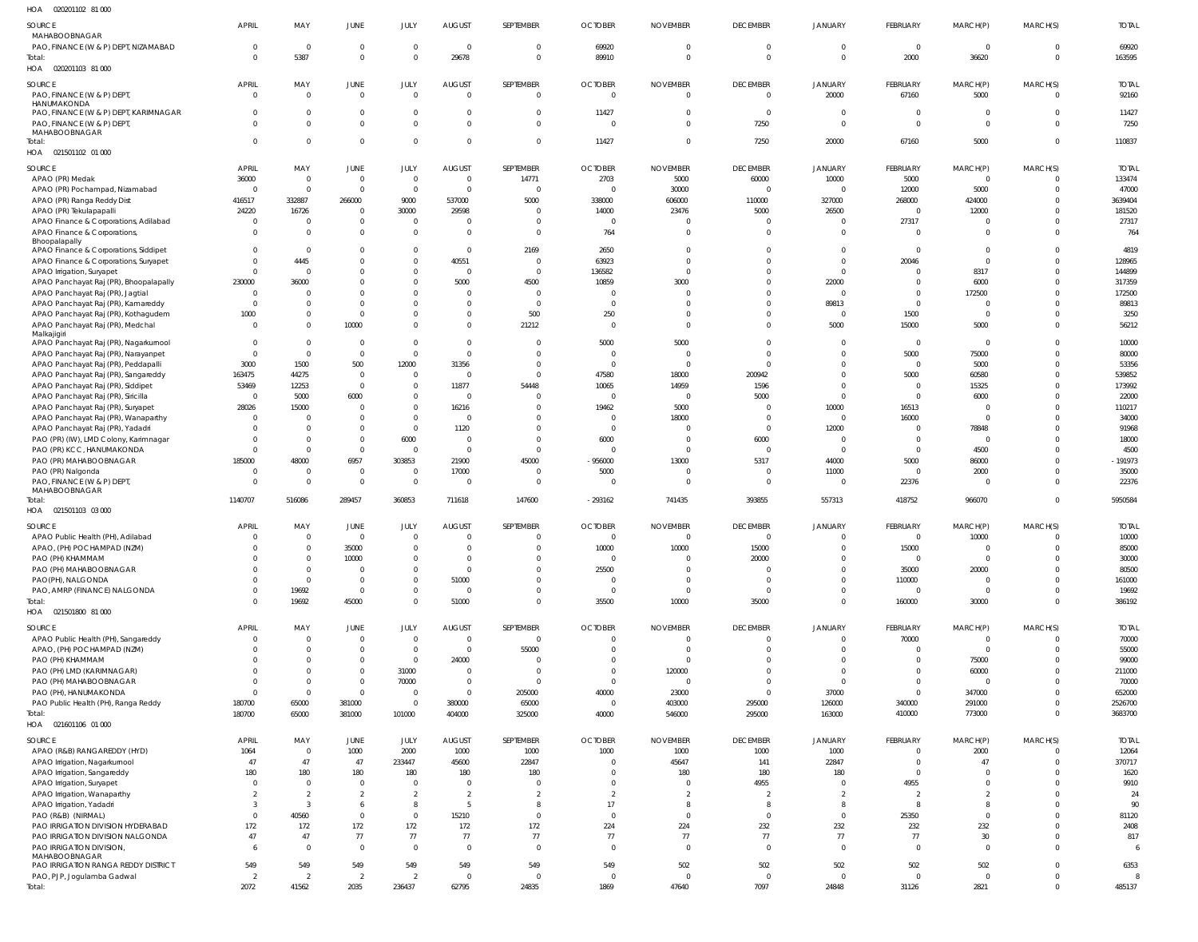HOA 020201102 81 000

| SOURCE | APRIL | MAY | JUNE | JULY | AUGUST | SEPTEMBER | OCTOBER | NOVEMBER | DECEMBER | JANUARY | FEBRUARY | MARCH(P) | MARCH(S) | TOTAL |
|---|---|---|---|---|---|---|---|---|---|---|---|---|---|---|
| MAHABOOBNAGAR | | | | | | | | | | | | | | |
| PAO, FINANCE (W & P) DEPT, NIZAMABAD | 0 | 0 | 0 | 0 | 0 | 0 | 69920 | 0 | 0 | 0 | 0 | 0 | 0 | 69920 |
| Total: | 0 | 5387 | 0 | 0 | 29678 | 0 | 89910 | 0 | 0 | 0 | 2000 | 36620 | 0 | 163595 |

HOA 020201103 81 000

| SOURCE | APRIL | MAY | JUNE | JULY | AUGUST | SEPTEMBER | OCTOBER | NOVEMBER | DECEMBER | JANUARY | FEBRUARY | MARCH(P) | MARCH(S) | TOTAL |
|---|---|---|---|---|---|---|---|---|---|---|---|---|---|---|
| PAO, FINANCE (W & P) DEPT, HANUMAKONDA | 0 | 0 | 0 | 0 | 0 | 0 | 0 | 0 | 0 | 20000 | 67160 | 5000 | 0 | 92160 |
| PAO, FINANCE (W & P) DEPT, KARIMNAGAR | 0 | 0 | 0 | 0 | 0 | 0 | 11427 | 0 | 0 | 0 | 0 | 0 | 0 | 11427 |
| PAO, FINANCE (W & P) DEPT, MAHABOOBNAGAR | 0 | 0 | 0 | 0 | 0 | 0 | 0 | 0 | 7250 | 0 | 0 | 0 | 0 | 7250 |
| Total: | 0 | 0 | 0 | 0 | 0 | 0 | 11427 | 0 | 7250 | 20000 | 67160 | 5000 | 0 | 110837 |

HOA 021501102 01 000

| SOURCE | APRIL | MAY | JUNE | JULY | AUGUST | SEPTEMBER | OCTOBER | NOVEMBER | DECEMBER | JANUARY | FEBRUARY | MARCH(P) | MARCH(S) | TOTAL |
|---|---|---|---|---|---|---|---|---|---|---|---|---|---|---|
| APAO (PR) Medak | 36000 | 0 | 0 | 0 | 0 | 14771 | 2703 | 5000 | 60000 | 10000 | 5000 | 0 | 0 | 133474 |
| APAO (PR) Pochampad, Nizamabad | 0 | 0 | 0 | 0 | 0 | 0 | 0 | 30000 | 0 | 0 | 12000 | 5000 | 0 | 47000 |
| APAO (PR) Ranga Reddy Dist | 416517 | 332887 | 266000 | 9000 | 537000 | 5000 | 338000 | 606000 | 110000 | 327000 | 268000 | 424000 | 0 | 3639404 |
| APAO (PR) Tekulapapalli | 24220 | 16726 | 0 | 30000 | 29598 | 0 | 14000 | 23476 | 5000 | 26500 | 0 | 12000 | 0 | 181520 |
| APAO Finance & Corporations, Adilabad | 0 | 0 | 0 | 0 | 0 | 0 | 0 | 0 | 0 | 0 | 27317 | 0 | 0 | 27317 |
| APAO Finance & Corporations, Bhoopalapally | 0 | 0 | 0 | 0 | 0 | 0 | 764 | 0 | 0 | 0 | 0 | 0 | 0 | 764 |
| APAO Finance & Corporations, Siddipet | 0 | 0 | 0 | 0 | 0 | 2169 | 2650 | 0 | 0 | 0 | 0 | 0 | 0 | 4819 |
| APAO Finance & Corporations, Suryapet | 0 | 4445 | 0 | 0 | 40551 | 0 | 63923 | 0 | 0 | 0 | 20046 | 0 | 0 | 128965 |
| APAO Irrigation, Suryapet | 0 | 0 | 0 | 0 | 0 | 0 | 136582 | 0 | 0 | 0 | 0 | 8317 | 0 | 144899 |
| APAO Panchayat Raj (PR), Bhoopalapally | 230000 | 36000 | 0 | 0 | 5000 | 4500 | 10859 | 3000 | 0 | 22000 | 0 | 6000 | 0 | 317359 |
| APAO Panchayat Raj (PR), Jagtial | 0 | 0 | 0 | 0 | 0 | 0 | 0 | 0 | 0 | 0 | 0 | 172500 | 0 | 172500 |
| APAO Panchayat Raj (PR), Kamareddy | 0 | 0 | 0 | 0 | 0 | 0 | 0 | 0 | 0 | 89813 | 0 | 0 | 0 | 89813 |
| APAO Panchayat Raj (PR), Kothagudem | 1000 | 0 | 0 | 0 | 0 | 500 | 250 | 0 | 0 | 0 | 1500 | 0 | 0 | 3250 |
| APAO Panchayat Raj (PR), Medchal Malkajigiri | 0 | 0 | 10000 | 0 | 0 | 21212 | 0 | 0 | 0 | 5000 | 15000 | 5000 | 0 | 56212 |
| APAO Panchayat Raj (PR), Nagarkurnool | 0 | 0 | 0 | 0 | 0 | 0 | 5000 | 5000 | 0 | 0 | 0 | 0 | 0 | 10000 |
| APAO Panchayat Raj (PR), Narayanpet | 0 | 0 | 0 | 0 | 0 | 0 | 0 | 0 | 0 | 0 | 5000 | 75000 | 0 | 80000 |
| APAO Panchayat Raj (PR), Peddapalli | 3000 | 1500 | 500 | 12000 | 31356 | 0 | 0 | 0 | 0 | 0 | 0 | 5000 | 0 | 53356 |
| APAO Panchayat Raj (PR), Sangareddy | 163475 | 44275 | 0 | 0 | 0 | 0 | 47580 | 18000 | 200942 | 0 | 5000 | 60580 | 0 | 539852 |
| APAO Panchayat Raj (PR), Siddipet | 53469 | 12253 | 0 | 0 | 11877 | 54448 | 10065 | 14959 | 1596 | 0 | 0 | 15325 | 0 | 173992 |
| APAO Panchayat Raj (PR), Siricilla | 0 | 5000 | 6000 | 0 | 0 | 0 | 0 | 0 | 5000 | 0 | 0 | 6000 | 0 | 22000 |
| APAO Panchayat Raj (PR), Suryapet | 28026 | 15000 | 0 | 0 | 16216 | 0 | 19462 | 5000 | 0 | 10000 | 16513 | 0 | 0 | 110217 |
| APAO Panchayat Raj (PR), Wanaparthy | 0 | 0 | 0 | 0 | 0 | 0 | 0 | 18000 | 0 | 0 | 16000 | 0 | 0 | 34000 |
| APAO Panchayat Raj (PR), Yadadri | 0 | 0 | 0 | 0 | 1120 | 0 | 0 | 0 | 0 | 12000 | 0 | 78848 | 0 | 91968 |
| PAO (PR) (IW), LMD Colony, Karimnagar | 0 | 0 | 0 | 6000 | 0 | 0 | 6000 | 0 | 6000 | 0 | 0 | 0 | 0 | 18000 |
| PAO (PR) KCC, HANUMAKONDA | 0 | 0 | 0 | 0 | 0 | 0 | 0 | 0 | 0 | 0 | 0 | 4500 | 0 | 4500 |
| PAO (PR) MAHABOOBNAGAR | 185000 | 48000 | 6957 | 303853 | 21900 | 45000 | -956000 | 13000 | 5317 | 44000 | 5000 | 86000 | 0 | -191973 |
| PAO (PR) Nalgonda | 0 | 0 | 0 | 0 | 17000 | 0 | 5000 | 0 | 0 | 11000 | 0 | 2000 | 0 | 35000 |
| PAO, FINANCE (W & P) DEPT, MAHABOOBNAGAR | 0 | 0 | 0 | 0 | 0 | 0 | 0 | 0 | 0 | 0 | 22376 | 0 | 0 | 22376 |
| Total: | 1140707 | 516086 | 289457 | 360853 | 711618 | 147600 | -293162 | 741435 | 393855 | 557313 | 418752 | 966070 | 0 | 5950584 |

HOA 021501103 03 000

| SOURCE | APRIL | MAY | JUNE | JULY | AUGUST | SEPTEMBER | OCTOBER | NOVEMBER | DECEMBER | JANUARY | FEBRUARY | MARCH(P) | MARCH(S) | TOTAL |
|---|---|---|---|---|---|---|---|---|---|---|---|---|---|---|
| APAO Public Health (PH), Adilabad | 0 | 0 | 0 | 0 | 0 | 0 | 0 | 0 | 0 | 0 | 0 | 10000 | 0 | 10000 |
| APAO, (PH) POCHAMPAD (NZM) | 0 | 0 | 35000 | 0 | 0 | 0 | 10000 | 10000 | 15000 | 0 | 15000 | 0 | 0 | 85000 |
| PAO (PH) KHAMMAM | 0 | 0 | 10000 | 0 | 0 | 0 | 0 | 0 | 20000 | 0 | 0 | 0 | 0 | 30000 |
| PAO (PH) MAHABOOBNAGAR | 0 | 0 | 0 | 0 | 0 | 0 | 25500 | 0 | 0 | 0 | 35000 | 20000 | 0 | 80500 |
| PAO(PH), NALGONDA | 0 | 0 | 0 | 0 | 51000 | 0 | 0 | 0 | 0 | 0 | 110000 | 0 | 0 | 161000 |
| PAO, AMRP (FINANCE) NALGONDA | 0 | 19692 | 0 | 0 | 0 | 0 | 0 | 0 | 0 | 0 | 0 | 0 | 0 | 19692 |
| Total: | 0 | 19692 | 45000 | 0 | 51000 | 0 | 35500 | 10000 | 35000 | 0 | 160000 | 30000 | 0 | 386192 |

HOA 021501800 81 000

| SOURCE | APRIL | MAY | JUNE | JULY | AUGUST | SEPTEMBER | OCTOBER | NOVEMBER | DECEMBER | JANUARY | FEBRUARY | MARCH(P) | MARCH(S) | TOTAL |
|---|---|---|---|---|---|---|---|---|---|---|---|---|---|---|
| APAO Public Health (PH), Sangareddy | 0 | 0 | 0 | 0 | 0 | 0 | 0 | 0 | 0 | 0 | 70000 | 0 | 0 | 70000 |
| APAO, (PH) POCHAMPAD (NZM) | 0 | 0 | 0 | 0 | 0 | 55000 | 0 | 0 | 0 | 0 | 0 | 0 | 0 | 55000 |
| PAO (PH) KHAMMAM | 0 | 0 | 0 | 0 | 24000 | 0 | 0 | 0 | 0 | 0 | 0 | 75000 | 0 | 99000 |
| PAO (PH) LMD (KARIMNAGAR) | 0 | 0 | 0 | 31000 | 0 | 0 | 0 | 120000 | 0 | 0 | 0 | 60000 | 0 | 211000 |
| PAO (PH) MAHABOOBNAGAR | 0 | 0 | 0 | 70000 | 0 | 0 | 0 | 0 | 0 | 0 | 0 | 0 | 0 | 70000 |
| PAO (PH), HANUMAKONDA | 0 | 0 | 0 | 0 | 0 | 205000 | 40000 | 23000 | 0 | 37000 | 0 | 347000 | 0 | 652000 |
| PAO Public Health (PH), Ranga Reddy | 180700 | 65000 | 381000 | 0 | 380000 | 65000 | 0 | 403000 | 295000 | 126000 | 340000 | 291000 | 0 | 2526700 |
| Total: | 180700 | 65000 | 381000 | 101000 | 404000 | 325000 | 40000 | 546000 | 295000 | 163000 | 410000 | 773000 | 0 | 3683700 |

HOA 021601106 01 000

| SOURCE | APRIL | MAY | JUNE | JULY | AUGUST | SEPTEMBER | OCTOBER | NOVEMBER | DECEMBER | JANUARY | FEBRUARY | MARCH(P) | MARCH(S) | TOTAL |
|---|---|---|---|---|---|---|---|---|---|---|---|---|---|---|
| APAO (R&B) RANGAREDDY (HYD) | 1064 | 0 | 1000 | 2000 | 1000 | 1000 | 1000 | 1000 | 1000 | 1000 | 0 | 2000 | 0 | 12064 |
| APAO Irrigation, Nagarkurnool | 47 | 47 | 47 | 233447 | 45600 | 22847 | 0 | 45647 | 141 | 22847 | 0 | 47 | 0 | 370717 |
| APAO Irrigation, Sangareddy | 180 | 180 | 180 | 180 | 180 | 180 | 0 | 180 | 180 | 180 | 0 | 0 | 0 | 1620 |
| APAO Irrigation, Suryapet | 0 | 0 | 0 | 0 | 0 | 0 | 0 | 0 | 4955 | 0 | 4955 | 0 | 0 | 9910 |
| APAO Irrigation, Wanaparthy | 2 | 2 | 2 | 2 | 2 | 2 | 2 | 2 | 2 | 2 | 2 | 2 | 0 | 24 |
| APAO Irrigation, Yadadri | 3 | 3 | 6 | 8 | 5 | 8 | 17 | 8 | 8 | 8 | 8 | 8 | 0 | 90 |
| PAO (R&B) (NIRMAL) | 0 | 40560 | 0 | 0 | 15210 | 0 | 0 | 0 | 0 | 0 | 25350 | 0 | 0 | 81120 |
| PAO IRRIGATION DIVISION HYDERABAD | 172 | 172 | 172 | 172 | 172 | 172 | 224 | 224 | 232 | 232 | 232 | 232 | 0 | 2408 |
| PAO IRRIGATION DIVISION NALGONDA | 47 | 47 | 77 | 77 | 77 | 77 | 77 | 77 | 77 | 77 | 77 | 30 | 0 | 817 |
| PAO IRRIGATION DIVISION, MAHABOOBNAGAR | 6 | 0 | 0 | 0 | 0 | 0 | 0 | 0 | 0 | 0 | 0 | 0 | 0 | 6 |
| PAO IRRIGATION RANGA REDDY DISTRICT | 549 | 549 | 549 | 549 | 549 | 549 | 549 | 502 | 502 | 502 | 502 | 502 | 0 | 6353 |
| PAO, PJP, Jogulamba Gadwal | 2 | 2 | 2 | 2 | 0 | 0 | 0 | 0 | 0 | 0 | 0 | 0 | 0 | 8 |
| Total: | 2072 | 41562 | 2035 | 236437 | 62795 | 24835 | 1869 | 47640 | 7097 | 24848 | 31126 | 2821 | 0 | 485137 |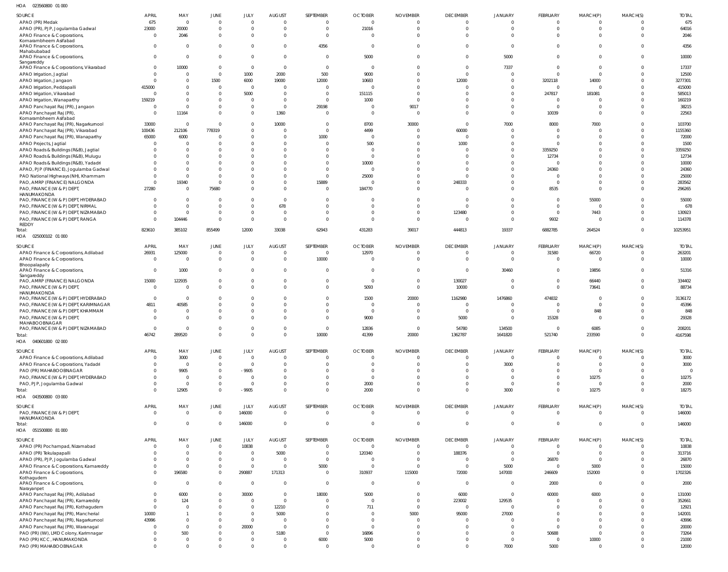HOA 023560800 01 000

| SOURCE | APRIL | MAY | JUNE | JULY | AUGUST | SEPTEMBER | OCTOBER | NOVEMBER | DECEMBER | JANUARY | FEBRUARY | MARCH(P) | MARCH(S) | TOTAL |
|---|---|---|---|---|---|---|---|---|---|---|---|---|---|---|
| APAO (PR) Medak | 675 | 0 | 0 | 0 | 0 | 0 | 0 | 0 | 0 | 0 | 0 | 0 | 0 | 675 |
| APAO (PR), PJP, Jogulamba Gadwal | 23000 | 20000 | 0 | 0 | 0 | 0 | 21016 | 0 | 0 | 0 | 0 | 0 | 0 | 64016 |
| APAO Finance & Corporations, Komarambheem Asifabad | 0 | 2046 | 0 | 0 | 0 | 0 | 0 | 0 | 0 | 0 | 0 | 0 | 0 | 2046 |
| APAO Finance & Corporations, Mahabubabad | 0 | 0 | 0 | 0 | 0 | 4356 | 0 | 0 | 0 | 0 | 0 | 0 | 0 | 4356 |
| APAO Finance & Corporations, Sangareddy | 0 | 0 | 0 | 0 | 0 | 0 | 5000 | 0 | 0 | 5000 | 0 | 0 | 0 | 10000 |
| APAO Finance & Corporations, Vikarabad | 0 | 10000 | 0 | 0 | 0 | 0 | 0 | 0 | 0 | 7337 | 0 | 0 | 0 | 17337 |
| APAO Irrigation, Jagtial | 0 | 0 | 0 | 1000 | 2000 | 500 | 9000 | 0 | 0 | 0 | 0 | 0 | 0 | 12500 |
| APAO Irrigation, Jangaon | 0 | 0 | 1500 | 6000 | 19000 | 12000 | 10683 | 0 | 12000 | 0 | 3202118 | 14000 | 0 | 3277301 |
| APAO Irrigation, Peddapalli | 415000 | 0 | 0 | 0 | 0 | 0 | 0 | 0 | 0 | 0 | 0 | 0 | 0 | 415000 |
| APAO Irrigation, Vikarabad | 0 | 0 | 0 | 5000 | 0 | 0 | 151115 | 0 | 0 | 0 | 247817 | 181081 | 0 | 585013 |
| APAO Irrigation, Wanaparthy | 159219 | 0 | 0 | 0 | 0 | 0 | 1000 | 0 | 0 | 0 | 0 | 0 | 0 | 160219 |
| APAO Panchayat Raj (PR), Jangaon | 0 | 0 | 0 | 0 | 0 | 29198 | 0 | 9017 | 0 | 0 | 0 | 0 | 0 | 38215 |
| APAO Panchayat Raj (PR), Komarambheem Asifabad | 0 | 11164 | 0 | 0 | 1360 | 0 | 0 | 0 | 0 | 0 | 10039 | 0 | 0 | 22563 |
| APAO Panchayat Raj (PR), Nagarkurnool | 33000 | 0 | 0 | 0 | 10000 | 0 | 8700 | 30000 | 0 | 7000 | 8000 | 7000 | 0 | 103700 |
| APAO Panchayat Raj (PR), Vikarabad | 100436 | 212106 | 778319 | 0 | 0 | 0 | 4499 | 0 | 60000 | 0 | 0 | 0 | 0 | 1155360 |
| APAO Panchayat Raj (PR), Wanaparthy | 65000 | 6000 | 0 | 0 | 0 | 1000 | 0 | 0 | 0 | 0 | 0 | 0 | 0 | 72000 |
| APAO Projects, Jagtial | 0 | 0 | 0 | 0 | 0 | 0 | 500 | 0 | 1000 | 0 | 0 | 0 | 0 | 1500 |
| APAO Roads & Buildings (R&B), Jagtial | 0 | 0 | 0 | 0 | 0 | 0 | 0 | 0 | 0 | 0 | 3359250 | 0 | 0 | 3359250 |
| APAO Roads & Buildings (R&B), Mulugu | 0 | 0 | 0 | 0 | 0 | 0 | 0 | 0 | 0 | 0 | 12734 | 0 | 0 | 12734 |
| APAO Roads & Buildings (R&B), Yadadri | 0 | 0 | 0 | 0 | 0 | 0 | 10000 | 0 | 0 | 0 | 0 | 0 | 0 | 10000 |
| APAO, PJP (FINANCE), Jogulamba Gadwal | 0 | 0 | 0 | 0 | 0 | 0 | 0 | 0 | 0 | 0 | 24360 | 0 | 0 | 24360 |
| PAO National Highways (NH), Khammam | 0 | 0 | 0 | 0 | 0 | 0 | 25000 | 0 | 0 | 0 | 0 | 0 | 0 | 25000 |
| PAO, AMRP (FINANCE) NALGONDA | 0 | 19340 | 0 | 0 | 0 | 15889 | 0 | 0 | 248333 | 0 | 0 | 0 | 0 | 283562 |
| PAO, FINANCE (W & P) DEPT, HANUMAKONDA | 27280 | 0 | 75680 | 0 | 0 | 0 | 184770 | 0 | 0 | 0 | 8535 | 0 | 0 | 296265 |
| PAO, FINANCE (W & P) DEPT, HYDERABAD | 0 | 0 | 0 | 0 | 0 | 0 | 0 | 0 | 0 | 0 | 0 | 55000 | 0 | 55000 |
| PAO, FINANCE (W & P) DEPT, NIRMAL | 0 | 0 | 0 | 0 | 678 | 0 | 0 | 0 | 0 | 0 | 0 | 0 | 0 | 678 |
| PAO, FINANCE (W & P) DEPT, NIZAMABAD | 0 | 0 | 0 | 0 | 0 | 0 | 0 | 0 | 123480 | 0 | 0 | 7443 | 0 | 130923 |
| PAO, FINANCE (W & P) DEPT, RANGA REDDY | 0 | 104446 | 0 | 0 | 0 | 0 | 0 | 0 | 0 | 0 | 9932 | 0 | 0 | 114378 |
| Total: | 823610 | 385102 | 855499 | 12000 | 33038 | 62943 | 431283 | 39017 | 444813 | 19337 | 6882785 | 264524 | 0 | 10253951 |

HOA 025000102 01 000

| SOURCE | APRIL | MAY | JUNE | JULY | AUGUST | SEPTEMBER | OCTOBER | NOVEMBER | DECEMBER | JANUARY | FEBRUARY | MARCH(P) | MARCH(S) | TOTAL |
|---|---|---|---|---|---|---|---|---|---|---|---|---|---|---|
| APAO Finance & Corporations, Adilabad | 26931 | 125000 | 0 | 0 | 0 | 0 | 12970 | 0 | 0 | 0 | 31580 | 66720 | 0 | 263201 |
| APAO Finance & Corporations, Bhoopalapally | 0 | 0 | 0 | 0 | 0 | 10000 | 0 | 0 | 0 | 0 | 0 | 0 | 0 | 10000 |
| APAO Finance & Corporations, Sangareddy | 0 | 1000 | 0 | 0 | 0 | 0 | 0 | 0 | 0 | 30460 | 0 | 19856 | 0 | 51316 |
| PAO, AMRP (FINANCE) NALGONDA | 15000 | 122935 | 0 | 0 | 0 | 0 | 0 | 0 | 130027 | 0 | 0 | 66440 | 0 | 334402 |
| PAO, FINANCE (W & P) DEPT, HANUMAKONDA | 0 | 0 | 0 | 0 | 0 | 0 | 5093 | 0 | 10000 | 0 | 0 | 73641 | 0 | 88734 |
| PAO, FINANCE (W & P) DEPT, HYDERABAD | 0 | 0 | 0 | 0 | 0 | 0 | 1500 | 20000 | 1162980 | 1476860 | 474832 | 0 | 0 | 3136172 |
| PAO, FINANCE (W & P) DEPT, KARIMNAGAR | 4811 | 40585 | 0 | 0 | 0 | 0 | 0 | 0 | 0 | 0 | 0 | 0 | 0 | 45396 |
| PAO, FINANCE (W & P) DEPT, KHAMMAM | 0 | 0 | 0 | 0 | 0 | 0 | 0 | 0 | 0 | 0 | 0 | 848 | 0 | 848 |
| PAO, FINANCE (W & P) DEPT, MAHABOOBNAGAR | 0 | 0 | 0 | 0 | 0 | 0 | 9000 | 0 | 5000 | 0 | 15328 | 0 | 0 | 29328 |
| PAO, FINANCE (W & P) DEPT, NIZAMABAD | 0 | 0 | 0 | 0 | 0 | 0 | 12836 | 0 | 54780 | 134500 | 0 | 6085 | 0 | 208201 |
| Total: | 46742 | 289520 | 0 | 0 | 0 | 10000 | 41399 | 20000 | 1362787 | 1641820 | 521740 | 233590 | 0 | 4167598 |

HOA 040601800 02 000

| SOURCE | APRIL | MAY | JUNE | JULY | AUGUST | SEPTEMBER | OCTOBER | NOVEMBER | DECEMBER | JANUARY | FEBRUARY | MARCH(P) | MARCH(S) | TOTAL |
|---|---|---|---|---|---|---|---|---|---|---|---|---|---|---|
| APAO Finance & Corporations, Adilabad | 0 | 3000 | 0 | 0 | 0 | 0 | 0 | 0 | 0 | 0 | 0 | 0 | 0 | 3000 |
| APAO Finance & Corporations, Yadadri | 0 | 0 | 0 | 0 | 0 | 0 | 0 | 0 | 0 | 3000 | 0 | 0 | 0 | 3000 |
| PAO (PR) MAHABOOBNAGAR | 0 | 9905 | 0 | -9905 | 0 | 0 | 0 | 0 | 0 | 0 | 0 | 0 | 0 | 0 |
| PAO, FINANCE (W & P) DEPT, HYDERABAD | 0 | 0 | 0 | 0 | 0 | 0 | 0 | 0 | 0 | 0 | 0 | 10275 | 0 | 10275 |
| PAO, PJP, Jogulamba Gadwal | 0 | 0 | 0 | 0 | 0 | 0 | 2000 | 0 | 0 | 0 | 0 | 0 | 0 | 2000 |
| Total: | 0 | 12905 | 0 | -9905 | 0 | 0 | 2000 | 0 | 0 | 3000 | 0 | 10275 | 0 | 18275 |

HOA 043500800 03 000

| SOURCE | APRIL | MAY | JUNE | JULY | AUGUST | SEPTEMBER | OCTOBER | NOVEMBER | DECEMBER | JANUARY | FEBRUARY | MARCH(P) | MARCH(S) | TOTAL |
|---|---|---|---|---|---|---|---|---|---|---|---|---|---|---|
| PAO, FINANCE (W & P) DEPT, HANUMAKONDA | 0 | 0 | 0 | 146000 | 0 | 0 | 0 | 0 | 0 | 0 | 0 | 0 | 0 | 146000 |
| Total: | 0 | 0 | 0 | 146000 | 0 | 0 | 0 | 0 | 0 | 0 | 0 | 0 | 0 | 146000 |

HOA 051500800 81 000

| SOURCE | APRIL | MAY | JUNE | JULY | AUGUST | SEPTEMBER | OCTOBER | NOVEMBER | DECEMBER | JANUARY | FEBRUARY | MARCH(P) | MARCH(S) | TOTAL |
|---|---|---|---|---|---|---|---|---|---|---|---|---|---|---|
| APAO (PR) Pochampad, Nizamabad | 0 | 0 | 0 | 10838 | 0 | 0 | 0 | 0 | 0 | 0 | 0 | 0 | 0 | 10838 |
| APAO (PR) Tekulapapalli | 0 | 0 | 0 | 0 | 5000 | 0 | 120340 | 0 | 188376 | 0 | 0 | 0 | 0 | 313716 |
| APAO (PR), PJP, Jogulamba Gadwal | 0 | 0 | 0 | 0 | 0 | 0 | 0 | 0 | 0 | 0 | 26870 | 0 | 0 | 26870 |
| APAO Finance & Corporations, Kamareddy | 0 | 0 | 0 | 0 | 0 | 5000 | 0 | 0 | 0 | 5000 | 0 | 5000 | 0 | 15000 |
| APAO Finance & Corporations, Kothagudem | 0 | 196580 | 0 | 290887 | 171313 | 0 | 310937 | 115000 | 72000 | 147000 | 246609 | 152000 | 0 | 1702326 |
| APAO Finance & Corporations, Narayanpet | 0 | 0 | 0 | 0 | 0 | 0 | 0 | 0 | 0 | 0 | 2000 | 0 | 0 | 2000 |
| APAO Panchayat Raj (PR), Adilabad | 0 | 6000 | 0 | 30000 | 0 | 18000 | 5000 | 0 | 6000 | 0 | 60000 | 6000 | 0 | 131000 |
| APAO Panchayat Raj (PR), Kamareddy | 0 | 124 | 0 | 0 | 0 | 0 | 0 | 0 | 223002 | 129535 | 0 | 0 | 0 | 352661 |
| APAO Panchayat Raj (PR), Kothagudem | 0 | 0 | 0 | 0 | 12210 | 0 | 711 | 0 | 0 | 0 | 0 | 0 | 0 | 12921 |
| APAO Panchayat Raj (PR), Mancherial | 10000 | 1 | 0 | 0 | 5000 | 0 | 0 | 5000 | 95000 | 27000 | 0 | 0 | 0 | 142001 |
| APAO Panchayat Raj (PR), Nagarkurnool | 43996 | 0 | 0 | 0 | 0 | 0 | 0 | 0 | 0 | 0 | 0 | 0 | 0 | 43996 |
| APAO Panchayat Raj (PR), Waranagal | 0 | 0 | 0 | 20000 | 0 | 0 | 0 | 0 | 0 | 0 | 0 | 0 | 0 | 20000 |
| PAO (PR) (IW), LMD Colony, Karimnagar | 0 | 500 | 0 | 0 | 5180 | 0 | 16896 | 0 | 0 | 0 | 50688 | 0 | 0 | 73264 |
| PAO (PR) KCC, HANUMAKONDA | 0 | 0 | 0 | 0 | 0 | 6000 | 5000 | 0 | 0 | 0 | 0 | 10000 | 0 | 21000 |
| PAO (PR) MAHABOOBNAGAR | 0 | 0 | 0 | 0 | 0 | 0 | 0 | 0 | 0 | 7000 | 5000 | 0 | 0 | 12000 |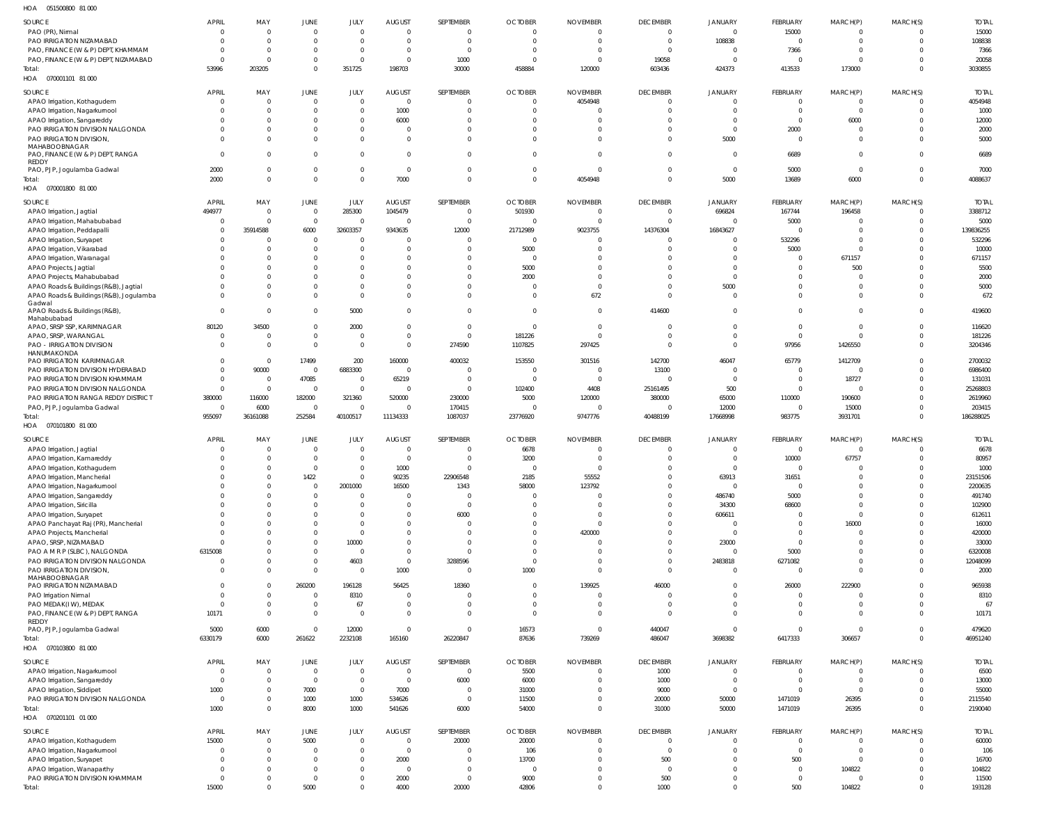HOA 051500800 81 000

| SOURCE | APRIL | MAY | JUNE | JULY | AUGUST | SEPTEMBER | OCTOBER | NOVEMBER | DECEMBER | JANUARY | FEBRUARY | MARCH(P) | MARCH(S) | TOTAL |
|---|---|---|---|---|---|---|---|---|---|---|---|---|---|---|
| PAO (PR), Nirmal | 0 | 0 | 0 | 0 | 0 | 0 | 0 | 0 | 0 | 0 | 15000 | 0 | 0 | 15000 |
| PAO IRRIGATION NIZAMABAD | 0 | 0 | 0 | 0 | 0 | 0 | 0 | 0 | 0 | 108838 | 0 | 0 | 0 | 108838 |
| PAO, FINANCE (W & P) DEPT, KHAMMAM | 0 | 0 | 0 | 0 | 0 | 0 | 0 | 0 | 0 | 0 | 7366 | 0 | 0 | 7366 |
| PAO, FINANCE (W & P) DEPT, NIZAMABAD | 0 | 0 | 0 | 0 | 0 | 1000 | 0 | 0 | 19058 | 0 | 0 | 0 | 0 | 20058 |
| Total: | 53996 | 203205 | 0 | 351725 | 198703 | 30000 | 458884 | 120000 | 603436 | 424373 | 413533 | 173000 | 0 | 3030855 |

HOA 070001101 81 000

| SOURCE | APRIL | MAY | JUNE | JULY | AUGUST | SEPTEMBER | OCTOBER | NOVEMBER | DECEMBER | JANUARY | FEBRUARY | MARCH(P) | MARCH(S) | TOTAL |
|---|---|---|---|---|---|---|---|---|---|---|---|---|---|---|
| APAO Irrigation, Kothagudem | 0 | 0 | 0 | 0 | 0 | 0 | 0 | 4054948 | 0 | 0 | 0 | 0 | 0 | 4054948 |
| APAO Irrigation, Nagarkurnool | 0 | 0 | 0 | 0 | 1000 | 0 | 0 | 0 | 0 | 0 | 0 | 0 | 0 | 1000 |
| APAO Irrigation, Sangareddy | 0 | 0 | 0 | 0 | 6000 | 0 | 0 | 0 | 0 | 0 | 0 | 6000 | 0 | 12000 |
| PAO IRRIGATION DIVISION NALGONDA | 0 | 0 | 0 | 0 | 0 | 0 | 0 | 0 | 0 | 0 | 2000 | 0 | 0 | 2000 |
| PAO IRRIGATION DIVISION, MAHABOOBNAGAR | 0 | 0 | 0 | 0 | 0 | 0 | 0 | 0 | 0 | 5000 | 0 | 0 | 0 | 5000 |
| PAO, FINANCE (W & P) DEPT, RANGA REDDY | 0 | 0 | 0 | 0 | 0 | 0 | 0 | 0 | 0 | 0 | 6689 | 0 | 0 | 6689 |
| PAO, PJP, Jogulamba Gadwal | 2000 | 0 | 0 | 0 | 0 | 0 | 0 | 0 | 0 | 0 | 5000 | 0 | 0 | 7000 |
| Total: | 2000 | 0 | 0 | 0 | 7000 | 0 | 0 | 4054948 | 0 | 5000 | 13689 | 6000 | 0 | 4088637 |

HOA 070001800 81 000

| SOURCE | APRIL | MAY | JUNE | JULY | AUGUST | SEPTEMBER | OCTOBER | NOVEMBER | DECEMBER | JANUARY | FEBRUARY | MARCH(P) | MARCH(S) | TOTAL |
|---|---|---|---|---|---|---|---|---|---|---|---|---|---|---|
| APAO Irrigation, Jagtial | 494977 | 0 | 0 | 285300 | 1045479 | 0 | 501930 | 0 | 0 | 696824 | 167744 | 196458 | 0 | 3388712 |
| APAO Irrigation, Mahabubabad | 0 | 0 | 0 | 0 | 0 | 0 | 0 | 0 | 0 | 0 | 5000 | 0 | 0 | 5000 |
| APAO Irrigation, Peddapalli | 0 | 35914588 | 6000 | 32603357 | 9343635 | 12000 | 21712989 | 9023755 | 14376304 | 16843627 | 0 | 0 | 0 | 139836255 |
| APAO Irrigation, Suryapet | 0 | 0 | 0 | 0 | 0 | 0 | 0 | 0 | 0 | 0 | 532296 | 0 | 0 | 532296 |
| APAO Irrigation, Vikarabad | 0 | 0 | 0 | 0 | 0 | 0 | 5000 | 0 | 0 | 0 | 5000 | 0 | 0 | 10000 |
| APAO Irrigation, Waranagal | 0 | 0 | 0 | 0 | 0 | 0 | 0 | 0 | 0 | 0 | 0 | 671157 | 0 | 671157 |
| APAO Projects, Jagtial | 0 | 0 | 0 | 0 | 0 | 0 | 5000 | 0 | 0 | 0 | 0 | 500 | 0 | 5500 |
| APAO Projects, Mahabubabad | 0 | 0 | 0 | 0 | 0 | 0 | 2000 | 0 | 0 | 0 | 0 | 0 | 0 | 2000 |
| APAO Roads & Buildings (R&B), Jagtial | 0 | 0 | 0 | 0 | 0 | 0 | 0 | 0 | 0 | 5000 | 0 | 0 | 0 | 5000 |
| APAO Roads & Buildings (R&B), Jogulamba Gadwal | 0 | 0 | 0 | 0 | 0 | 0 | 0 | 672 | 0 | 0 | 0 | 0 | 0 | 672 |
| APAO Roads & Buildings (R&B), Mahabubabad | 0 | 0 | 0 | 5000 | 0 | 0 | 0 | 0 | 414600 | 0 | 0 | 0 | 0 | 419600 |
| APAO, SRSP SSP, KARIMNAGAR | 80120 | 34500 | 0 | 2000 | 0 | 0 | 0 | 0 | 0 | 0 | 0 | 0 | 0 | 116620 |
| APAO, SRSP, WARANGAL | 0 | 0 | 0 | 0 | 0 | 0 | 181226 | 0 | 0 | 0 | 0 | 0 | 0 | 181226 |
| PAO - IRRIGATION DIVISION HANUMAKONDA | 0 | 0 | 0 | 0 | 0 | 274590 | 1107825 | 297425 | 0 | 0 | 97956 | 1426550 | 0 | 3204346 |
| PAO IRRIGATION KARIMNAGAR | 0 | 0 | 17499 | 200 | 160000 | 400032 | 153550 | 301516 | 142700 | 46047 | 65779 | 1412709 | 0 | 2700032 |
| PAO IRRIGATION DIVISION HYDERABAD | 0 | 90000 | 0 | 6883300 | 0 | 0 | 0 | 0 | 13100 | 0 | 0 | 0 | 0 | 6986400 |
| PAO IRRIGATION DIVISION KHAMMAM | 0 | 0 | 47085 | 0 | 65219 | 0 | 0 | 0 | 0 | 0 | 0 | 18727 | 0 | 131031 |
| PAO IRRIGATION DIVISION NALGONDA | 0 | 0 | 0 | 0 | 0 | 0 | 102400 | 4408 | 25161495 | 500 | 0 | 0 | 0 | 25268803 |
| PAO IRRIGATION RANGA REDDY DISTRICT | 380000 | 116000 | 182000 | 321360 | 520000 | 230000 | 5000 | 120000 | 380000 | 65000 | 110000 | 190600 | 0 | 2619960 |
| PAO, PJP, Jogulamba Gadwal | 0 | 6000 | 0 | 0 | 0 | 170415 | 0 | 0 | 0 | 12000 | 0 | 15000 | 0 | 203415 |
| Total: | 955097 | 36161088 | 252584 | 40100517 | 11134333 | 1087037 | 23776920 | 9747776 | 40488199 | 17668998 | 983775 | 3931701 | 0 | 186288025 |

HOA 070101800 81 000

| SOURCE | APRIL | MAY | JUNE | JULY | AUGUST | SEPTEMBER | OCTOBER | NOVEMBER | DECEMBER | JANUARY | FEBRUARY | MARCH(P) | MARCH(S) | TOTAL |
|---|---|---|---|---|---|---|---|---|---|---|---|---|---|---|
| APAO Irrigation, Jagtial | 0 | 0 | 0 | 0 | 0 | 0 | 6678 | 0 | 0 | 0 | 0 | 0 | 0 | 6678 |
| APAO Irrigation, Kamareddy | 0 | 0 | 0 | 0 | 0 | 0 | 3200 | 0 | 0 | 0 | 10000 | 67757 | 0 | 80957 |
| APAO Irrigation, Kothagudem | 0 | 0 | 0 | 0 | 1000 | 0 | 0 | 0 | 0 | 0 | 0 | 0 | 0 | 1000 |
| APAO Irrigation, Mancherial | 0 | 0 | 1422 | 0 | 90235 | 22906548 | 2185 | 55552 | 0 | 63913 | 31651 | 0 | 0 | 23151506 |
| APAO Irrigation, Nagarkurnool | 0 | 0 | 0 | 2001000 | 16500 | 1343 | 58000 | 123792 | 0 | 0 | 0 | 0 | 0 | 2200635 |
| APAO Irrigation, Sangareddy | 0 | 0 | 0 | 0 | 0 | 0 | 0 | 0 | 0 | 486740 | 5000 | 0 | 0 | 491740 |
| APAO Irrigation, Siricilla | 0 | 0 | 0 | 0 | 0 | 0 | 0 | 0 | 0 | 34300 | 68600 | 0 | 0 | 102900 |
| APAO Irrigation, Suryapet | 0 | 0 | 0 | 0 | 0 | 6000 | 0 | 0 | 0 | 606611 | 0 | 0 | 0 | 612611 |
| APAO Panchayat Raj (PR), Mancherial | 0 | 0 | 0 | 0 | 0 | 0 | 0 | 0 | 0 | 0 | 0 | 16000 | 0 | 16000 |
| APAO Projects, Mancherial | 0 | 0 | 0 | 0 | 0 | 0 | 0 | 420000 | 0 | 0 | 0 | 0 | 0 | 420000 |
| APAO, SRSP, NIZAMABAD | 0 | 0 | 0 | 10000 | 0 | 0 | 0 | 0 | 0 | 23000 | 0 | 0 | 0 | 33000 |
| PAO A M R P (SLBC), NALGONDA | 6315008 | 0 | 0 | 0 | 0 | 0 | 0 | 0 | 0 | 0 | 5000 | 0 | 0 | 6320008 |
| PAO IRRIGATION DIVISION NALGONDA | 0 | 0 | 0 | 4603 | 0 | 3288596 | 0 | 0 | 0 | 2483818 | 6271082 | 0 | 0 | 12048099 |
| PAO IRRIGATION DIVISION, MAHABOOBNAGAR | 0 | 0 | 0 | 0 | 1000 | 0 | 1000 | 0 | 0 | 0 | 0 | 0 | 0 | 2000 |
| PAO IRRIGATION NIZAMABAD | 0 | 0 | 260200 | 196128 | 56425 | 18360 | 0 | 139925 | 46000 | 0 | 26000 | 222900 | 0 | 965938 |
| PAO Irrigation Nirmal | 0 | 0 | 0 | 8310 | 0 | 0 | 0 | 0 | 0 | 0 | 0 | 0 | 0 | 8310 |
| PAO MEDAK(IW), MEDAK | 0 | 0 | 0 | 67 | 0 | 0 | 0 | 0 | 0 | 0 | 0 | 0 | 0 | 67 |
| PAO, FINANCE (W & P) DEPT, RANGA REDDY | 10171 | 0 | 0 | 0 | 0 | 0 | 0 | 0 | 0 | 0 | 0 | 0 | 0 | 10171 |
| PAO, PJP, Jogulamba Gadwal | 5000 | 6000 | 0 | 12000 | 0 | 0 | 16573 | 0 | 440047 | 0 | 0 | 0 | 0 | 479620 |
| Total: | 6330179 | 6000 | 261622 | 2232108 | 165160 | 26220847 | 87636 | 739269 | 486047 | 3698382 | 6417333 | 306657 | 0 | 46951240 |

HOA 070103800 81 000

| SOURCE | APRIL | MAY | JUNE | JULY | AUGUST | SEPTEMBER | OCTOBER | NOVEMBER | DECEMBER | JANUARY | FEBRUARY | MARCH(P) | MARCH(S) | TOTAL |
|---|---|---|---|---|---|---|---|---|---|---|---|---|---|---|
| APAO Irrigation, Nagarkurnool | 0 | 0 | 0 | 0 | 0 | 0 | 5500 | 0 | 1000 | 0 | 0 | 0 | 0 | 6500 |
| APAO Irrigation, Sangareddy | 0 | 0 | 0 | 0 | 0 | 6000 | 6000 | 0 | 1000 | 0 | 0 | 0 | 0 | 13000 |
| APAO Irrigation, Siddipet | 1000 | 0 | 7000 | 0 | 7000 | 0 | 31000 | 0 | 9000 | 0 | 0 | 0 | 0 | 55000 |
| PAO IRRIGATION DIVISION NALGONDA | 0 | 0 | 1000 | 1000 | 534626 | 0 | 11500 | 0 | 20000 | 50000 | 1471019 | 26395 | 0 | 2115540 |
| Total: | 1000 | 0 | 8000 | 1000 | 541626 | 6000 | 54000 | 0 | 31000 | 50000 | 1471019 | 26395 | 0 | 2190040 |

HOA 070201101 01 000

| SOURCE | APRIL | MAY | JUNE | JULY | AUGUST | SEPTEMBER | OCTOBER | NOVEMBER | DECEMBER | JANUARY | FEBRUARY | MARCH(P) | MARCH(S) | TOTAL |
|---|---|---|---|---|---|---|---|---|---|---|---|---|---|---|
| APAO Irrigation, Kothagudem | 15000 | 0 | 5000 | 0 | 0 | 20000 | 20000 | 0 | 0 | 0 | 0 | 0 | 0 | 60000 |
| APAO Irrigation, Nagarkurnool | 0 | 0 | 0 | 0 | 0 | 0 | 106 | 0 | 0 | 0 | 0 | 0 | 0 | 106 |
| APAO Irrigation, Suryapet | 0 | 0 | 0 | 0 | 2000 | 0 | 13700 | 0 | 500 | 0 | 500 | 0 | 0 | 16700 |
| APAO Irrigation, Wanaparthy | 0 | 0 | 0 | 0 | 0 | 0 | 0 | 0 | 0 | 0 | 0 | 104822 | 0 | 104822 |
| PAO IRRIGATION DIVISION KHAMMAM | 0 | 0 | 0 | 0 | 2000 | 0 | 9000 | 0 | 500 | 0 | 0 | 0 | 0 | 11500 |
| Total: | 15000 | 0 | 5000 | 0 | 4000 | 20000 | 42806 | 0 | 1000 | 0 | 500 | 104822 | 0 | 193128 |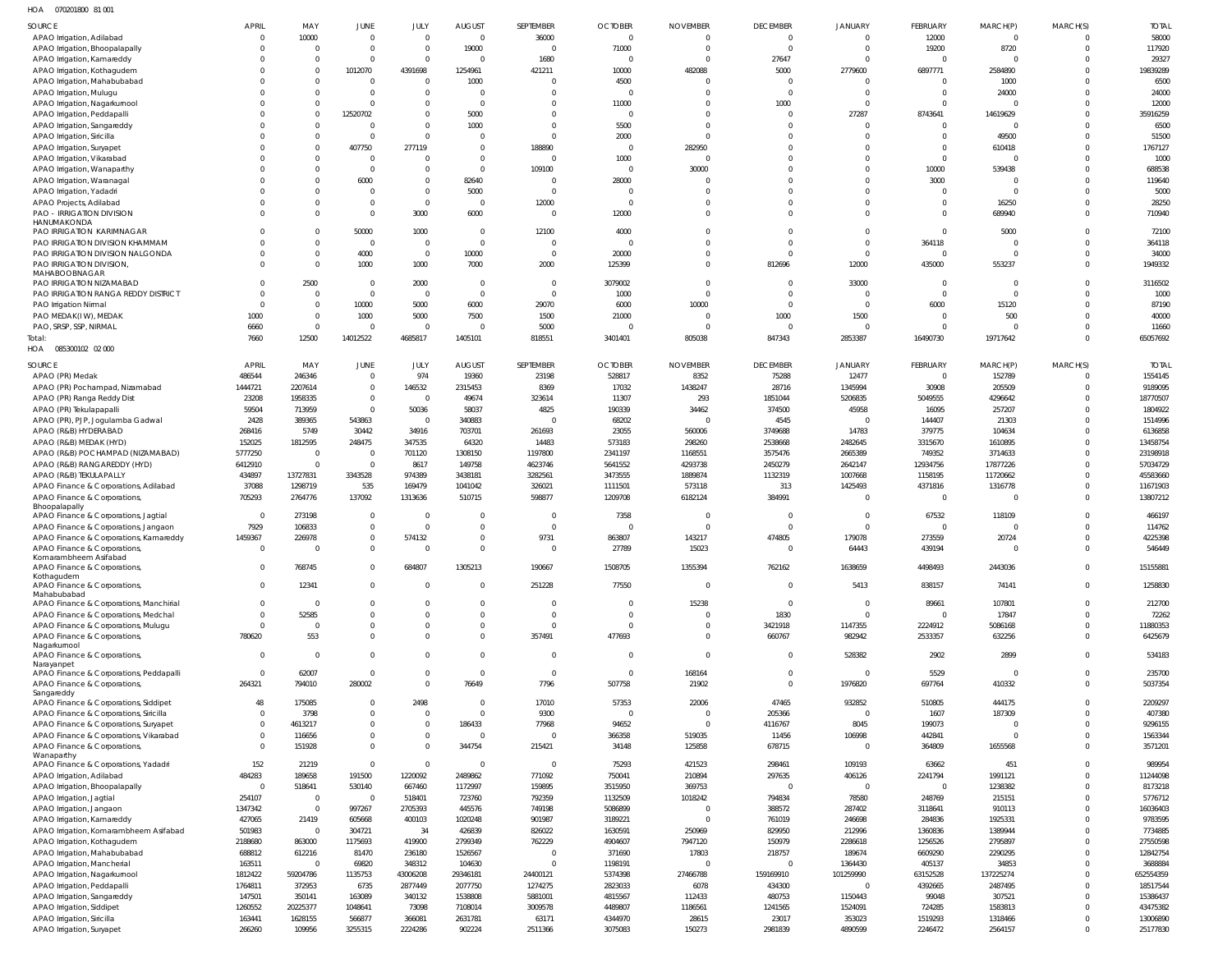HOA 070201800 81 001

| SOURCE | APRIL | MAY | JUNE | JULY | AUGUST | SEPTEMBER | OCTOBER | NOVEMBER | DECEMBER | JANUARY | FEBRUARY | MARCH(P) | MARCH(S) | TOTAL |
|---|---|---|---|---|---|---|---|---|---|---|---|---|---|---|
| APAO Irrigation, Adilabad | 0 | 10000 | 0 | 0 | 0 | 36000 | 0 | 0 | 0 | 0 | 12000 | 0 | 0 | 58000 |
| APAO Irrigation, Bhoopalapally | 0 | 0 | 0 | 0 | 19000 | 0 | 71000 | 0 | 0 | 0 | 19200 | 8720 | 0 | 117920 |
| APAO Irrigation, Kamareddy | 0 | 0 | 0 | 0 | 0 | 1680 | 0 | 0 | 27647 | 0 | 0 | 0 | 0 | 29327 |
| APAO Irrigation, Kothagudem | 0 | 0 | 1012070 | 4391698 | 1254961 | 421211 | 10000 | 482088 | 5000 | 2779600 | 6897771 | 2584890 | 0 | 19839289 |
| APAO Irrigation, Mahabubabad | 0 | 0 | 0 | 0 | 1000 | 0 | 4500 | 0 | 0 | 0 | 0 | 1000 | 0 | 6500 |
| APAO Irrigation, Mulugu | 0 | 0 | 0 | 0 | 0 | 0 | 0 | 0 | 0 | 0 | 0 | 24000 | 0 | 24000 |
| APAO Irrigation, Nagarkurnool | 0 | 0 | 0 | 0 | 0 | 0 | 11000 | 0 | 1000 | 0 | 0 | 0 | 0 | 12000 |
| APAO Irrigation, Peddapalli | 0 | 0 | 12520702 | 0 | 5000 | 0 | 0 | 0 | 0 | 27287 | 8743641 | 14619629 | 0 | 35916259 |
| APAO Irrigation, Sangareddy | 0 | 0 | 0 | 0 | 1000 | 0 | 5500 | 0 | 0 | 0 | 0 | 0 | 0 | 6500 |
| APAO Irrigation, Siricilla | 0 | 0 | 0 | 0 | 0 | 0 | 2000 | 0 | 0 | 0 | 0 | 49500 | 0 | 51500 |
| APAO Irrigation, Suryapet | 0 | 0 | 407750 | 277119 | 0 | 188890 | 0 | 282950 | 0 | 0 | 0 | 610418 | 0 | 1767127 |
| APAO Irrigation, Vikarabad | 0 | 0 | 0 | 0 | 0 | 0 | 1000 | 0 | 0 | 0 | 0 | 0 | 0 | 1000 |
| APAO Irrigation, Wanaparthy | 0 | 0 | 0 | 0 | 0 | 109100 | 0 | 30000 | 0 | 0 | 10000 | 539438 | 0 | 688538 |
| APAO Irrigation, Waranagal | 0 | 0 | 6000 | 0 | 82640 | 0 | 28000 | 0 | 0 | 0 | 3000 | 0 | 0 | 119640 |
| APAO Irrigation, Yadadri | 0 | 0 | 0 | 0 | 5000 | 0 | 0 | 0 | 0 | 0 | 0 | 0 | 0 | 5000 |
| APAO Projects, Adilabad | 0 | 0 | 0 | 0 | 0 | 12000 | 0 | 0 | 0 | 0 | 0 | 16250 | 0 | 28250 |
| PAO - IRRIGATION DIVISION HANUMAKONDA | 0 | 0 | 0 | 3000 | 6000 | 0 | 12000 | 0 | 0 | 0 | 0 | 689940 | 0 | 710940 |
| PAO IRRIGATION KARIMNAGAR | 0 | 0 | 50000 | 1000 | 0 | 12100 | 4000 | 0 | 0 | 0 | 0 | 5000 | 0 | 72100 |
| PAO IRRIGATION DIVISION KHAMMAM | 0 | 0 | 0 | 0 | 0 | 0 | 0 | 0 | 0 | 0 | 364118 | 0 | 0 | 364118 |
| PAO IRRIGATION DIVISION NALGONDA | 0 | 0 | 4000 | 0 | 10000 | 0 | 20000 | 0 | 0 | 0 | 0 | 0 | 0 | 34000 |
| PAO IRRIGATION DIVISION, MAHABOOBNAGAR | 0 | 0 | 1000 | 1000 | 7000 | 2000 | 125399 | 0 | 812696 | 12000 | 435000 | 553237 | 0 | 1949332 |
| PAO IRRIGATION NIZAMABAD | 0 | 2500 | 0 | 2000 | 0 | 0 | 3079002 | 0 | 0 | 33000 | 0 | 0 | 0 | 3116502 |
| PAO IRRIGATION RANGA REDDY DISTRICT | 0 | 0 | 0 | 0 | 0 | 0 | 1000 | 0 | 0 | 0 | 0 | 0 | 0 | 1000 |
| PAO Irrigation Nirmal | 0 | 0 | 10000 | 5000 | 6000 | 29070 | 6000 | 10000 | 0 | 0 | 6000 | 15120 | 0 | 87190 |
| PAO MEDAK(IW), MEDAK | 1000 | 0 | 1000 | 5000 | 7500 | 1500 | 21000 | 0 | 1000 | 1500 | 0 | 500 | 0 | 40000 |
| PAO, SRSP, SSP, NIRMAL | 6660 | 0 | 0 | 0 | 0 | 5000 | 0 | 0 | 0 | 0 | 0 | 0 | 0 | 11660 |
| Total: | 7660 | 12500 | 14012522 | 4685817 | 1405101 | 818551 | 3401401 | 805038 | 847343 | 2853387 | 16490730 | 19717642 | 0 | 65057692 |

HOA 085300102 02 000

| SOURCE | APRIL | MAY | JUNE | JULY | AUGUST | SEPTEMBER | OCTOBER | NOVEMBER | DECEMBER | JANUARY | FEBRUARY | MARCH(P) | MARCH(S) | TOTAL |
|---|---|---|---|---|---|---|---|---|---|---|---|---|---|---|
| APAO (PR) Medak | 486544 | 246346 | 0 | 974 | 19360 | 23198 | 528817 | 8352 | 75288 | 12477 | 0 | 152789 | 0 | 1554145 |
| APAO (PR) Pochampad, Nizamabad | 1444721 | 2207614 | 0 | 146532 | 2315453 | 8369 | 17032 | 1438247 | 28716 | 1345994 | 30908 | 205509 | 0 | 9189095 |
| APAO (PR) Ranga Reddy Dist | 23208 | 1958335 | 0 | 0 | 49674 | 323614 | 11307 | 293 | 1851044 | 5206835 | 5049555 | 4296642 | 0 | 18770507 |
| APAO (PR) Tekulapalli | 59504 | 713959 | 0 | 50036 | 58037 | 4825 | 190339 | 34462 | 374500 | 45958 | 16095 | 257207 | 0 | 1804922 |
| APAO (PR), PJP, Jogulamba Gadwal | 2428 | 389365 | 543863 | 0 | 340883 | 0 | 68202 | 0 | 4545 | 0 | 144407 | 21303 | 0 | 1514996 |
| APAO (R&B) HYDERABAD | 268416 | 5749 | 30442 | 34916 | 703701 | 261693 | 23055 | 560006 | 3749688 | 14783 | 379775 | 104634 | 0 | 6136858 |
| APAO (R&B) MEDAK (HYD) | 152025 | 1812595 | 248475 | 347535 | 64320 | 14483 | 573183 | 298260 | 2538668 | 2482645 | 3315670 | 1610895 | 0 | 13458754 |
| APAO (R&B) POCHAMPAD (NIZAMABAD) | 5777250 | 0 | 0 | 701120 | 1308150 | 1197800 | 2341197 | 1168551 | 3575476 | 2665389 | 749352 | 3714633 | 0 | 23198918 |
| APAO (R&B) RANGAREDDY (HYD) | 6412910 | 0 | 0 | 8617 | 149758 | 4623746 | 5641552 | 4293738 | 2450279 | 2642147 | 12934756 | 17877226 | 0 | 57034729 |
| APAO (R&B) TEKULAPALLY | 434897 | 13727831 | 3343528 | 974389 | 3438181 | 3282561 | 3473555 | 1889874 | 1132319 | 1007668 | 1158195 | 11720662 | 0 | 45583660 |
| APAO Finance & Corporations, Adilabad | 37088 | 1298719 | 535 | 169479 | 1041042 | 326021 | 1111501 | 573118 | 313 | 1425493 | 4371816 | 1316778 | 0 | 11671903 |
| APAO Finance & Corporations, Bhoopalapally | 705293 | 2764776 | 137092 | 1313636 | 510715 | 598877 | 1209708 | 6182124 | 384991 | 0 | 0 | 0 | 0 | 13807212 |
| APAO Finance & Corporations, Jagtial | 0 | 273198 | 0 | 0 | 0 | 0 | 7358 | 0 | 0 | 0 | 67532 | 118109 | 0 | 466197 |
| APAO Finance & Corporations, Jangaon | 7929 | 106833 | 0 | 0 | 0 | 0 | 0 | 0 | 0 | 0 | 0 | 0 | 0 | 114762 |
| APAO Finance & Corporations, Kamareddy | 1459367 | 226978 | 0 | 574132 | 0 | 9731 | 863807 | 143217 | 474805 | 179078 | 273559 | 20724 | 0 | 4225398 |
| APAO Finance & Corporations, Komarambheem Asifabad | 0 | 0 | 0 | 0 | 0 | 0 | 27789 | 15023 | 0 | 64443 | 439194 | 0 | 0 | 546449 |
| APAO Finance & Corporations, Kothagudem | 0 | 768745 | 0 | 684807 | 1305213 | 190667 | 1508705 | 1355394 | 762162 | 1638659 | 4498493 | 2443036 | 0 | 15155881 |
| APAO Finance & Corporations, Mahabubabad | 0 | 12341 | 0 | 0 | 0 | 251228 | 77550 | 0 | 0 | 5413 | 838157 | 74141 | 0 | 1258830 |
| APAO Finance & Corporations, Manchirial | 0 | 0 | 0 | 0 | 0 | 0 | 0 | 15238 | 0 | 0 | 89661 | 107801 | 0 | 212700 |
| APAO Finance & Corporations, Medchal | 0 | 52585 | 0 | 0 | 0 | 0 | 0 | 0 | 1830 | 0 | 0 | 17847 | 0 | 72262 |
| APAO Finance & Corporations, Mulugu | 0 | 0 | 0 | 0 | 0 | 0 | 0 | 0 | 3421918 | 1147355 | 2224912 | 5086168 | 0 | 11880353 |
| APAO Finance & Corporations, Nagarkurnool | 780620 | 553 | 0 | 0 | 0 | 357491 | 477693 | 0 | 660767 | 982942 | 2533357 | 632256 | 0 | 6425679 |
| APAO Finance & Corporations, Narayanpet | 0 | 0 | 0 | 0 | 0 | 0 | 0 | 0 | 0 | 528382 | 2902 | 2899 | 0 | 534183 |
| APAO Finance & Corporations, Peddapalli | 0 | 62007 | 0 | 0 | 0 | 0 | 0 | 168164 | 0 | 0 | 5529 | 0 | 0 | 235700 |
| APAO Finance & Corporations, Sangareddy | 264321 | 794010 | 280002 | 0 | 76649 | 7796 | 507758 | 21902 | 0 | 1976820 | 697764 | 410332 | 0 | 5037354 |
| APAO Finance & Corporations, Siddipet | 48 | 175085 | 0 | 2498 | 0 | 17010 | 57353 | 22006 | 47465 | 932852 | 510805 | 444175 | 0 | 2209297 |
| APAO Finance & Corporations, Siricilla | 0 | 3798 | 0 | 0 | 0 | 9300 | 0 | 0 | 205366 | 0 | 1607 | 187309 | 0 | 407380 |
| APAO Finance & Corporations, Suryapet | 0 | 4613217 | 0 | 0 | 186433 | 77968 | 94652 | 0 | 4116767 | 8045 | 199073 | 0 | 0 | 9296155 |
| APAO Finance & Corporations, Vikarabad | 0 | 116656 | 0 | 0 | 0 | 0 | 366358 | 519035 | 11456 | 106998 | 442841 | 0 | 0 | 1563344 |
| APAO Finance & Corporations, Wanaparthy | 0 | 151928 | 0 | 0 | 344754 | 215421 | 34148 | 125858 | 678715 | 0 | 364809 | 1655568 | 0 | 3571201 |
| APAO Finance & Corporations, Yadadri | 152 | 21219 | 0 | 0 | 0 | 0 | 75293 | 421523 | 298461 | 109193 | 63662 | 451 | 0 | 989954 |
| APAO Irrigation, Adilabad | 484283 | 189658 | 191500 | 1220092 | 2489862 | 771092 | 750041 | 210894 | 297635 | 406126 | 2241794 | 1991121 | 0 | 11244098 |
| APAO Irrigation, Bhoopalapally | 0 | 518641 | 530140 | 667460 | 1172997 | 159895 | 3515950 | 369753 | 0 | 0 | 0 | 1238382 | 0 | 8173218 |
| APAO Irrigation, Jagtial | 254107 | 0 | 0 | 518401 | 723760 | 792359 | 1132509 | 1018242 | 794834 | 78580 | 248769 | 215151 | 0 | 5776712 |
| APAO Irrigation, Jangaon | 1347342 | 0 | 997267 | 2705393 | 445576 | 749198 | 5086899 | 0 | 388572 | 287402 | 3118641 | 910113 | 0 | 16036403 |
| APAO Irrigation, Kamareddy | 427065 | 21419 | 605668 | 400103 | 1020248 | 901987 | 3189221 | 0 | 761019 | 246698 | 284836 | 1925331 | 0 | 9783595 |
| APAO Irrigation, Komarambheem Asifabad | 501983 | 0 | 304721 | 34 | 426839 | 826022 | 1630591 | 250969 | 829950 | 212996 | 1360836 | 1389944 | 0 | 7734885 |
| APAO Irrigation, Kothagudem | 2188680 | 863000 | 1175693 | 419900 | 2799349 | 762229 | 4904607 | 7947120 | 150979 | 2286618 | 1256526 | 2795897 | 0 | 27550598 |
| APAO Irrigation, Mahabubabad | 688812 | 612216 | 81470 | 236180 | 1526567 | 0 | 371690 | 17803 | 218757 | 189674 | 6609290 | 2290295 | 0 | 12842754 |
| APAO Irrigation, Mancherial | 163511 | 0 | 69820 | 348312 | 104630 | 0 | 1198191 | 0 | 0 | 1364430 | 405137 | 34853 | 0 | 3688884 |
| APAO Irrigation, Nagarkurnool | 1812422 | 59204786 | 1135753 | 43006208 | 29346181 | 24400121 | 5374398 | 27466788 | 159169910 | 101259990 | 63152528 | 137225274 | 0 | 652554359 |
| APAO Irrigation, Peddapalli | 1764811 | 372953 | 6735 | 2877449 | 2077750 | 1274275 | 2823033 | 6078 | 434300 | 0 | 4392665 | 2487495 | 0 | 18517544 |
| APAO Irrigation, Sangareddy | 147501 | 350141 | 163089 | 340132 | 1538808 | 5881001 | 4815567 | 112433 | 480753 | 1150443 | 99048 | 307521 | 0 | 15386437 |
| APAO Irrigation, Siddipet | 1260552 | 20225377 | 1048641 | 73098 | 7108014 | 3009578 | 4489807 | 1186561 | 1241565 | 1524091 | 724285 | 1583813 | 0 | 43475382 |
| APAO Irrigation, Siricilla | 163441 | 1628155 | 566877 | 366081 | 2631781 | 63171 | 4344970 | 28615 | 23017 | 353023 | 1519293 | 1318466 | 0 | 13006890 |
| APAO Irrigation, Suryapet | 266260 | 109956 | 3255315 | 2224286 | 902224 | 2511366 | 3075083 | 150273 | 2981839 | 4890599 | 2246472 | 2564157 | 0 | 25177830 |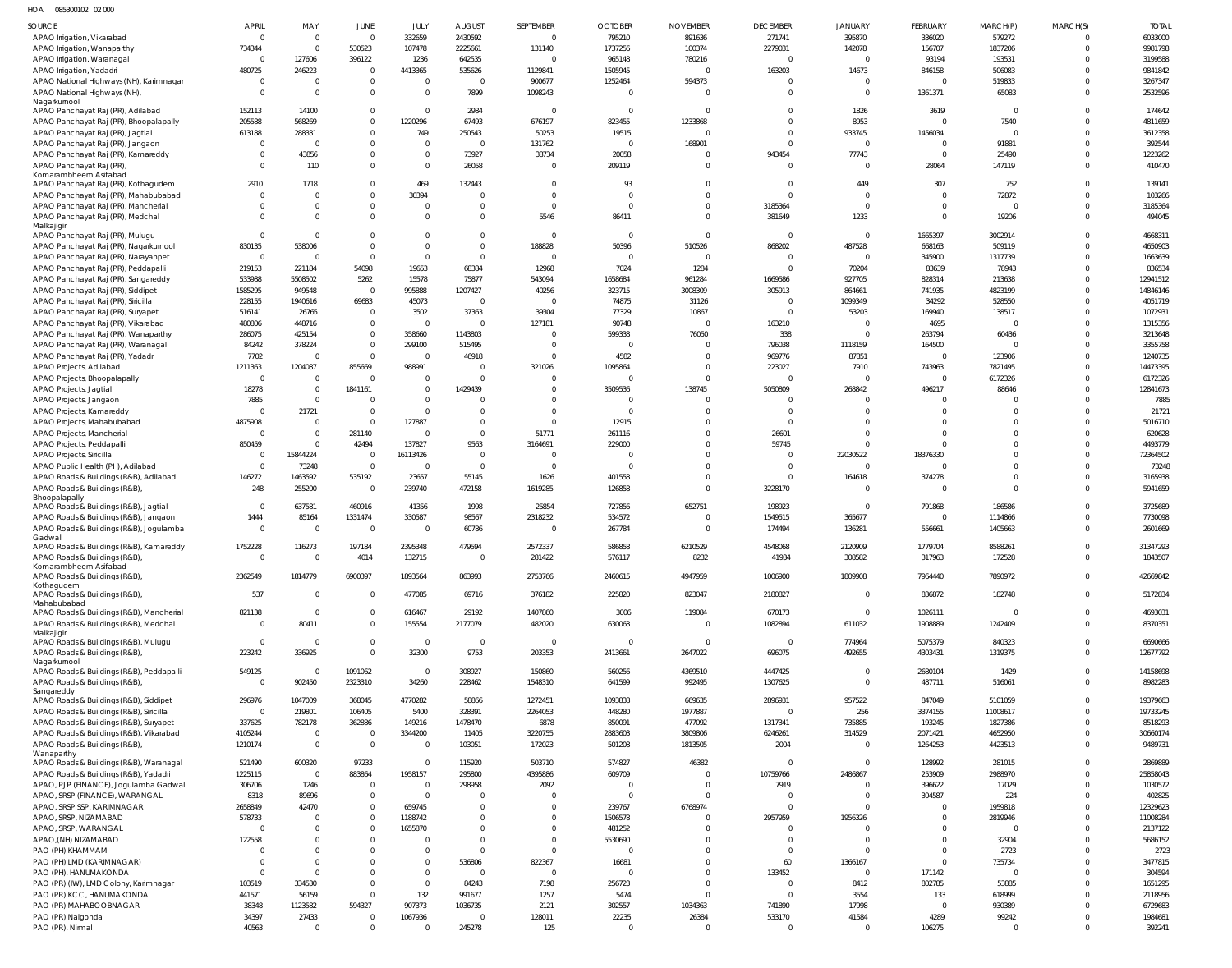HOA 085300102 02 000

| SOURCE | APRIL | MAY | JUNE | JULY | AUGUST | SEPTEMBER | OCTOBER | NOVEMBER | DECEMBER | JANUARY | FEBRUARY | MARCH(P) | MARCH(S) | TOTAL |
|---|---|---|---|---|---|---|---|---|---|---|---|---|---|---|
| APAO Irrigation, Vikarabad | 0 | 0 | 0 | 332659 | 2430592 | 0 | 795210 | 891636 | 271741 | 395870 | 336020 | 579272 | 0 | 6033000 |
| APAO Irrigation, Wanaparthy | 734344 | 0 | 530523 | 107478 | 2225661 | 131140 | 1737256 | 100374 | 2279031 | 142078 | 156707 | 1837206 | 0 | 9981798 |
| APAO Irrigation, Waranagal | 0 | 127606 | 396122 | 1236 | 642535 | 0 | 965148 | 780216 | 0 | 0 | 93194 | 193531 | 0 | 3199588 |
| APAO Irrigation, Yadadri | 480725 | 246223 | 0 | 4413365 | 535626 | 1129841 | 1505945 | 0 | 163203 | 14673 | 846158 | 506083 | 0 | 9841842 |
| APAO National Highways (NH), Karimnagar | 0 | 0 | 0 | 0 | 0 | 900677 | 1252464 | 594373 | 0 | 0 | 0 | 519833 | 0 | 3267347 |
| APAO National Highways (NH), Nagarkurnool | 0 | 0 | 0 | 0 | 7899 | 1098243 | 0 | 0 | 0 | 0 | 1361371 | 65083 | 0 | 2532596 |
| APAO Panchayat Raj (PR), Adilabad | 152113 | 14100 | 0 | 0 | 2984 | 0 | 0 | 0 | 0 | 1826 | 3619 | 0 | 0 | 174642 |
| APAO Panchayat Raj (PR), Bhoopalapally | 205588 | 568269 | 0 | 1220296 | 67493 | 676197 | 823455 | 1233868 | 0 | 8953 | 0 | 7540 | 0 | 4811659 |
| APAO Panchayat Raj (PR), Jagtial | 613188 | 288331 | 0 | 749 | 250543 | 50253 | 19515 | 0 | 0 | 933745 | 1456034 | 0 | 0 | 3612358 |
| APAO Panchayat Raj (PR), Jangaon | 0 | 0 | 0 | 0 | 0 | 131762 | 0 | 168901 | 0 | 0 | 0 | 91881 | 0 | 392544 |
| APAO Panchayat Raj (PR), Kamareddy | 0 | 43856 | 0 | 0 | 73927 | 38734 | 20058 | 0 | 943454 | 77743 | 0 | 25490 | 0 | 1223262 |
| APAO Panchayat Raj (PR), Komarambheem Asifabad | 0 | 110 | 0 | 0 | 26058 | 0 | 209119 | 0 | 0 | 0 | 28064 | 147119 | 0 | 410470 |
| APAO Panchayat Raj (PR), Kothagudem | 2910 | 1718 | 0 | 469 | 132443 | 0 | 93 | 0 | 0 | 449 | 307 | 752 | 0 | 139141 |
| APAO Panchayat Raj (PR), Mahabubabad | 0 | 0 | 0 | 30394 | 0 | 0 | 0 | 0 | 0 | 0 | 0 | 72872 | 0 | 103266 |
| APAO Panchayat Raj (PR), Mancherial | 0 | 0 | 0 | 0 | 0 | 0 | 0 | 0 | 3185364 | 0 | 0 | 0 | 0 | 3185364 |
| APAO Panchayat Raj (PR), Medchal Malkajigiri | 0 | 0 | 0 | 0 | 0 | 5546 | 86411 | 0 | 381649 | 1233 | 0 | 19206 | 0 | 494045 |
| APAO Panchayat Raj (PR), Mulugu | 0 | 0 | 0 | 0 | 0 | 0 | 0 | 0 | 0 | 0 | 1665397 | 3002914 | 0 | 4668311 |
| APAO Panchayat Raj (PR), Nagarkurnool | 830135 | 538006 | 0 | 0 | 0 | 188828 | 50396 | 510526 | 868202 | 487528 | 668163 | 509119 | 0 | 4650903 |
| APAO Panchayat Raj (PR), Narayanpet | 0 | 0 | 0 | 0 | 0 | 0 | 0 | 0 | 0 | 0 | 345900 | 1317739 | 0 | 1663639 |
| APAO Panchayat Raj (PR), Peddapalli | 219153 | 221184 | 54098 | 19653 | 68384 | 12968 | 7024 | 1284 | 0 | 70204 | 83639 | 78943 | 0 | 836534 |
| APAO Panchayat Raj (PR), Sangareddy | 5 | 5508502 | 5262 | 15578 | 75877 | 543094 | 1658684 | 961284 | 1669586 | 927705 | 828314 | 213638 | 0 | 12941512 |
| APAO Panchayat Raj (PR), Siddipet | 1585295 | 949548 | 0 | 995888 | 1207427 | 40256 | 323715 | 3008309 | 305913 | 864661 | 741935 | 4823199 | 0 | 14846146 |
| APAO Panchayat Raj (PR), Siricilla | 228155 | 1940616 | 69683 | 45073 | 0 | 0 | 74875 | 31126 | 0 | 1099349 | 34292 | 528550 | 0 | 4051719 |
| APAO Panchayat Raj (PR), Suryapet | 516141 | 26765 | 0 | 3502 | 37363 | 39304 | 77329 | 10867 | 0 | 53203 | 169940 | 138517 | 0 | 1072931 |
| APAO Panchayat Raj (PR), Vikarabad | 480806 | 448716 | 0 | 0 | 0 | 127181 | 90748 | 0 | 163210 | 0 | 4695 | 0 | 0 | 1315356 |
| APAO Panchayat Raj (PR), Wanaparthy | 286075 | 425154 | 0 | 358660 | 1143803 | 0 | 599338 | 76050 | 338 | 0 | 263794 | 60436 | 0 | 3213648 |
| APAO Panchayat Raj (PR), Waranagal | 84242 | 378224 | 0 | 299100 | 515495 | 0 | 0 | 0 | 796038 | 1118159 | 164500 | 0 | 0 | 3355758 |
| APAO Panchayat Raj (PR), Yadadri | 7702 | 0 | 0 | 0 | 46918 | 0 | 4582 | 0 | 969776 | 87851 | 0 | 123906 | 0 | 1240735 |
| APAO Projects, Adilabad | 1211363 | 1204087 | 855669 | 988991 | 0 | 321026 | 1095864 | 0 | 223027 | 7910 | 743963 | 7821495 | 0 | 14473395 |
| APAO Projects, Bhoopalapally | 0 | 0 | 0 | 0 | 0 | 0 | 0 | 0 | 0 | 0 | 0 | 6172326 | 0 | 6172326 |
| APAO Projects, Jagtial | 18278 | 0 | 1841161 | 0 | 1429439 | 0 | 3509536 | 138745 | 5050809 | 268842 | 496217 | 88646 | 0 | 12841673 |
| APAO Projects, Jangaon | 7885 | 0 | 0 | 0 | 0 | 0 | 0 | 0 | 0 | 0 | 0 | 0 | 0 | 7885 |
| APAO Projects, Kamareddy | 0 | 21721 | 0 | 0 | 0 | 0 | 0 | 0 | 0 | 0 | 0 | 0 | 0 | 21721 |
| APAO Projects, Mahabubabad | 4875908 | 0 | 0 | 127887 | 0 | 0 | 12915 | 0 | 0 | 0 | 0 | 0 | 0 | 5016710 |
| APAO Projects, Mancherial | 0 | 0 | 281140 | 0 | 0 | 51771 | 261116 | 0 | 26601 | 0 | 0 | 0 | 0 | 620628 |
| APAO Projects, Peddapalli | 850459 | 0 | 42494 | 137827 | 9563 | 3164691 | 229000 | 0 | 59745 | 0 | 0 | 0 | 0 | 4493779 |
| APAO Projects, Siricilla | 0 | 15844224 | 0 | 16113426 | 0 | 0 | 0 | 0 | 0 | 22030522 | 18376330 | 0 | 0 | 72364502 |
| APAO Public Health (PH), Adilabad | 0 | 73248 | 0 | 0 | 0 | 0 | 0 | 0 | 0 | 0 | 0 | 0 | 0 | 73248 |
| APAO Roads & Buildings (R&B), Adilabad | 146272 | 1463592 | 535192 | 23657 | 55145 | 1626 | 401558 | 0 | 0 | 164618 | 374278 | 0 | 0 | 3165938 |
| APAO Roads & Buildings (R&B), Bhoopalapally | 248 | 255200 | 0 | 239740 | 472158 | 1619285 | 126858 | 0 | 3228170 | 0 | 0 | 0 | 0 | 5941659 |
| APAO Roads & Buildings (R&B), Jagtial | 0 | 637581 | 460916 | 41356 | 1998 | 25854 | 727856 | 652751 | 198923 | 0 | 791868 | 186586 | 0 | 3725689 |
| APAO Roads & Buildings (R&B), Jangaon | 1444 | 85164 | 1331474 | 330587 | 98567 | 2318232 | 534572 | 0 | 1549515 | 365677 | 0 | 1114866 | 0 | 7730098 |
| APAO Roads & Buildings (R&B), Jogulamba Gadwal | 0 | 0 | 0 | 0 | 60786 | 0 | 267784 | 0 | 174494 | 136281 | 556661 | 1405663 | 0 | 2601669 |
| APAO Roads & Buildings (R&B), Kamareddy | 1752228 | 116273 | 197184 | 2395348 | 479594 | 2572337 | 586858 | 6210529 | 4548068 | 2120909 | 1779704 | 8588261 | 0 | 31347293 |
| APAO Roads & Buildings (R&B), Komarambheem Asifabad | 0 | 0 | 4014 | 132715 | 0 | 281422 | 576117 | 8232 | 41934 | 308582 | 317963 | 172528 | 0 | 1843507 |
| APAO Roads & Buildings (R&B), Kothagudem | 2362549 | 1814779 | 6900397 | 1893564 | 863993 | 2753766 | 2460615 | 4947959 | 1006900 | 1809908 | 7964440 | 7890972 | 0 | 42669842 |
| APAO Roads & Buildings (R&B), Mahabubabad | 537 | 0 | 0 | 477085 | 69716 | 376182 | 225820 | 823047 | 2180827 | 0 | 836872 | 182748 | 0 | 5172834 |
| APAO Roads & Buildings (R&B), Mancherial | 821138 | 0 | 0 | 616467 | 29192 | 1407860 | 3006 | 119084 | 670173 | 0 | 1026111 | 0 | 0 | 4693031 |
| APAO Roads & Buildings (R&B), Medchal Malkajigiri | 0 | 80411 | 0 | 155554 | 2177079 | 482020 | 630063 | 0 | 1082894 | 611032 | 1908889 | 1242409 | 0 | 8370351 |
| APAO Roads & Buildings (R&B), Mulugu | 0 | 0 | 0 | 0 | 0 | 0 | 0 | 0 | 0 | 774964 | 5075379 | 840323 | 0 | 6690666 |
| APAO Roads & Buildings (R&B), Nagarkurnool | 223242 | 336925 | 0 | 32300 | 9753 | 203353 | 2413661 | 2647022 | 696075 | 492655 | 4303431 | 1319375 | 0 | 12677792 |
| APAO Roads & Buildings (R&B), Peddapalli | 549125 | 0 | 1091062 | 0 | 308927 | 150860 | 560256 | 4369510 | 4447425 | 0 | 2680104 | 1429 | 0 | 14158698 |
| APAO Roads & Buildings (R&B), Sangareddy | 0 | 902450 | 2323310 | 34260 | 228462 | 1548310 | 641599 | 992495 | 1307625 | 0 | 487711 | 516061 | 0 | 8982283 |
| APAO Roads & Buildings (R&B), Siddipet | 296976 | 1047009 | 368045 | 4770282 | 58866 | 1272451 | 1093838 | 669635 | 2896931 | 957522 | 847049 | 5101059 | 0 | 19379663 |
| APAO Roads & Buildings (R&B), Siricilla | 0 | 219801 | 106405 | 5400 | 328391 | 2264053 | 448280 | 1977887 | 0 | 256 | 3374155 | 11008617 | 0 | 19733245 |
| APAO Roads & Buildings (R&B), Suryapet | 337625 | 782178 | 362886 | 149216 | 1478470 | 6878 | 850091 | 477092 | 1317341 | 735885 | 193245 | 1827386 | 0 | 8518293 |
| APAO Roads & Buildings (R&B), Vikarabad | 4105244 | 0 | 0 | 3344200 | 11405 | 3220755 | 2883603 | 3809806 | 6246261 | 314529 | 2071421 | 4652950 | 0 | 30660174 |
| APAO Roads & Buildings (R&B), Wanaparthy | 1210174 | 0 | 0 | 0 | 103051 | 172023 | 501208 | 1813505 | 2004 | 0 | 1264253 | 4423513 | 0 | 9489731 |
| APAO Roads & Buildings (R&B), Waranagal | 521490 | 600320 | 97233 | 0 | 115920 | 503710 | 574827 | 46382 | 0 | 0 | 128992 | 281015 | 0 | 2869889 |
| APAO Roads & Buildings (R&B), Yadadri | 1225115 | 0 | 883864 | 1958157 | 295800 | 4395886 | 609709 | 0 | 10759766 | 2486867 | 253909 | 2988970 | 0 | 25858043 |
| APAO, PJP (FINANCE), Jogulamba Gadwal | 306706 | 1246 | 0 | 0 | 298958 | 2092 | 0 | 0 | 7919 | 0 | 396622 | 17029 | 0 | 1030572 |
| APAO, SRSP (FINANCE), WARANGAL | 8318 | 89696 | 0 | 0 | 0 | 0 | 0 | 0 | 0 | 0 | 304587 | 224 | 0 | 402825 |
| APAO, SRSP SSP, KARIMNAGAR | 2658849 | 42470 | 0 | 659745 | 0 | 0 | 239767 | 6768974 | 0 | 0 | 0 | 1959818 | 0 | 12329623 |
| APAO, SRSP, NIZAMABAD | 578733 | 0 | 0 | 1188742 | 0 | 0 | 1506578 | 0 | 2957959 | 1956326 | 0 | 2819946 | 0 | 11008284 |
| APAO, SRSP, WARANGAL | 0 | 0 | 0 | 1655870 | 0 | 0 | 481252 | 0 | 0 | 0 | 0 | 0 | 0 | 2137122 |
| APAO,(NH) NIZAMABAD | 122558 | 0 | 0 | 0 | 0 | 0 | 5530690 | 0 | 0 | 0 | 0 | 32904 | 0 | 5686152 |
| PAO (PH) KHAMMAM | 0 | 0 | 0 | 0 | 0 | 0 | 0 | 0 | 0 | 0 | 0 | 2723 | 0 | 2723 |
| PAO (PH) LMD (KARIMNAGAR) | 0 | 0 | 0 | 0 | 536806 | 822367 | 16681 | 0 | 60 | 1366167 | 0 | 735734 | 0 | 3477815 |
| PAO (PH), HANUMAKONDA | 0 | 0 | 0 | 0 | 0 | 0 | 0 | 0 | 133452 | 0 | 171142 | 0 | 0 | 304594 |
| PAO (PR) (IW), LMD Colony, Karimnagar | 103519 | 334530 | 0 | 0 | 84243 | 7198 | 256723 | 0 | 0 | 8412 | 802785 | 53885 | 0 | 1651295 |
| PAO (PR) KCC, HANUMAKONDA | 441571 | 56159 | 0 | 132 | 991677 | 1257 | 5474 | 0 | 0 | 3554 | 133 | 618999 | 0 | 2118956 |
| PAO (PR) MAHABOOBNAGAR | 38348 | 1123582 | 594327 | 907373 | 1036735 | 2121 | 302557 | 1034363 | 741890 | 17998 | 0 | 930389 | 0 | 6729683 |
| PAO (PR) Nalgonda | 34397 | 27433 | 0 | 1067936 | 0 | 128011 | 22235 | 26384 | 533170 | 41584 | 4289 | 99242 | 0 | 1984681 |
| PAO (PR), Nirmal | 40563 | 0 | 0 | 0 | 245278 | 125 | 0 | 0 | 0 | 0 | 106275 | 0 | 0 | 392241 |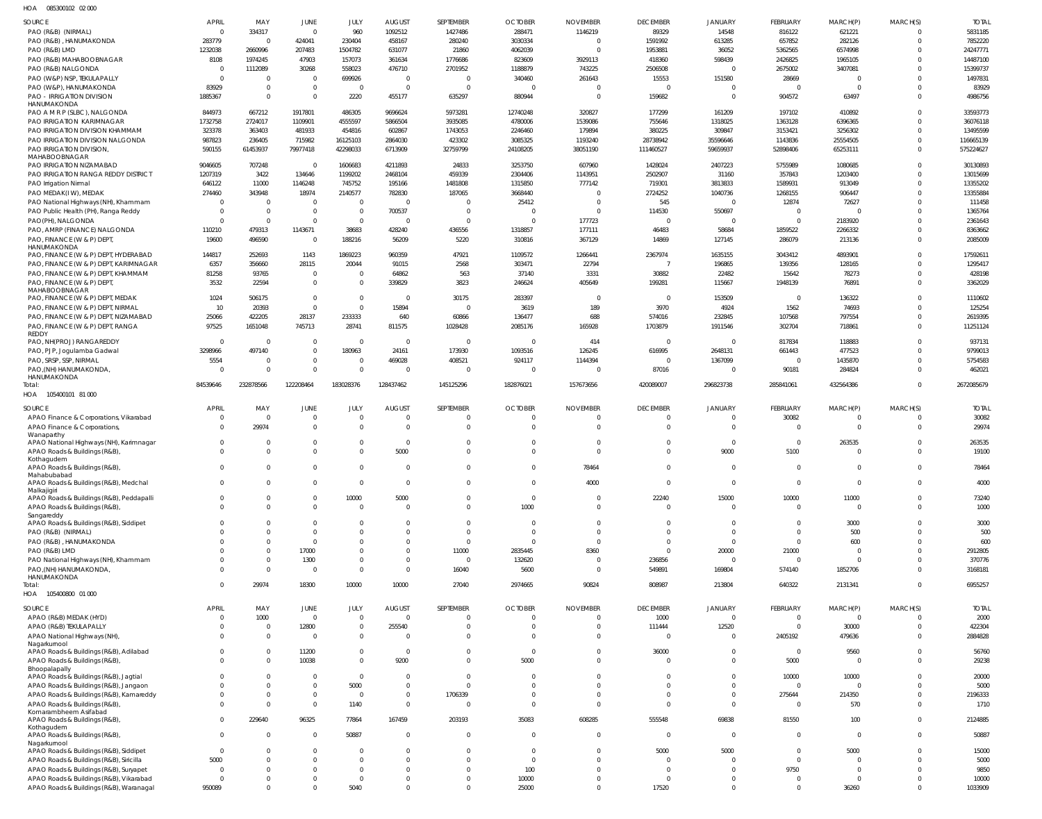HOA 085300102 02 000

| SOURCE | APRIL | MAY | JUNE | JULY | AUGUST | SEPTEMBER | OCTOBER | NOVEMBER | DECEMBER | JANUARY | FEBRUARY | MARCH(P) | MARCH(S) | TOTAL |
|---|---|---|---|---|---|---|---|---|---|---|---|---|---|---|
| PAO (R&B) (NIRMAL) | 0 | 334317 | 0 | 960 | 1092512 | 1427486 | 288471 | 1146219 | 89329 | 14548 | 816122 | 621221 | 0 | 5831185 |
| PAO (R&B), HANUMAKONDA | 283779 | 0 | 424041 | 230404 | 458167 | 280240 | 3030334 | 0 | 1591992 | 613285 | 657852 | 282126 | 0 | 7852220 |
| PAO (R&B) LMD | 1232038 | 2660996 | 207483 | 1504782 | 631077 | 21860 | 4062039 | 0 | 1953881 | 36052 | 5362565 | 6574998 | 0 | 24247771 |
| PAO (R&B) MAHABOOBNAGAR | 8108 | 1974245 | 47903 | 157073 | 361634 | 1776686 | 823609 | 3929113 | 418360 | 598439 | 2426825 | 1965105 | 0 | 14487100 |
| PAO (R&B) NALGONDA | 0 | 1112089 | 30268 | 558023 | 476710 | 2701952 | 1188879 | 743225 | 2506508 | 0 | 2675002 | 3407081 | 0 | 15399737 |
| PAO (W&P) NSP, TEKULAPALLY | 0 | 0 | 0 | 699926 | 0 | 0 | 340460 | 261643 | 15553 | 151580 | 28669 | 0 | 0 | 1497831 |
| PAO (W&P), HANUMAKONDA | 83929 | 0 | 0 | 0 | 0 | 0 | 0 | 0 | 0 | 0 | 0 | 0 | 0 | 83929 |
| PAO - IRRIGATION DIVISION HANUMAKONDA | 1885367 | 0 | 0 | 2220 | 455177 | 635297 | 880944 | 0 | 159682 | 0 | 904572 | 63497 | 0 | 4986756 |
| PAO A M R P (SLBC), NALGONDA | 844973 | 667212 | 1917801 | 486305 | 9696624 | 5973281 | 12740248 | 320827 | 177299 | 161209 | 197102 | 410892 | 0 | 33593773 |
| PAO IRRIGATION KARIMNAGAR | 1732758 | 2724017 | 1109901 | 4555597 | 5866504 | 3935085 | 4780006 | 1539086 | 755646 | 1318025 | 1363128 | 6396365 | 0 | 36076118 |
| PAO IRRIGATION DIVISION KHAMMAM | 323378 | 363403 | 481933 | 454816 | 602867 | 1743053 | 2246460 | 179894 | 380225 | 309847 | 3153421 | 3256302 | 0 | 13495599 |
| PAO IRRIGATION DIVISION NALGONDA | 987823 | 236405 | 715982 | 16125103 | 2864030 | 423302 | 3085325 | 1193240 | 28738942 | 35596646 | 1143836 | 25554505 | 0 | 116665139 |
| PAO IRRIGATION DIVISION, MAHABOOBNAGAR | 590155 | 61453937 | 79977418 | 42298033 | 6713909 | 32759799 | 24108205 | 38051190 | 111460527 | 59659937 | 52898406 | 65253111 | 0 | 575224627 |
| PAO IRRIGATION NIZAMABAD | 9046605 | 707248 | 0 | 1606683 | 4211893 | 24833 | 3253750 | 607960 | 1428024 | 2407223 | 5755989 | 1080685 | 0 | 30130893 |
| PAO IRRIGATION RANGA REDDY DISTRICT | 1207319 | 3422 | 134646 | 1199202 | 2468104 | 459339 | 2304406 | 1143951 | 2502907 | 31160 | 357843 | 1203400 | 0 | 13015699 |
| PAO Irrigation Nirmal | 646122 | 11000 | 1146248 | 745752 | 195166 | 1481808 | 1315850 | 777142 | 719301 | 3813833 | 1589931 | 913049 | 0 | 13355202 |
| PAO MEDAK(IW), MEDAK | 274460 | 343948 | 18974 | 2140577 | 782830 | 187065 | 3668440 | 0 | 2724252 | 1040736 | 1268155 | 906447 | 0 | 13355884 |
| PAO National Highways (NH), Khammam | 0 | 0 | 0 | 0 | 0 | 0 | 25412 | 0 | 545 | 0 | 12874 | 72627 | 0 | 111458 |
| PAO Public Health (PH), Ranga Reddy | 0 | 0 | 0 | 0 | 700537 | 0 | 0 | 0 | 114530 | 550697 | 0 | 0 | 0 | 1365764 |
| PAO(PH), NALGONDA | 0 | 0 | 0 | 0 | 0 | 0 | 0 | 177723 | 0 | 0 | 0 | 2183920 | 0 | 2361643 |
| PAO, AMRP (FINANCE) NALGONDA | 110210 | 479313 | 1143671 | 38683 | 428240 | 436556 | 1318857 | 177111 | 46483 | 58684 | 1859522 | 2266332 | 0 | 8363662 |
| PAO, FINANCE (W & P) DEPT, HANUMAKONDA | 19600 | 496590 | 0 | 188216 | 56209 | 5220 | 310816 | 367129 | 14869 | 127145 | 286079 | 213136 | 0 | 2085009 |
| PAO, FINANCE (W & P) DEPT, HYDERABAD | 144817 | 252693 | 1143 | 1869223 | 960359 | 47921 | 1109572 | 1266441 | 2367974 | 1635155 | 3043412 | 4893901 | 0 | 17592611 |
| PAO, FINANCE (W & P) DEPT, KARIMNAGAR | 6357 | 356660 | 28115 | 20044 | 91015 | 2568 | 303471 | 22794 | 7 | 196865 | 139356 | 128165 | 0 | 1295417 |
| PAO, FINANCE (W & P) DEPT, KHAMMAM | 81258 | 93765 | 0 | 0 | 64862 | 563 | 37140 | 3331 | 30882 | 22482 | 15642 | 78273 | 0 | 428198 |
| PAO, FINANCE (W & P) DEPT, MAHABOOBNAGAR | 3532 | 22594 | 0 | 0 | 339829 | 3823 | 246624 | 405649 | 199281 | 115667 | 1948139 | 76891 | 0 | 3362029 |
| PAO, FINANCE (W & P) DEPT, MEDAK | 1024 | 506175 | 0 | 0 | 0 | 30175 | 283397 | 0 | 0 | 153509 | 0 | 136322 | 0 | 1110602 |
| PAO, FINANCE (W & P) DEPT, NIRMAL | 10 | 20393 | 0 | 0 | 15894 | 0 | 3619 | 189 | 3970 | 4924 | 1562 | 74693 | 0 | 125254 |
| PAO, FINANCE (W & P) DEPT, NIZAMABAD | 25066 | 422205 | 28137 | 233333 | 640 | 60866 | 136477 | 688 | 574016 | 232845 | 107568 | 797554 | 0 | 2619395 |
| PAO, FINANCE (W & P) DEPT, RANGA REDDY | 97525 | 1651048 | 745713 | 28741 | 811575 | 1028428 | 2085176 | 165928 | 1703879 | 1911546 | 302704 | 718861 | 0 | 11251124 |
| PAO, NH(PROJ) RANGAREDDY | 0 | 0 | 0 | 0 | 0 | 0 | 0 | 414 | 0 | 0 | 817834 | 118883 | 0 | 937131 |
| PAO, PJP, Jogulamba Gadwal | 3298966 | 497140 | 0 | 180963 | 24161 | 173930 | 1093516 | 126245 | 616995 | 2648131 | 661443 | 477523 | 0 | 9799013 |
| PAO, SRSP, SSP, NIRMAL | 5554 | 0 | 0 | 0 | 469028 | 408521 | 924117 | 1144394 | 0 | 1367099 | 0 | 1435870 | 0 | 5754583 |
| PAO,(NH) HANUMAKONDA, HANUMAKONDA | 0 | 0 | 0 | 0 | 0 | 0 | 0 | 0 | 87016 | 0 | 90181 | 284824 | 0 | 462021 |
| Total: | 84539646 | 232878566 | 122208464 | 183028376 | 128437462 | 145125296 | 182876021 | 157673656 | 420089007 | 296823738 | 285841061 | 432564386 | 0 | 2672085679 |

HOA 105400101 81 000

| SOURCE | APRIL | MAY | JUNE | JULY | AUGUST | SEPTEMBER | OCTOBER | NOVEMBER | DECEMBER | JANUARY | FEBRUARY | MARCH(P) | MARCH(S) | TOTAL |
|---|---|---|---|---|---|---|---|---|---|---|---|---|---|---|
| APAO Finance & Corporations, Vikarabad | 0 | 0 | 0 | 0 | 0 | 0 | 0 | 0 | 0 | 0 | 30082 | 0 | 0 | 30082 |
| APAO Finance & Corporations, Wanaparthy | 0 | 29974 | 0 | 0 | 0 | 0 | 0 | 0 | 0 | 0 | 0 | 0 | 0 | 29974 |
| APAO National Highways (NH), Karimnagar | 0 | 0 | 0 | 0 | 0 | 0 | 0 | 0 | 0 | 0 | 0 | 263535 | 0 | 263535 |
| APAO Roads & Buildings (R&B), Kothagudem | 0 | 0 | 0 | 0 | 5000 | 0 | 0 | 0 | 0 | 9000 | 5100 | 0 | 0 | 19100 |
| APAO Roads & Buildings (R&B), Mahabubabad | 0 | 0 | 0 | 0 | 0 | 0 | 0 | 78464 | 0 | 0 | 0 | 0 | 0 | 78464 |
| APAO Roads & Buildings (R&B), Medchal Malkajigiri | 0 | 0 | 0 | 0 | 0 | 0 | 0 | 4000 | 0 | 0 | 0 | 0 | 0 | 4000 |
| APAO Roads & Buildings (R&B), Peddapalli | 0 | 0 | 0 | 10000 | 5000 | 0 | 0 | 0 | 22240 | 15000 | 10000 | 11000 | 0 | 73240 |
| APAO Roads & Buildings (R&B), Sangareddy | 0 | 0 | 0 | 0 | 0 | 0 | 1000 | 0 | 0 | 0 | 0 | 0 | 0 | 1000 |
| APAO Roads & Buildings (R&B), Siddipet | 0 | 0 | 0 | 0 | 0 | 0 | 0 | 0 | 0 | 0 | 0 | 3000 | 0 | 3000 |
| PAO (R&B) (NIRMAL) | 0 | 0 | 0 | 0 | 0 | 0 | 0 | 0 | 0 | 0 | 0 | 500 | 0 | 500 |
| PAO (R&B), HANUMAKONDA | 0 | 0 | 0 | 0 | 0 | 0 | 0 | 0 | 0 | 0 | 0 | 600 | 0 | 600 |
| PAO (R&B) LMD | 0 | 0 | 17000 | 0 | 0 | 11000 | 2835445 | 8360 | 0 | 20000 | 21000 | 0 | 0 | 2912805 |
| PAO National Highways (NH), Khammam | 0 | 0 | 1300 | 0 | 0 | 0 | 132620 | 0 | 236856 | 0 | 0 | 0 | 0 | 370776 |
| PAO,(NH) HANUMAKONDA, HANUMAKONDA | 0 | 0 | 0 | 0 | 0 | 16040 | 5600 | 0 | 549891 | 169804 | 574140 | 1852706 | 0 | 3168181 |
| Total: | 0 | 29974 | 18300 | 10000 | 10000 | 27040 | 2974665 | 90824 | 808987 | 213804 | 640322 | 2131341 | 0 | 6955257 |

HOA 105400800 01 000

| SOURCE | APRIL | MAY | JUNE | JULY | AUGUST | SEPTEMBER | OCTOBER | NOVEMBER | DECEMBER | JANUARY | FEBRUARY | MARCH(P) | MARCH(S) | TOTAL |
|---|---|---|---|---|---|---|---|---|---|---|---|---|---|---|
| APAO (R&B) MEDAK (HYD) | 0 | 1000 | 0 | 0 | 0 | 0 | 0 | 0 | 1000 | 0 | 0 | 0 | 0 | 2000 |
| APAO (R&B) TEKULAPALLY | 0 | 0 | 12800 | 0 | 255540 | 0 | 0 | 0 | 111444 | 12520 | 0 | 30000 | 0 | 422304 |
| APAO National Highways (NH), Nagarkurnool | 0 | 0 | 0 | 0 | 0 | 0 | 0 | 0 | 0 | 0 | 2405192 | 479636 | 0 | 2884828 |
| APAO Roads & Buildings (R&B), Adilabad | 0 | 0 | 11200 | 0 | 0 | 0 | 0 | 0 | 36000 | 0 | 0 | 9560 | 0 | 56760 |
| APAO Roads & Buildings (R&B), Bhoopalapally | 0 | 0 | 10038 | 0 | 9200 | 0 | 5000 | 0 | 0 | 0 | 5000 | 0 | 0 | 29238 |
| APAO Roads & Buildings (R&B), Jagtial | 0 | 0 | 0 | 0 | 0 | 0 | 0 | 0 | 0 | 0 | 10000 | 10000 | 0 | 20000 |
| APAO Roads & Buildings (R&B), Jangaon | 0 | 0 | 0 | 5000 | 0 | 0 | 0 | 0 | 0 | 0 | 0 | 0 | 0 | 5000 |
| APAO Roads & Buildings (R&B), Kamareddy | 0 | 0 | 0 | 0 | 0 | 1706339 | 0 | 0 | 0 | 0 | 275644 | 214350 | 0 | 2196333 |
| APAO Roads & Buildings (R&B), Komarambheem Asifabad | 0 | 0 | 0 | 1140 | 0 | 0 | 0 | 0 | 0 | 0 | 0 | 570 | 0 | 1710 |
| APAO Roads & Buildings (R&B), Kothagudem | 0 | 229640 | 96325 | 77864 | 167459 | 203193 | 35083 | 608285 | 555548 | 69838 | 81550 | 100 | 0 | 2124885 |
| APAO Roads & Buildings (R&B), Nagarkurnool | 0 | 0 | 0 | 50887 | 0 | 0 | 0 | 0 | 0 | 0 | 0 | 0 | 0 | 50887 |
| APAO Roads & Buildings (R&B), Siddipet | 0 | 0 | 0 | 0 | 0 | 0 | 0 | 0 | 5000 | 5000 | 0 | 5000 | 0 | 15000 |
| APAO Roads & Buildings (R&B), Siricilla | 5000 | 0 | 0 | 0 | 0 | 0 | 0 | 0 | 0 | 0 | 0 | 0 | 0 | 5000 |
| APAO Roads & Buildings (R&B), Suryapet | 0 | 0 | 0 | 0 | 0 | 0 | 100 | 0 | 0 | 0 | 9750 | 0 | 0 | 9850 |
| APAO Roads & Buildings (R&B), Vikarabad | 0 | 0 | 0 | 0 | 0 | 0 | 10000 | 0 | 0 | 0 | 0 | 0 | 0 | 10000 |
| APAO Roads & Buildings (R&B), Waranagal | 950089 | 0 | 0 | 5040 | 0 | 0 | 25000 | 0 | 17520 | 0 | 0 | 36260 | 0 | 1033909 |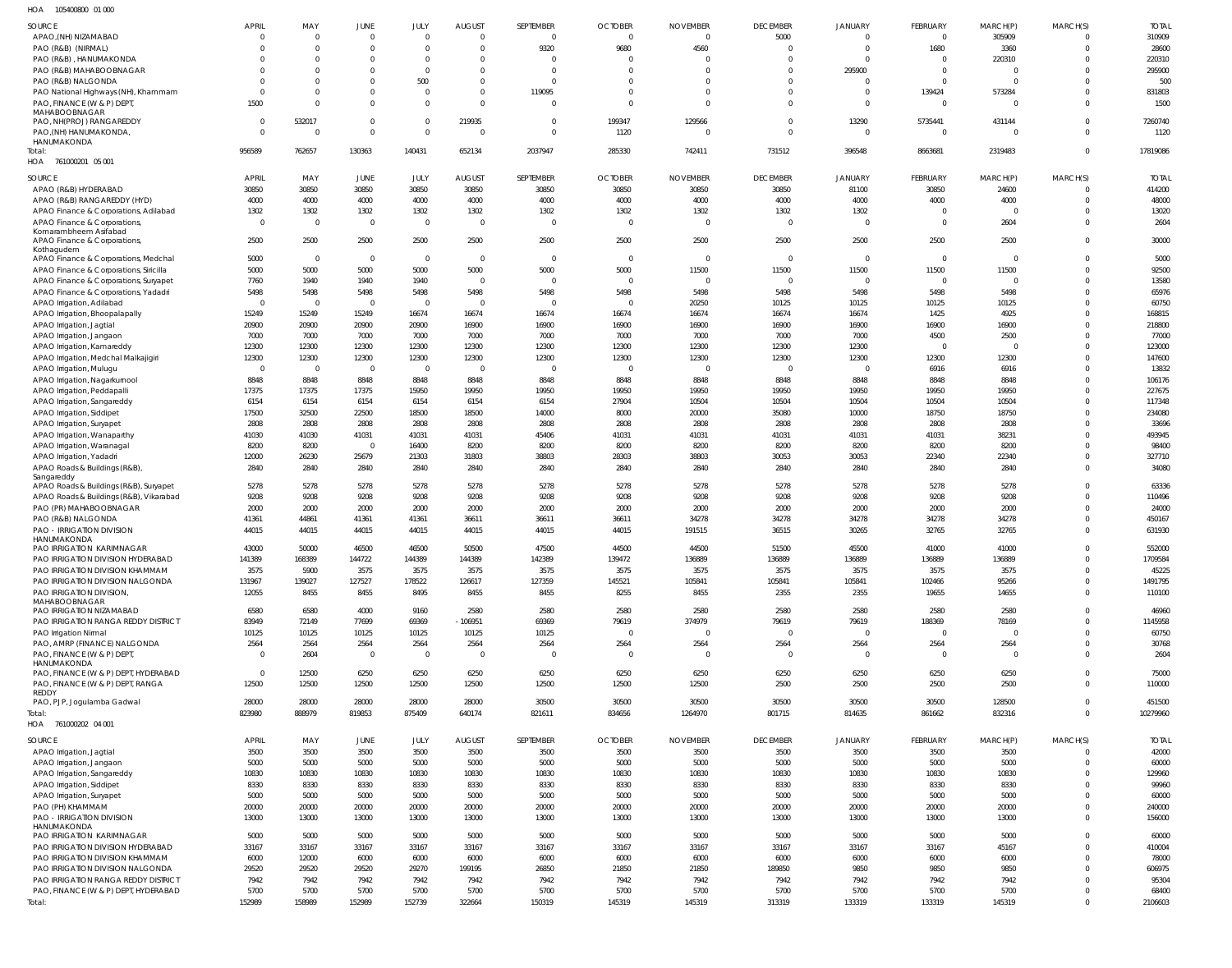HOA 105400800 01 000

| SOURCE | APRIL | MAY | JUNE | JULY | AUGUST | SEPTEMBER | OCTOBER | NOVEMBER | DECEMBER | JANUARY | FEBRUARY | MARCH(P) | MARCH(S) | TOTAL |
|---|---|---|---|---|---|---|---|---|---|---|---|---|---|---|
| APAO,(NH) NIZAMABAD | 0 | 0 | 0 | 0 | 0 | 0 | 0 | 0 | 5000 | 0 | 0 | 305909 | 0 | 310909 |
| PAO (R&B) (NIRMAL) | 0 | 0 | 0 | 0 | 0 | 9320 | 9680 | 4560 | 0 | 0 | 1680 | 3360 | 0 | 28600 |
| PAO (R&B), HANUMAKONDA | 0 | 0 | 0 | 0 | 0 | 0 | 0 | 0 | 0 | 0 | 0 | 220310 | 0 | 220310 |
| PAO (R&B) MAHABOOBNAGAR | 0 | 0 | 0 | 0 | 0 | 0 | 0 | 0 | 0 | 295900 | 0 | 0 | 0 | 295900 |
| PAO (R&B) NALGONDA | 0 | 0 | 0 | 500 | 0 | 0 | 0 | 0 | 0 | 0 | 0 | 0 | 0 | 500 |
| PAO National Highways (NH), Khammam | 0 | 0 | 0 | 0 | 0 | 119095 | 0 | 0 | 0 | 0 | 139424 | 573284 | 0 | 831803 |
| PAO, FINANCE (W & P) DEPT, MAHABOOBNAGAR | 1500 | 0 | 0 | 0 | 0 | 0 | 0 | 0 | 0 | 0 | 0 | 0 | 0 | 1500 |
| PAO, NH(PROJ) RANGAREDDY | 0 | 532017 | 0 | 0 | 219935 | 0 | 199347 | 129566 | 0 | 13290 | 5735441 | 431144 | 0 | 7260740 |
| PAO,(NH) HANUMAKONDA, HANUMAKONDA | 0 | 0 | 0 | 0 | 0 | 0 | 1120 | 0 | 0 | 0 | 0 | 0 | 0 | 1120 |
| Total: | 956589 | 762657 | 130363 | 140431 | 652134 | 2037947 | 285330 | 742411 | 731512 | 396548 | 8663681 | 2319483 | 0 | 17819086 |

HOA 761000201 05 001

| SOURCE | APRIL | MAY | JUNE | JULY | AUGUST | SEPTEMBER | OCTOBER | NOVEMBER | DECEMBER | JANUARY | FEBRUARY | MARCH(P) | MARCH(S) | TOTAL |
|---|---|---|---|---|---|---|---|---|---|---|---|---|---|---|
| APAO (R&B) HYDERABAD | 30850 | 30850 | 30850 | 30850 | 30850 | 30850 | 30850 | 30850 | 30850 | 81100 | 30850 | 24600 | 0 | 414200 |
| APAO (R&B) RANGAREDDY (HYD) | 4000 | 4000 | 4000 | 4000 | 4000 | 4000 | 4000 | 4000 | 4000 | 4000 | 4000 | 4000 | 0 | 48000 |
| APAO Finance & Corporations, Adilabad | 1302 | 1302 | 1302 | 1302 | 1302 | 1302 | 1302 | 1302 | 1302 | 1302 | 0 | 0 | 0 | 13020 |
| APAO Finance & Corporations, Komarambheem Asifabad | 0 | 0 | 0 | 0 | 0 | 0 | 0 | 0 | 0 | 0 | 0 | 2604 | 0 | 2604 |
| APAO Finance & Corporations, Kothagudem | 2500 | 2500 | 2500 | 2500 | 2500 | 2500 | 2500 | 2500 | 2500 | 2500 | 2500 | 2500 | 0 | 30000 |
| APAO Finance & Corporations, Medchal | 5000 | 0 | 0 | 0 | 0 | 0 | 0 | 0 | 0 | 0 | 0 | 0 | 0 | 5000 |
| APAO Finance & Corporations, Siricilla | 5000 | 5000 | 5000 | 5000 | 5000 | 5000 | 5000 | 11500 | 11500 | 11500 | 11500 | 11500 | 0 | 92500 |
| APAO Finance & Corporations, Suryapet | 7760 | 1940 | 1940 | 1940 | 0 | 0 | 0 | 0 | 0 | 0 | 0 | 0 | 0 | 13580 |
| APAO Finance & Corporations, Yadadri | 5498 | 5498 | 5498 | 5498 | 5498 | 5498 | 5498 | 5498 | 5498 | 5498 | 5498 | 5498 | 0 | 65976 |
| APAO Irrigation, Adilabad | 0 | 0 | 0 | 0 | 0 | 0 | 0 | 20250 | 10125 | 10125 | 10125 | 10125 | 0 | 60750 |
| APAO Irrigation, Bhoopalapally | 15249 | 15249 | 15249 | 16674 | 16674 | 16674 | 16674 | 16674 | 16674 | 16674 | 1425 | 4925 | 0 | 168815 |
| APAO Irrigation, Jagtial | 20900 | 20900 | 20900 | 20900 | 16900 | 16900 | 16900 | 16900 | 16900 | 16900 | 16900 | 16900 | 0 | 218800 |
| APAO Irrigation, Jangaon | 7000 | 7000 | 7000 | 7000 | 7000 | 7000 | 7000 | 7000 | 7000 | 7000 | 4500 | 2500 | 0 | 77000 |
| APAO Irrigation, Kamareddy | 12300 | 12300 | 12300 | 12300 | 12300 | 12300 | 12300 | 12300 | 12300 | 12300 | 0 | 0 | 0 | 123000 |
| APAO Irrigation, Medchal Malkajigiri | 12300 | 12300 | 12300 | 12300 | 12300 | 12300 | 12300 | 12300 | 12300 | 12300 | 12300 | 12300 | 0 | 147600 |
| APAO Irrigation, Mulugu | 0 | 0 | 0 | 0 | 0 | 0 | 0 | 0 | 0 | 0 | 6916 | 6916 | 0 | 13832 |
| APAO Irrigation, Nagarkurnool | 8848 | 8848 | 8848 | 8848 | 8848 | 8848 | 8848 | 8848 | 8848 | 8848 | 8848 | 8848 | 0 | 106176 |
| APAO Irrigation, Peddapalli | 17375 | 17375 | 17375 | 15950 | 19950 | 19950 | 19950 | 19950 | 19950 | 19950 | 19950 | 19950 | 0 | 227675 |
| APAO Irrigation, Sangareddy | 6154 | 6154 | 6154 | 6154 | 6154 | 6154 | 27904 | 10504 | 10504 | 10504 | 10504 | 10504 | 0 | 117348 |
| APAO Irrigation, Siddipet | 17500 | 32500 | 22500 | 18500 | 18500 | 14000 | 8000 | 20000 | 35080 | 10000 | 18750 | 18750 | 0 | 234080 |
| APAO Irrigation, Suryapet | 2808 | 2808 | 2808 | 2808 | 2808 | 2808 | 2808 | 2808 | 2808 | 2808 | 2808 | 2808 | 0 | 33696 |
| APAO Irrigation, Wanaparthy | 41030 | 41030 | 41031 | 41031 | 41031 | 45406 | 41031 | 41031 | 41031 | 41031 | 41031 | 38231 | 0 | 493945 |
| APAO Irrigation, Waranagal | 8200 | 8200 | 0 | 16400 | 8200 | 8200 | 8200 | 8200 | 8200 | 8200 | 8200 | 8200 | 0 | 98400 |
| APAO Irrigation, Yadadri | 12000 | 26230 | 25679 | 21303 | 31803 | 38803 | 28303 | 38803 | 30053 | 30053 | 22340 | 22340 | 0 | 327710 |
| APAO Roads & Buildings (R&B), Sangareddy | 2840 | 2840 | 2840 | 2840 | 2840 | 2840 | 2840 | 2840 | 2840 | 2840 | 2840 | 2840 | 0 | 34080 |
| APAO Roads & Buildings (R&B), Suryapet | 5278 | 5278 | 5278 | 5278 | 5278 | 5278 | 5278 | 5278 | 5278 | 5278 | 5278 | 5278 | 0 | 63336 |
| APAO Roads & Buildings (R&B), Vikarabad | 9208 | 9208 | 9208 | 9208 | 9208 | 9208 | 9208 | 9208 | 9208 | 9208 | 9208 | 9208 | 0 | 110496 |
| PAO (PR) MAHABOOBNAGAR | 2000 | 2000 | 2000 | 2000 | 2000 | 2000 | 2000 | 2000 | 2000 | 2000 | 2000 | 2000 | 0 | 24000 |
| PAO (R&B) NALGONDA | 41361 | 44861 | 41361 | 41361 | 36611 | 36611 | 36611 | 34278 | 34278 | 34278 | 34278 | 34278 | 0 | 450167 |
| PAO - IRRIGATION DIVISION HANUMAKONDA | 44015 | 44015 | 44015 | 44015 | 44015 | 44015 | 44015 | 191515 | 36515 | 30265 | 32765 | 32765 | 0 | 631930 |
| PAO IRRIGATION KARIMNAGAR | 43000 | 50000 | 46500 | 46500 | 50500 | 47500 | 44500 | 44500 | 51500 | 45500 | 41000 | 41000 | 0 | 552000 |
| PAO IRRIGATION DIVISION HYDERABAD | 141389 | 168389 | 144722 | 144389 | 144389 | 142389 | 139472 | 136889 | 136889 | 136889 | 136889 | 136889 | 0 | 1709584 |
| PAO IRRIGATION DIVISION KHAMMAM | 3575 | 5900 | 3575 | 3575 | 3575 | 3575 | 3575 | 3575 | 3575 | 3575 | 3575 | 3575 | 0 | 45225 |
| PAO IRRIGATION DIVISION NALGONDA | 131967 | 139027 | 127527 | 178522 | 126617 | 127359 | 145521 | 105841 | 105841 | 105841 | 102466 | 95266 | 0 | 1491795 |
| PAO IRRIGATION DIVISION, MAHABOOBNAGAR | 12055 | 8455 | 8455 | 8495 | 8455 | 8455 | 8255 | 8455 | 2355 | 2355 | 19655 | 14655 | 0 | 110100 |
| PAO IRRIGATION NIZAMABAD | 6580 | 6580 | 4000 | 9160 | 2580 | 2580 | 2580 | 2580 | 2580 | 2580 | 2580 | 2580 | 0 | 46960 |
| PAO IRRIGATION RANGA REDDY DISTRICT | 83949 | 72149 | 77699 | 69369 | -106951 | 69369 | 79619 | 374979 | 79619 | 79619 | 188369 | 78169 | 0 | 1145958 |
| PAO Irrigation Nirmal | 10125 | 10125 | 10125 | 10125 | 10125 | 10125 | 0 | 0 | 0 | 0 | 0 | 0 | 0 | 60750 |
| PAO, AMRP (FINANCE) NALGONDA | 2564 | 2564 | 2564 | 2564 | 2564 | 2564 | 2564 | 2564 | 2564 | 2564 | 2564 | 2564 | 0 | 30768 |
| PAO, FINANCE (W & P) DEPT, HANUMAKONDA | 0 | 2604 | 0 | 0 | 0 | 0 | 0 | 0 | 0 | 0 | 0 | 0 | 0 | 2604 |
| PAO, FINANCE (W & P) DEPT, HYDERABAD | 0 | 12500 | 6250 | 6250 | 6250 | 6250 | 6250 | 6250 | 6250 | 6250 | 6250 | 6250 | 0 | 75000 |
| PAO, FINANCE (W & P) DEPT, RANGA REDDY | 12500 | 12500 | 12500 | 12500 | 12500 | 12500 | 12500 | 12500 | 2500 | 2500 | 2500 | 2500 | 0 | 110000 |
| PAO, PJP, Jogulamba Gadwal | 28000 | 28000 | 28000 | 28000 | 28000 | 30500 | 30500 | 30500 | 30500 | 30500 | 30500 | 128500 | 0 | 451500 |
| Total: | 823980 | 888979 | 819853 | 875409 | 640174 | 821611 | 834656 | 1264970 | 801715 | 814635 | 861662 | 832316 | 0 | 10279960 |

HOA 761000202 04 001

| SOURCE | APRIL | MAY | JUNE | JULY | AUGUST | SEPTEMBER | OCTOBER | NOVEMBER | DECEMBER | JANUARY | FEBRUARY | MARCH(P) | MARCH(S) | TOTAL |
|---|---|---|---|---|---|---|---|---|---|---|---|---|---|---|
| APAO Irrigation, Jagtial | 3500 | 3500 | 3500 | 3500 | 3500 | 3500 | 3500 | 3500 | 3500 | 3500 | 3500 | 3500 | 0 | 42000 |
| APAO Irrigation, Jangaon | 5000 | 5000 | 5000 | 5000 | 5000 | 5000 | 5000 | 5000 | 5000 | 5000 | 5000 | 5000 | 0 | 60000 |
| APAO Irrigation, Sangareddy | 10830 | 10830 | 10830 | 10830 | 10830 | 10830 | 10830 | 10830 | 10830 | 10830 | 10830 | 10830 | 0 | 129960 |
| APAO Irrigation, Siddipet | 8330 | 8330 | 8330 | 8330 | 8330 | 8330 | 8330 | 8330 | 8330 | 8330 | 8330 | 8330 | 0 | 99960 |
| APAO Irrigation, Suryapet | 5000 | 5000 | 5000 | 5000 | 5000 | 5000 | 5000 | 5000 | 5000 | 5000 | 5000 | 5000 | 0 | 60000 |
| PAO (PH) KHAMMAM | 20000 | 20000 | 20000 | 20000 | 20000 | 20000 | 20000 | 20000 | 20000 | 20000 | 20000 | 20000 | 0 | 240000 |
| PAO - IRRIGATION DIVISION HANUMAKONDA | 13000 | 13000 | 13000 | 13000 | 13000 | 13000 | 13000 | 13000 | 13000 | 13000 | 13000 | 13000 | 0 | 156000 |
| PAO IRRIGATION KARIMNAGAR | 5000 | 5000 | 5000 | 5000 | 5000 | 5000 | 5000 | 5000 | 5000 | 5000 | 5000 | 5000 | 0 | 60000 |
| PAO IRRIGATION DIVISION HYDERABAD | 33167 | 33167 | 33167 | 33167 | 33167 | 33167 | 33167 | 33167 | 33167 | 33167 | 33167 | 45167 | 0 | 410004 |
| PAO IRRIGATION DIVISION KHAMMAM | 6000 | 12000 | 6000 | 6000 | 6000 | 6000 | 6000 | 6000 | 6000 | 6000 | 6000 | 6000 | 0 | 78000 |
| PAO IRRIGATION DIVISION NALGONDA | 29520 | 29520 | 29520 | 29270 | 199195 | 26850 | 21850 | 21850 | 189850 | 9850 | 9850 | 9850 | 0 | 606975 |
| PAO IRRIGATION RANGA REDDY DISTRICT | 7942 | 7942 | 7942 | 7942 | 7942 | 7942 | 7942 | 7942 | 7942 | 7942 | 7942 | 7942 | 0 | 95304 |
| PAO, FINANCE (W & P) DEPT, HYDERABAD | 5700 | 5700 | 5700 | 5700 | 5700 | 5700 | 5700 | 5700 | 5700 | 5700 | 5700 | 5700 | 0 | 68400 |
| Total: | 152989 | 158989 | 152989 | 152739 | 322664 | 150319 | 145319 | 145319 | 313319 | 133319 | 133319 | 145319 | 0 | 2106603 |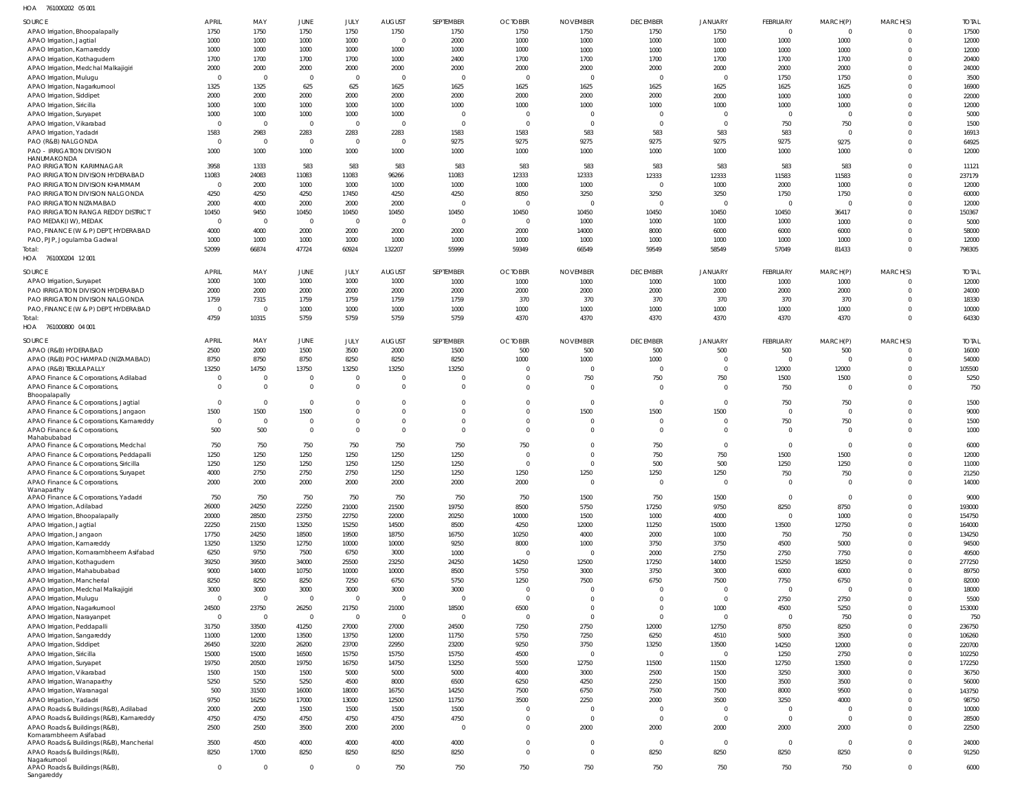HOA 761000202 05 001

| SOURCE | APRIL | MAY | JUNE | JULY | AUGUST | SEPTEMBER | OCTOBER | NOVEMBER | DECEMBER | JANUARY | FEBRUARY | MARCH(P) | MARCH(S) | TOTAL |
|---|---|---|---|---|---|---|---|---|---|---|---|---|---|---|
| APAO Irrigation, Bhoopalapally | 1750 | 1750 | 1750 | 1750 | 1750 | 1750 | 1750 | 1750 | 1750 | 1750 | 0 | 0 | 0 | 17500 |
| APAO Irrigation, Jagtial | 1000 | 1000 | 1000 | 1000 | 0 | 2000 | 1000 | 1000 | 1000 | 1000 | 1000 | 1000 | 0 | 12000 |
| APAO Irrigation, Kamareddy | 1000 | 1000 | 1000 | 1000 | 1000 | 1000 | 1000 | 1000 | 1000 | 1000 | 1000 | 1000 | 0 | 12000 |
| APAO Irrigation, Kothagudem | 1700 | 1700 | 1700 | 1700 | 1000 | 2400 | 1700 | 1700 | 1700 | 1700 | 1700 | 1700 | 0 | 20400 |
| APAO Irrigation, Medchal Malkajigiri | 2000 | 2000 | 2000 | 2000 | 2000 | 2000 | 2000 | 2000 | 2000 | 2000 | 2000 | 2000 | 0 | 24000 |
| APAO Irrigation, Mulugu | 0 | 0 | 0 | 0 | 0 | 0 | 0 | 0 | 0 | 0 | 1750 | 1750 | 0 | 3500 |
| APAO Irrigation, Nagarkurnool | 1325 | 1325 | 625 | 625 | 1625 | 1625 | 1625 | 1625 | 1625 | 1625 | 1625 | 1625 | 0 | 16900 |
| APAO Irrigation, Siddipet | 2000 | 2000 | 2000 | 2000 | 2000 | 2000 | 2000 | 2000 | 2000 | 2000 | 1000 | 1000 | 0 | 22000 |
| APAO Irrigation, Siricilla | 1000 | 1000 | 1000 | 1000 | 1000 | 1000 | 1000 | 1000 | 1000 | 1000 | 1000 | 1000 | 0 | 12000 |
| APAO Irrigation, Suryapet | 1000 | 1000 | 1000 | 1000 | 1000 | 0 | 0 | 0 | 0 | 0 | 0 | 0 | 0 | 5000 |
| APAO Irrigation, Vikarabad | 0 | 0 | 0 | 0 | 0 | 0 | 0 | 0 | 0 | 0 | 750 | 750 | 0 | 1500 |
| APAO Irrigation, Yadadri | 1583 | 2983 | 2283 | 2283 | 2283 | 1583 | 1583 | 583 | 583 | 583 | 583 | 0 | 0 | 16913 |
| PAO (R&B) NALGONDA | 0 | 0 | 0 | 0 | 0 | 9275 | 9275 | 9275 | 9275 | 9275 | 9275 | 9275 | 0 | 64925 |
| PAO - IRRIGATION DIVISION HANUMAKONDA | 1000 | 1000 | 1000 | 1000 | 1000 | 1000 | 1000 | 1000 | 1000 | 1000 | 1000 | 1000 | 0 | 12000 |
| PAO IRRIGATION KARIMNAGAR | 3958 | 1333 | 583 | 583 | 583 | 583 | 583 | 583 | 583 | 583 | 583 | 583 | 0 | 11121 |
| PAO IRRIGATION DIVISION HYDERABAD | 11083 | 24083 | 11083 | 11083 | 96266 | 11083 | 12333 | 12333 | 12333 | 12333 | 11583 | 11583 | 0 | 237179 |
| PAO IRRIGATION DIVISION KHAMMAM | 0 | 2000 | 1000 | 1000 | 1000 | 1000 | 1000 | 1000 | 0 | 1000 | 2000 | 1000 | 0 | 12000 |
| PAO IRRIGATION DIVISION NALGONDA | 4250 | 4250 | 4250 | 17450 | 4250 | 4250 | 8050 | 3250 | 3250 | 3250 | 1750 | 1750 | 0 | 60000 |
| PAO IRRIGATION NIZAMABAD | 2000 | 4000 | 2000 | 2000 | 2000 | 0 | 0 | 0 | 0 | 0 | 0 | 0 | 0 | 12000 |
| PAO IRRIGATION RANGA REDDY DISTRICT | 10450 | 9450 | 10450 | 10450 | 10450 | 10450 | 10450 | 10450 | 10450 | 10450 | 10450 | 36417 | 0 | 150367 |
| PAO MEDAK(IW), MEDAK | 0 | 0 | 0 | 0 | 0 | 0 | 0 | 1000 | 1000 | 1000 | 1000 | 1000 | 0 | 5000 |
| PAO, FINANCE (W & P) DEPT, HYDERABAD | 4000 | 4000 | 2000 | 2000 | 2000 | 2000 | 2000 | 14000 | 8000 | 6000 | 6000 | 6000 | 0 | 58000 |
| PAO, PJP, Jogulamba Gadwal | 1000 | 1000 | 1000 | 1000 | 1000 | 1000 | 1000 | 1000 | 1000 | 1000 | 1000 | 1000 | 0 | 12000 |
| Total: | 52099 | 66874 | 47724 | 60924 | 132207 | 55999 | 59349 | 66549 | 59549 | 58549 | 57049 | 81433 | 0 | 798305 |

HOA 761000204 12 001

| SOURCE | APRIL | MAY | JUNE | JULY | AUGUST | SEPTEMBER | OCTOBER | NOVEMBER | DECEMBER | JANUARY | FEBRUARY | MARCH(P) | MARCH(S) | TOTAL |
|---|---|---|---|---|---|---|---|---|---|---|---|---|---|---|
| APAO Irrigation, Suryapet | 1000 | 1000 | 1000 | 1000 | 1000 | 1000 | 1000 | 1000 | 1000 | 1000 | 1000 | 1000 | 0 | 12000 |
| PAO IRRIGATION DIVISION HYDERABAD | 2000 | 2000 | 2000 | 2000 | 2000 | 2000 | 2000 | 2000 | 2000 | 2000 | 2000 | 2000 | 0 | 24000 |
| PAO IRRIGATION DIVISION NALGONDA | 1759 | 7315 | 1759 | 1759 | 1759 | 1759 | 370 | 370 | 370 | 370 | 370 | 370 | 0 | 18330 |
| PAO, FINANCE (W & P) DEPT, HYDERABAD | 0 | 0 | 1000 | 1000 | 1000 | 1000 | 1000 | 1000 | 1000 | 1000 | 1000 | 1000 | 0 | 10000 |
| Total: | 4759 | 10315 | 5759 | 5759 | 5759 | 5759 | 4370 | 4370 | 4370 | 4370 | 4370 | 4370 | 0 | 64330 |

HOA 761000800 04 001

| SOURCE | APRIL | MAY | JUNE | JULY | AUGUST | SEPTEMBER | OCTOBER | NOVEMBER | DECEMBER | JANUARY | FEBRUARY | MARCH(P) | MARCH(S) | TOTAL |
|---|---|---|---|---|---|---|---|---|---|---|---|---|---|---|
| APAO (R&B) HYDERABAD | 2500 | 2000 | 1500 | 3500 | 2000 | 1500 | 500 | 500 | 500 | 500 | 500 | 500 | 0 | 16000 |
| APAO (R&B) POCHAMPAD (NIZAMABAD) | 8750 | 8750 | 8750 | 8250 | 8250 | 8250 | 1000 | 1000 | 1000 | 0 | 0 | 0 | 0 | 54000 |
| APAO (R&B) TEKULAPALLY | 13250 | 14750 | 13750 | 13250 | 13250 | 13250 | 0 | 0 | 0 | 0 | 12000 | 12000 | 0 | 105500 |
| APAO Finance & Corporations, Adilabad | 0 | 0 | 0 | 0 | 0 | 0 | 0 | 750 | 750 | 750 | 1500 | 1500 | 0 | 5250 |
| APAO Finance & Corporations, Bhoopalapally | 0 | 0 | 0 | 0 | 0 | 0 | 0 | 0 | 0 | 0 | 750 | 0 | 0 | 750 |
| APAO Finance & Corporations, Jagtial | 0 | 0 | 0 | 0 | 0 | 0 | 0 | 0 | 0 | 0 | 750 | 750 | 0 | 1500 |
| APAO Finance & Corporations, Jangaon | 1500 | 1500 | 1500 | 0 | 0 | 0 | 0 | 1500 | 1500 | 1500 | 0 | 0 | 0 | 9000 |
| APAO Finance & Corporations, Kamareddy | 0 | 0 | 0 | 0 | 0 | 0 | 0 | 0 | 0 | 0 | 750 | 750 | 0 | 1500 |
| APAO Finance & Corporations, Mahabubabad | 500 | 500 | 0 | 0 | 0 | 0 | 0 | 0 | 0 | 0 | 0 | 0 | 0 | 1000 |
| APAO Finance & Corporations, Medchal | 750 | 750 | 750 | 750 | 750 | 750 | 750 | 0 | 750 | 0 | 0 | 0 | 0 | 6000 |
| APAO Finance & Corporations, Peddapalli | 1250 | 1250 | 1250 | 1250 | 1250 | 1250 | 0 | 0 | 750 | 750 | 1500 | 1500 | 0 | 12000 |
| APAO Finance & Corporations, Siricilla | 1250 | 1250 | 1250 | 1250 | 1250 | 1250 | 0 | 0 | 500 | 500 | 1250 | 1250 | 0 | 11000 |
| APAO Finance & Corporations, Suryapet | 4000 | 2750 | 2750 | 2750 | 1250 | 1250 | 1250 | 1250 | 1250 | 1250 | 750 | 750 | 0 | 21250 |
| APAO Finance & Corporations, Wanaparthy | 2000 | 2000 | 2000 | 2000 | 2000 | 2000 | 2000 | 0 | 0 | 0 | 0 | 0 | 0 | 14000 |
| APAO Finance & Corporations, Yadadri | 750 | 750 | 750 | 750 | 750 | 750 | 750 | 1500 | 750 | 1500 | 0 | 0 | 0 | 9000 |
| APAO Irrigation, Adilabad | 26000 | 24250 | 22250 | 21000 | 21500 | 19750 | 8500 | 5750 | 17250 | 9750 | 8250 | 8750 | 0 | 193000 |
| APAO Irrigation, Bhoopalapally | 20000 | 28500 | 23750 | 22750 | 22000 | 20250 | 10000 | 1500 | 1000 | 4000 | 0 | 1000 | 0 | 154750 |
| APAO Irrigation, Jagtial | 22250 | 21500 | 13250 | 15250 | 14500 | 8500 | 4250 | 12000 | 11250 | 15000 | 13500 | 12750 | 0 | 164000 |
| APAO Irrigation, Jangaon | 17750 | 24250 | 18500 | 19500 | 18750 | 16750 | 10250 | 4000 | 2000 | 1000 | 750 | 750 | 0 | 134250 |
| APAO Irrigation, Kamareddy | 13250 | 13250 | 12750 | 10000 | 10000 | 9250 | 8000 | 1000 | 3750 | 3750 | 4500 | 5000 | 0 | 94500 |
| APAO Irrigation, Komarambheem Asifabad | 6250 | 9750 | 7500 | 6750 | 3000 | 1000 | 0 | 0 | 2000 | 2750 | 2750 | 7750 | 0 | 49500 |
| APAO Irrigation, Kothagudem | 39250 | 39500 | 34000 | 25500 | 23250 | 24250 | 14250 | 12500 | 17250 | 14000 | 15250 | 18250 | 0 | 277250 |
| APAO Irrigation, Mahabubabad | 9000 | 14000 | 10750 | 10000 | 10000 | 8500 | 5750 | 3000 | 3750 | 3000 | 6000 | 6000 | 0 | 89750 |
| APAO Irrigation, Mancherial | 8250 | 8250 | 8250 | 7250 | 6750 | 5750 | 1250 | 7500 | 6750 | 7500 | 7750 | 6750 | 0 | 82000 |
| APAO Irrigation, Medchal Malkajigiri | 3000 | 3000 | 3000 | 3000 | 3000 | 3000 | 0 | 0 | 0 | 0 | 0 | 0 | 0 | 18000 |
| APAO Irrigation, Mulugu | 0 | 0 | 0 | 0 | 0 | 0 | 0 | 0 | 0 | 0 | 2750 | 2750 | 0 | 5500 |
| APAO Irrigation, Nagarkurnool | 24500 | 23750 | 26250 | 21750 | 21000 | 18500 | 6500 | 0 | 0 | 1000 | 4500 | 5250 | 0 | 153000 |
| APAO Irrigation, Narayanpet | 0 | 0 | 0 | 0 | 0 | 0 | 0 | 0 | 0 | 0 | 0 | 750 | 0 | 750 |
| APAO Irrigation, Peddapalli | 31750 | 33500 | 41250 | 27000 | 27000 | 24500 | 7250 | 2750 | 12000 | 12750 | 8750 | 8250 | 0 | 236750 |
| APAO Irrigation, Sangareddy | 11000 | 12000 | 13500 | 13750 | 12000 | 11750 | 5750 | 7250 | 6250 | 4510 | 5000 | 3500 | 0 | 106260 |
| APAO Irrigation, Siddipet | 26450 | 32200 | 26200 | 23700 | 22950 | 23200 | 9250 | 3750 | 13250 | 13500 | 14250 | 12000 | 0 | 220700 |
| APAO Irrigation, Siricilla | 15000 | 15000 | 16500 | 15750 | 15750 | 15750 | 4500 | 0 | 0 | 0 | 1250 | 2750 | 0 | 102250 |
| APAO Irrigation, Suryapet | 19750 | 20500 | 19750 | 16750 | 14750 | 13250 | 5500 | 12750 | 11500 | 11500 | 12750 | 13500 | 0 | 172250 |
| APAO Irrigation, Vikarabad | 1500 | 1500 | 1500 | 5000 | 5000 | 5000 | 4000 | 3000 | 2500 | 1500 | 3250 | 3000 | 0 | 36750 |
| APAO Irrigation, Wanaparthy | 5250 | 5250 | 5250 | 4500 | 8000 | 6500 | 6250 | 4250 | 2250 | 1500 | 3500 | 3500 | 0 | 56000 |
| APAO Irrigation, Waranagal | 500 | 31500 | 16000 | 18000 | 16750 | 14250 | 7500 | 6750 | 7500 | 7500 | 8000 | 9500 | 0 | 143750 |
| APAO Irrigation, Yadadri | 9750 | 16250 | 17000 | 13000 | 12500 | 11750 | 3500 | 2250 | 2000 | 3500 | 3250 | 4000 | 0 | 98750 |
| APAO Roads & Buildings (R&B), Adilabad | 2000 | 2000 | 1500 | 1500 | 1500 | 1500 | 0 | 0 | 0 | 0 | 0 | 0 | 0 | 10000 |
| APAO Roads & Buildings (R&B), Kamareddy | 4750 | 4750 | 4750 | 4750 | 4750 | 4750 | 0 | 0 | 0 | 0 | 0 | 0 | 0 | 28500 |
| APAO Roads & Buildings (R&B), Komarambheem Asifabad | 2500 | 2500 | 3500 | 2000 | 2000 | 0 | 0 | 2000 | 2000 | 2000 | 2000 | 2000 | 0 | 22500 |
| APAO Roads & Buildings (R&B), Mancherial | 3500 | 4500 | 4000 | 4000 | 4000 | 4000 | 0 | 0 | 0 | 0 | 0 | 0 | 0 | 24000 |
| APAO Roads & Buildings (R&B), Nagarkurnool | 8250 | 17000 | 8250 | 8250 | 8250 | 8250 | 0 | 0 | 8250 | 8250 | 8250 | 8250 | 0 | 91250 |
| APAO Roads & Buildings (R&B), Sangareddy | 0 | 0 | 0 | 0 | 750 | 750 | 750 | 750 | 750 | 750 | 750 | 750 | 0 | 6000 |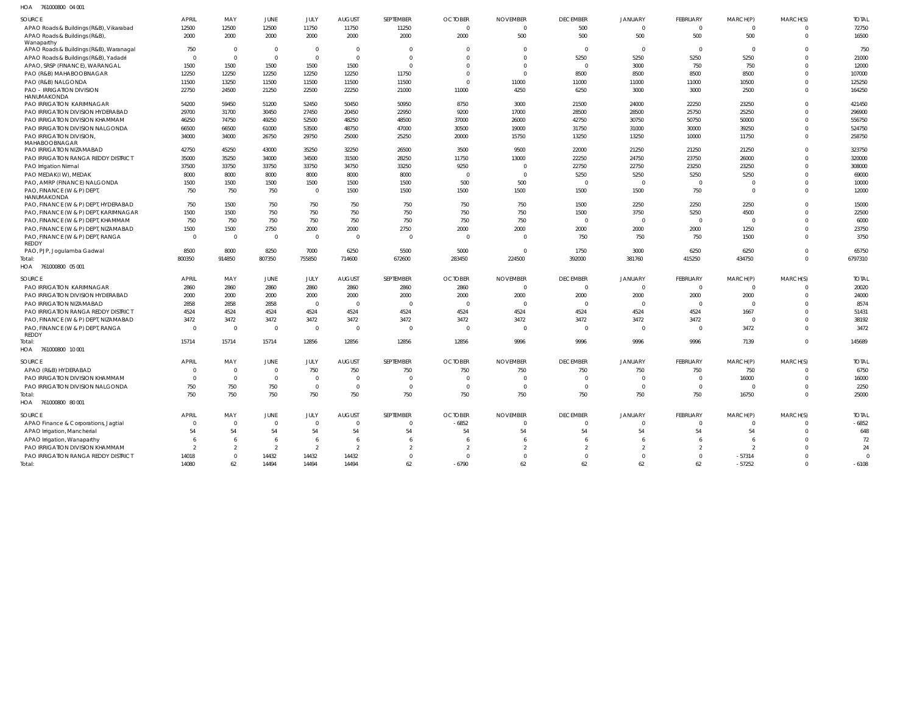HOA 761000800 04 001

| SOURCE | APRIL | MAY | JUNE | JULY | AUGUST | SEPTEMBER | OCTOBER | NOVEMBER | DECEMBER | JANUARY | FEBRUARY | MARCH(P) | MARCH(S) | TOTAL |
|---|---|---|---|---|---|---|---|---|---|---|---|---|---|---|
| APAO Roads & Buildings (R&B), Vikarabad | 12500 | 12500 | 12500 | 11750 | 11750 | 11250 | 0 | 0 | 500 | 0 | 0 | 0 | 0 | 72750 |
| APAO Roads & Buildings (R&B), Wanaparthy | 2000 | 2000 | 2000 | 2000 | 2000 | 2000 | 2000 | 500 | 500 | 500 | 500 | 500 | 0 | 16500 |
| APAO Roads & Buildings (R&B), Waranagal | 750 | 0 | 0 | 0 | 0 | 0 | 0 | 0 | 0 | 0 | 0 | 0 | 0 | 750 |
| APAO Roads & Buildings (R&B), Yadadri | 0 | 0 | 0 | 0 | 0 | 0 | 0 | 0 | 5250 | 5250 | 5250 | 5250 | 0 | 21000 |
| APAO, SRSP (FINANCE), WARANGAL | 1500 | 1500 | 1500 | 1500 | 1500 | 0 | 0 | 0 | 0 | 3000 | 750 | 750 | 0 | 12000 |
| PAO (R&B) MAHABOOBNAGAR | 12250 | 12250 | 12250 | 12250 | 12250 | 11750 | 0 | 0 | 8500 | 8500 | 8500 | 8500 | 0 | 107000 |
| PAO (R&B) NALGONDA | 11500 | 13250 | 11500 | 11500 | 11500 | 11500 | 0 | 11000 | 11000 | 11000 | 11000 | 10500 | 0 | 125250 |
| PAO - IRRIGATION DIVISION HANUMAKONDA | 22750 | 24500 | 21250 | 22500 | 22250 | 21000 | 11000 | 4250 | 6250 | 3000 | 3000 | 2500 | 0 | 164250 |
| PAO IRRIGATION KARIMNAGAR | 54200 | 59450 | 51200 | 52450 | 50450 | 50950 | 8750 | 3000 | 21500 | 24000 | 22250 | 23250 | 0 | 421450 |
| PAO IRRIGATION DIVISION HYDERABAD | 29700 | 31700 | 30450 | 27450 | 20450 | 22950 | 9200 | 17000 | 28500 | 28500 | 25750 | 25250 | 0 | 296900 |
| PAO IRRIGATION DIVISION KHAMMAM | 46250 | 74750 | 49250 | 52500 | 48250 | 48500 | 37000 | 26000 | 42750 | 30750 | 50750 | 50000 | 0 | 556750 |
| PAO IRRIGATION DIVISION NALGONDA | 66500 | 66500 | 61000 | 53500 | 48750 | 47000 | 30500 | 19000 | 31750 | 31000 | 30000 | 39250 | 0 | 524750 |
| PAO IRRIGATION DIVISION, MAHABOOBNAGAR | 34000 | 34000 | 26750 | 29750 | 25000 | 25250 | 20000 | 15750 | 13250 | 13250 | 10000 | 11750 | 0 | 258750 |
| PAO IRRIGATION NIZAMABAD | 42750 | 45250 | 43000 | 35250 | 32250 | 26500 | 3500 | 9500 | 22000 | 21250 | 21250 | 21250 | 0 | 323750 |
| PAO IRRIGATION RANGA REDDY DISTRICT | 35000 | 35250 | 34000 | 34500 | 31500 | 28250 | 11750 | 13000 | 22250 | 24750 | 23750 | 26000 | 0 | 320000 |
| PAO Irrigation Nirmal | 37500 | 33750 | 33750 | 33750 | 34750 | 33250 | 9250 | 0 | 22750 | 22750 | 23250 | 23250 | 0 | 308000 |
| PAO MEDAK(IW), MEDAK | 8000 | 8000 | 8000 | 8000 | 8000 | 8000 | 0 | 0 | 5250 | 5250 | 5250 | 5250 | 0 | 69000 |
| PAO, AMRP (FINANCE) NALGONDA | 1500 | 1500 | 1500 | 1500 | 1500 | 1500 | 500 | 500 | 0 | 0 | 0 | 0 | 0 | 10000 |
| PAO, FINANCE (W & P) DEPT, HANUMAKONDA | 750 | 750 | 750 | 0 | 1500 | 1500 | 1500 | 1500 | 1500 | 1500 | 750 | 0 | 0 | 12000 |
| PAO, FINANCE (W & P) DEPT, HYDERABAD | 750 | 1500 | 750 | 750 | 750 | 750 | 750 | 750 | 1500 | 2250 | 2250 | 2250 | 0 | 15000 |
| PAO, FINANCE (W & P) DEPT, KARIMNAGAR | 1500 | 1500 | 750 | 750 | 750 | 750 | 750 | 750 | 1500 | 3750 | 5250 | 4500 | 0 | 22500 |
| PAO, FINANCE (W & P) DEPT, KHAMMAM | 750 | 750 | 750 | 750 | 750 | 750 | 750 | 750 | 0 | 0 | 0 | 0 | 0 | 6000 |
| PAO, FINANCE (W & P) DEPT, NIZAMABAD | 1500 | 1500 | 2750 | 2000 | 2000 | 2750 | 2000 | 2000 | 2000 | 2000 | 2000 | 1250 | 0 | 23750 |
| PAO, FINANCE (W & P) DEPT, RANGA REDDY | 0 | 0 | 0 | 0 | 0 | 0 | 0 | 0 | 750 | 750 | 750 | 1500 | 0 | 3750 |
| PAO, PJP, Jogulamba Gadwal | 8500 | 8000 | 8250 | 7000 | 6250 | 5500 | 5000 | 0 | 1750 | 3000 | 6250 | 6250 | 0 | 65750 |
| Total: | 800350 | 914850 | 807350 | 755850 | 714600 | 672600 | 283450 | 224500 | 392000 | 381760 | 415250 | 434750 | 0 | 6797310 |

HOA 761000800 05 001

| SOURCE | APRIL | MAY | JUNE | JULY | AUGUST | SEPTEMBER | OCTOBER | NOVEMBER | DECEMBER | JANUARY | FEBRUARY | MARCH(P) | MARCH(S) | TOTAL |
|---|---|---|---|---|---|---|---|---|---|---|---|---|---|---|
| PAO IRRIGATION KARIMNAGAR | 2860 | 2860 | 2860 | 2860 | 2860 | 2860 | 2860 | 0 | 0 | 0 | 0 | 0 | 0 | 20020 |
| PAO IRRIGATION DIVISION HYDERABAD | 2000 | 2000 | 2000 | 2000 | 2000 | 2000 | 2000 | 2000 | 2000 | 2000 | 2000 | 2000 | 0 | 24000 |
| PAO IRRIGATION NIZAMABAD | 2858 | 2858 | 2858 | 0 | 0 | 0 | 0 | 0 | 0 | 0 | 0 | 0 | 0 | 8574 |
| PAO IRRIGATION RANGA REDDY DISTRICT | 4524 | 4524 | 4524 | 4524 | 4524 | 4524 | 4524 | 4524 | 4524 | 4524 | 4524 | 1667 | 0 | 51431 |
| PAO, FINANCE (W & P) DEPT, NIZAMABAD | 3472 | 3472 | 3472 | 3472 | 3472 | 3472 | 3472 | 3472 | 3472 | 3472 | 3472 | 0 | 0 | 38192 |
| PAO, FINANCE (W & P) DEPT, RANGA REDDY | 0 | 0 | 0 | 0 | 0 | 0 | 0 | 0 | 0 | 0 | 0 | 3472 | 0 | 3472 |
| Total: | 15714 | 15714 | 15714 | 12856 | 12856 | 12856 | 12856 | 9996 | 9996 | 9996 | 9996 | 7139 | 0 | 145689 |

HOA 761000800 10 001

| SOURCE | APRIL | MAY | JUNE | JULY | AUGUST | SEPTEMBER | OCTOBER | NOVEMBER | DECEMBER | JANUARY | FEBRUARY | MARCH(P) | MARCH(S) | TOTAL |
|---|---|---|---|---|---|---|---|---|---|---|---|---|---|---|
| APAO (R&B) HYDERABAD | 0 | 0 | 0 | 750 | 750 | 750 | 750 | 750 | 750 | 750 | 750 | 750 | 0 | 6750 |
| PAO IRRIGATION DIVISION KHAMMAM | 0 | 0 | 0 | 0 | 0 | 0 | 0 | 0 | 0 | 0 | 0 | 16000 | 0 | 16000 |
| PAO IRRIGATION DIVISION NALGONDA | 750 | 750 | 750 | 0 | 0 | 0 | 0 | 0 | 0 | 0 | 0 | 0 | 0 | 2250 |
| Total: | 750 | 750 | 750 | 750 | 750 | 750 | 750 | 750 | 750 | 750 | 750 | 16750 | 0 | 25000 |

HOA 761000800 80 001

| SOURCE | APRIL | MAY | JUNE | JULY | AUGUST | SEPTEMBER | OCTOBER | NOVEMBER | DECEMBER | JANUARY | FEBRUARY | MARCH(P) | MARCH(S) | TOTAL |
|---|---|---|---|---|---|---|---|---|---|---|---|---|---|---|
| APAO Finance & Corporations, Jagtial | 0 | 0 | 0 | 0 | 0 | 0 | -6852 | 0 | 0 | 0 | 0 | 0 | 0 | -6852 |
| APAO Irrigation, Mancherial | 54 | 54 | 54 | 54 | 54 | 54 | 54 | 54 | 54 | 54 | 54 | 54 | 0 | 648 |
| APAO Irrigation, Wanaparthy | 6 | 6 | 6 | 6 | 6 | 6 | 6 | 6 | 6 | 6 | 6 | 6 | 0 | 72 |
| PAO IRRIGATION DIVISION KHAMMAM | 2 | 2 | 2 | 2 | 2 | 2 | 2 | 2 | 2 | 2 | 2 | 2 | 0 | 24 |
| PAO IRRIGATION RANGA REDDY DISTRICT | 14018 | 0 | 14432 | 14432 | 14432 | 0 | 0 | 0 | 0 | 0 | 0 | -57314 | 0 | 0 |
| Total: | 14080 | 62 | 14494 | 14494 | 14494 | 62 | -6790 | 62 | 62 | 62 | 62 | -57252 | 0 | -6108 |